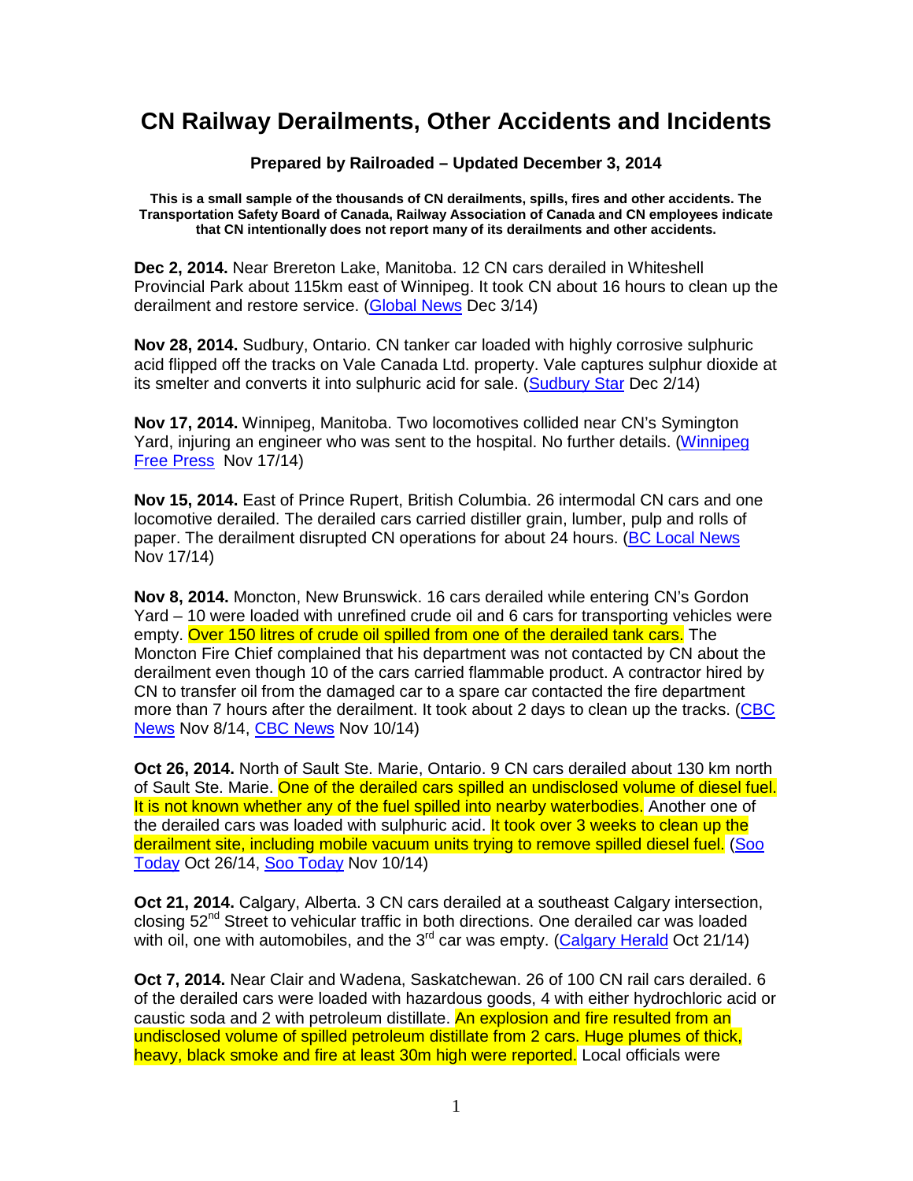# CN Railway Derailments, Other Accidents and Incidents

**Prepared by Railroaded – Updated December 3, 2014**

**This is a small sample of the thousands of CN derailments, spills, fires and other accidents. The Transportation Safety Board of Canada, Railway Association of Canada and CN employees indicate that CN intentionally does not report many of its derailments and other accidents.**

**Dec 2, 2014.** Near Brereton Lake, Manitoba. 12 CN cars derailed in Whiteshell Provincial Park about 115km east of Winnipeg. It took CN about 16 hours to clean up the derailment and restore service. (Global News Dec 3/14)

**Nov 28, 2014.** Sudbury, Ontario. CN tanker car loaded with highly corrosive sulphuric acid flipped off the tracks on Vale Canada Ltd. property. Vale captures sulphur dioxide at its smelter and converts it into sulphuric acid for sale. (Sudbury Star Dec 2/14)

**Nov 17, 2014.** Winnipeg, Manitoba. Two locomotives collided near CN's Symington Yard, injuring an engineer who was sent to the hospital. No further details. (Winnipeg Free Press Nov 17/14)

**Nov 15, 2014.** East of Prince Rupert, British Columbia. 26 intermodal CN cars and one locomotive derailed. The derailed cars carried distiller grain, lumber, pulp and rolls of paper. The derailment disrupted CN operations for about 24 hours. (BC Local News Nov 17/14)

**Nov 8, 2014.** Moncton, New Brunswick. 16 cars derailed while entering CN's Gordon Yard – 10 were loaded with unrefined crude oil and 6 cars for transporting vehicles were empty. Over 150 litres of crude oil spilled from one of the derailed tank cars. The Moncton Fire Chief complained that his department was not contacted by CN about the derailment even though 10 of the cars carried flammable product. A contractor hired by CN to transfer oil from the damaged car to a spare car contacted the fire department more than 7 hours after the derailment. It took about 2 days to clean up the tracks. (CBC News Nov 8/14, CBC News Nov 10/14)

**Oct 26, 2014.** North of Sault Ste. Marie, Ontario. 9 CN cars derailed about 130 km north of Sault Ste. Marie. One of the derailed cars spilled an undisclosed volume of diesel fuel. It is not known whether any of the fuel spilled into nearby waterbodies. Another one of the derailed cars was loaded with sulphuric acid. It took over 3 weeks to clean up the derailment site, including mobile vacuum units trying to remove spilled diesel fuel. (Soo Today Oct 26/14, Soo Today Nov 10/14)

**Oct 21, 2014.** Calgary, Alberta. 3 CN cars derailed at a southeast Calgary intersection, closing 52nd Street to vehicular traffic in both directions. One derailed car was loaded with oil, one with automobiles, and the 3rd car was empty. (Calgary Herald Oct 21/14)

**Oct 7, 2014.** Near Clair and Wadena, Saskatchewan. 26 of 100 CN rail cars derailed. 6 of the derailed cars were loaded with hazardous goods, 4 with either hydrochloric acid or caustic soda and 2 with petroleum distillate. An explosion and fire resulted from an undisclosed volume of spilled petroleum distillate from 2 cars. Huge plumes of thick, heavy, black smoke and fire at least 30m high were reported. Local officials were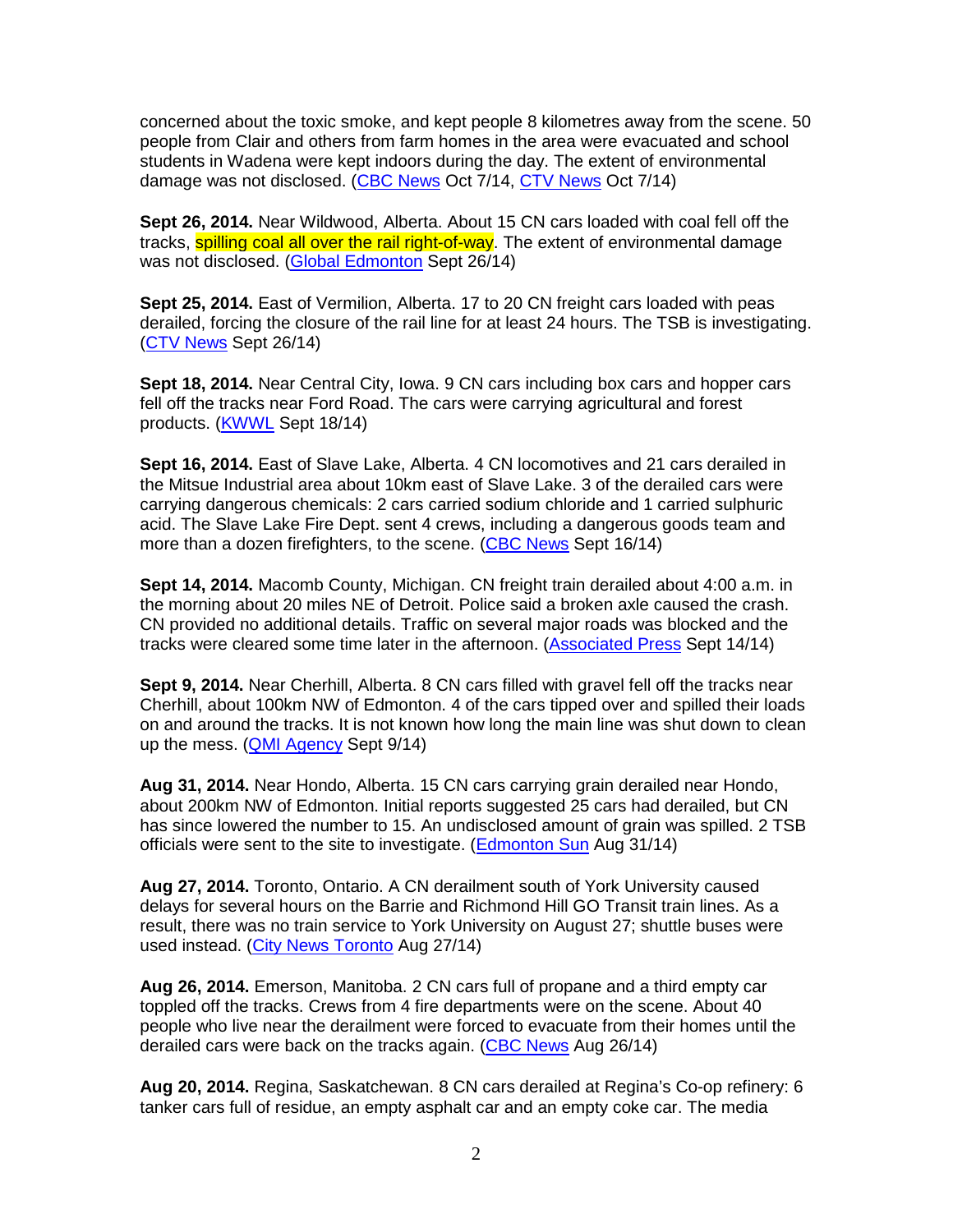concerned about the toxic smoke, and kept people 8 kilometres away from the scene. 50 people from Clair and others from farm homes in the area were evacuated and school students in Wadena were kept indoors during the day. The extent of environmental damage was not disclosed. (CBC News Oct 7/14, CTV News Oct 7/14)

**Sept 26, 2014.** Near Wildwood, Alberta. About 15 CN cars loaded with coal fell off the tracks, spilling coal all over the rail right-of-way. The extent of environmental damage was not disclosed. (Global Edmonton Sept 26/14)

**Sept 25, 2014.** East of Vermilion, Alberta. 17 to 20 CN freight cars loaded with peas derailed, forcing the closure of the rail line for at least 24 hours. The TSB is investigating. (CTV News Sept 26/14)

**Sept 18, 2014.** Near Central City, Iowa. 9 CN cars including box cars and hopper cars fell off the tracks near Ford Road. The cars were carrying agricultural and forest products. (KWWL Sept 18/14)

**Sept 16, 2014.** East of Slave Lake, Alberta. 4 CN locomotives and 21 cars derailed in the Mitsue Industrial area about 10km east of Slave Lake. 3 of the derailed cars were carrying dangerous chemicals: 2 cars carried sodium chloride and 1 carried sulphuric acid. The Slave Lake Fire Dept. sent 4 crews, including a dangerous goods team and more than a dozen firefighters, to the scene. (CBC News Sept 16/14)

**Sept 14, 2014.** Macomb County, Michigan. CN freight train derailed about 4:00 a.m. in the morning about 20 miles NE of Detroit. Police said a broken axle caused the crash. CN provided no additional details. Traffic on several major roads was blocked and the tracks were cleared some time later in the afternoon. (Associated Press Sept 14/14)

**Sept 9, 2014.** Near Cherhill, Alberta. 8 CN cars filled with gravel fell off the tracks near Cherhill, about 100km NW of Edmonton. 4 of the cars tipped over and spilled their loads on and around the tracks. It is not known how long the main line was shut down to clean up the mess. (QMI Agency Sept 9/14)

**Aug 31, 2014.** Near Hondo, Alberta. 15 CN cars carrying grain derailed near Hondo, about 200km NW of Edmonton. Initial reports suggested 25 cars had derailed, but CN has since lowered the number to 15. An undisclosed amount of grain was spilled. 2 TSB officials were sent to the site to investigate. (Edmonton Sun Aug 31/14)

**Aug 27, 2014.** Toronto, Ontario. A CN derailment south of York University caused delays for several hours on the Barrie and Richmond Hill GO Transit train lines. As a result, there was no train service to York University on August 27; shuttle buses were used instead. (City News Toronto Aug 27/14)

**Aug 26, 2014.** Emerson, Manitoba. 2 CN cars full of propane and a third empty car toppled off the tracks. Crews from 4 fire departments were on the scene. About 40 people who live near the derailment were forced to evacuate from their homes until the derailed cars were back on the tracks again. (CBC News Aug 26/14)

**Aug 20, 2014.** Regina, Saskatchewan. 8 CN cars derailed at Regina's Co-op refinery: 6 tanker cars full of residue, an empty asphalt car and an empty coke car. The media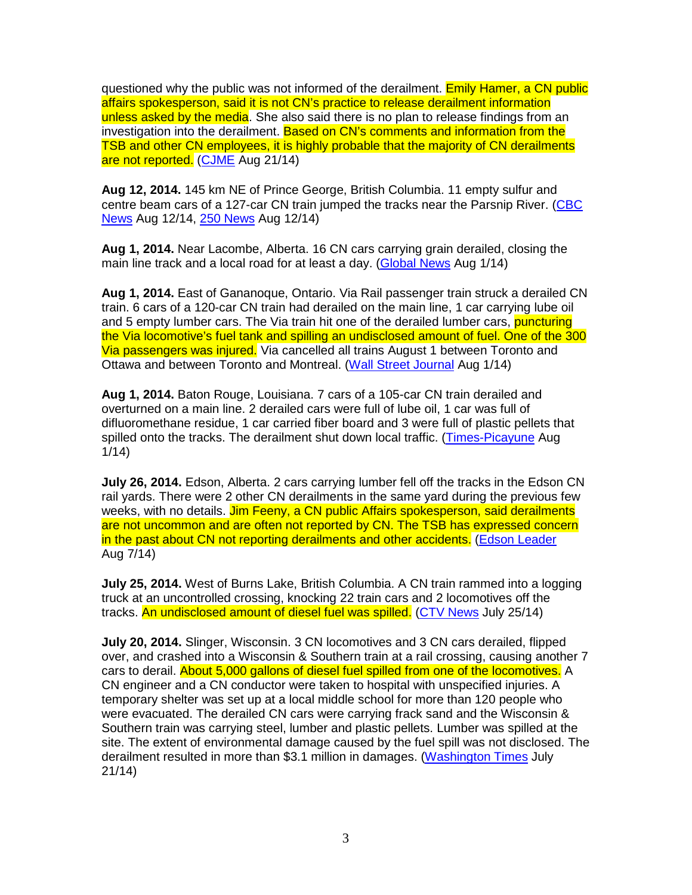questioned why the public was not informed of the derailment. Emily Hamer, a CN public affairs spokesperson, said it is not CN's practice to release derailment information unless asked by the media. She also said there is no plan to release findings from an investigation into the derailment. Based on CN's comments and information from the TSB and other CN employees, it is highly probable that the majority of CN derailments are not reported. (CJME Aug 21/14)

**Aug 12, 2014.** 145 km NE of Prince George, British Columbia. 11 empty sulfur and centre beam cars of a 127-car CN train jumped the tracks near the Parsnip River. (CBC News Aug 12/14, 250 News Aug 12/14)

**Aug 1, 2014.** Near Lacombe, Alberta. 16 CN cars carrying grain derailed, closing the main line track and a local road for at least a day. (Global News Aug 1/14)

**Aug 1, 2014.** East of Gananoque, Ontario. Via Rail passenger train struck a derailed CN train. 6 cars of a 120-car CN train had derailed on the main line, 1 car carrying lube oil and 5 empty lumber cars. The Via train hit one of the derailed lumber cars, puncturing the Via locomotive's fuel tank and spilling an undisclosed amount of fuel. One of the 300 Via passengers was injured. Via cancelled all trains August 1 between Toronto and Ottawa and between Toronto and Montreal. (Wall Street Journal Aug 1/14)

**Aug 1, 2014.** Baton Rouge, Louisiana. 7 cars of a 105-car CN train derailed and overturned on a main line. 2 derailed cars were full of lube oil, 1 car was full of difluoromethane residue, 1 car carried fiber board and 3 were full of plastic pellets that spilled onto the tracks. The derailment shut down local traffic. (Times-Picayune Aug 1/14)

**July 26, 2014.** Edson, Alberta. 2 cars carrying lumber fell off the tracks in the Edson CN rail yards. There were 2 other CN derailments in the same yard during the previous few weeks, with no details. Jim Feeny, a CN public Affairs spokesperson, said derailments are not uncommon and are often not reported by CN. The TSB has expressed concern in the past about CN not reporting derailments and other accidents. (Edson Leader Aug 7/14)

**July 25, 2014.** West of Burns Lake, British Columbia. A CN train rammed into a logging truck at an uncontrolled crossing, knocking 22 train cars and 2 locomotives off the tracks. An undisclosed amount of diesel fuel was spilled. (CTV News July 25/14)

**July 20, 2014.** Slinger, Wisconsin. 3 CN locomotives and 3 CN cars derailed, flipped over, and crashed into a Wisconsin & Southern train at a rail crossing, causing another 7 cars to derail. About 5,000 gallons of diesel fuel spilled from one of the locomotives. A CN engineer and a CN conductor were taken to hospital with unspecified injuries. A temporary shelter was set up at a local middle school for more than 120 people who were evacuated. The derailed CN cars were carrying frack sand and the Wisconsin & Southern train was carrying steel, lumber and plastic pellets. Lumber was spilled at the site. The extent of environmental damage caused by the fuel spill was not disclosed. The derailment resulted in more than $3.1 million in damages. (Washington Times July 21/14)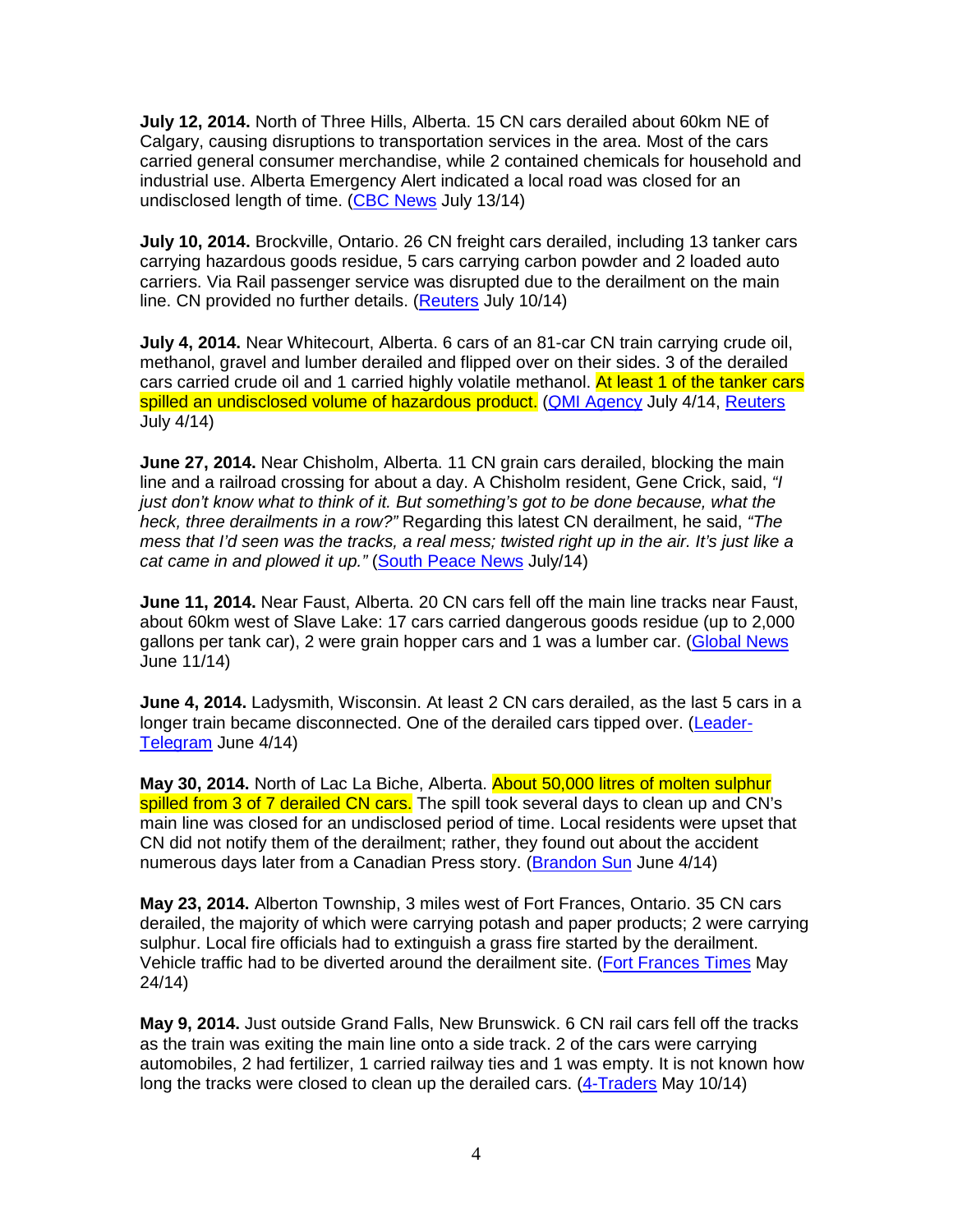**July 12, 2014.** North of Three Hills, Alberta. 15 CN cars derailed about 60km NE of Calgary, causing disruptions to transportation services in the area. Most of the cars carried general consumer merchandise, while 2 contained chemicals for household and industrial use. Alberta Emergency Alert indicated a local road was closed for an undisclosed length of time. (CBC News July 13/14)

**July 10, 2014.** Brockville, Ontario. 26 CN freight cars derailed, including 13 tanker cars carrying hazardous goods residue, 5 cars carrying carbon powder and 2 loaded auto carriers. Via Rail passenger service was disrupted due to the derailment on the main line. CN provided no further details. (Reuters July 10/14)

**July 4, 2014.** Near Whitecourt, Alberta. 6 cars of an 81-car CN train carrying crude oil, methanol, gravel and lumber derailed and flipped over on their sides. 3 of the derailed cars carried crude oil and 1 carried highly volatile methanol. At least 1 of the tanker cars spilled an undisclosed volume of hazardous product. (QMI Agency July 4/14, Reuters July 4/14)

**June 27, 2014.** Near Chisholm, Alberta. 11 CN grain cars derailed, blocking the main line and a railroad crossing for about a day. A Chisholm resident, Gene Crick, said, *"I just don't know what to think of it. But something's got to be done because, what the heck, three derailments in a row?"* Regarding this latest CN derailment, he said, *"The mess that I'd seen was the tracks, a real mess; twisted right up in the air. It's just like a cat came in and plowed it up."* (South Peace News July/14)

**June 11, 2014.** Near Faust, Alberta. 20 CN cars fell off the main line tracks near Faust, about 60km west of Slave Lake: 17 cars carried dangerous goods residue (up to 2,000 gallons per tank car), 2 were grain hopper cars and 1 was a lumber car. (Global News June 11/14)

**June 4, 2014.** Ladysmith, Wisconsin. At least 2 CN cars derailed, as the last 5 cars in a longer train became disconnected. One of the derailed cars tipped over. (Leader-Telegram June 4/14)

**May 30, 2014.** North of Lac La Biche, Alberta. About 50,000 litres of molten sulphur spilled from 3 of 7 derailed CN cars. The spill took several days to clean up and CN's main line was closed for an undisclosed period of time. Local residents were upset that CN did not notify them of the derailment; rather, they found out about the accident numerous days later from a Canadian Press story. (Brandon Sun June 4/14)

**May 23, 2014.** Alberton Township, 3 miles west of Fort Frances, Ontario. 35 CN cars derailed, the majority of which were carrying potash and paper products; 2 were carrying sulphur. Local fire officials had to extinguish a grass fire started by the derailment. Vehicle traffic had to be diverted around the derailment site. (Fort Frances Times May 24/14)

**May 9, 2014.** Just outside Grand Falls, New Brunswick. 6 CN rail cars fell off the tracks as the train was exiting the main line onto a side track. 2 of the cars were carrying automobiles, 2 had fertilizer, 1 carried railway ties and 1 was empty. It is not known how long the tracks were closed to clean up the derailed cars. (4-Traders May 10/14)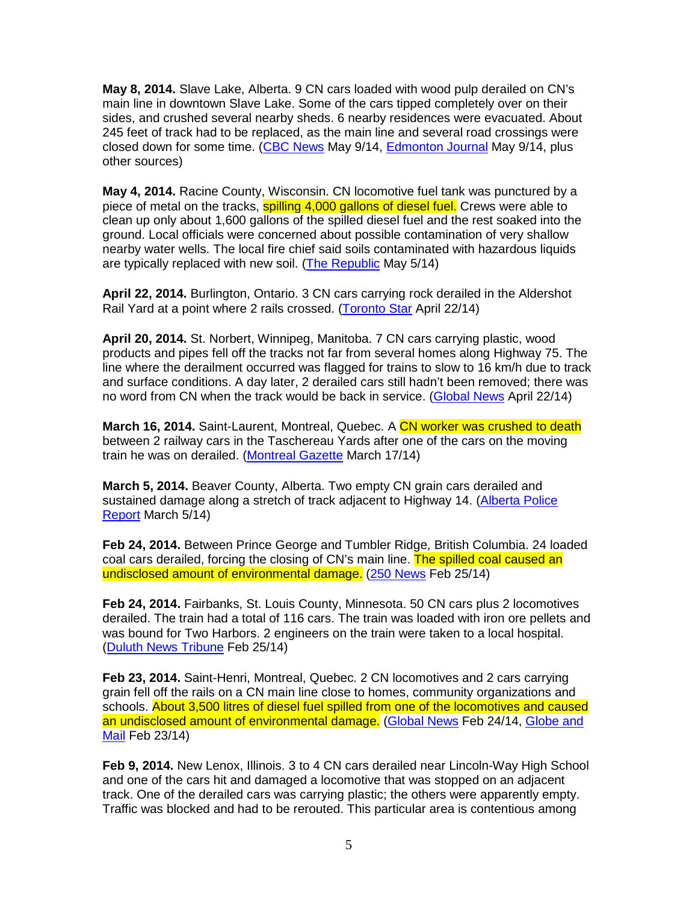**May 8, 2014.** Slave Lake, Alberta. 9 CN cars loaded with wood pulp derailed on CN's main line in downtown Slave Lake. Some of the cars tipped completely over on their sides, and crushed several nearby sheds. 6 nearby residences were evacuated. About 245 feet of track had to be replaced, as the main line and several road crossings were closed down for some time. (CBC News May 9/14, Edmonton Journal May 9/14, plus other sources)

**May 4, 2014.** Racine County, Wisconsin. CN locomotive fuel tank was punctured by a piece of metal on the tracks, spilling 4,000 gallons of diesel fuel. Crews were able to clean up only about 1,600 gallons of the spilled diesel fuel and the rest soaked into the ground. Local officials were concerned about possible contamination of very shallow nearby water wells. The local fire chief said soils contaminated with hazardous liquids are typically replaced with new soil. (The Republic May 5/14)

**April 22, 2014.** Burlington, Ontario. 3 CN cars carrying rock derailed in the Aldershot Rail Yard at a point where 2 rails crossed. (Toronto Star April 22/14)

**April 20, 2014.** St. Norbert, Winnipeg, Manitoba. 7 CN cars carrying plastic, wood products and pipes fell off the tracks not far from several homes along Highway 75. The line where the derailment occurred was flagged for trains to slow to 16 km/h due to track and surface conditions. A day later, 2 derailed cars still hadn't been removed; there was no word from CN when the track would be back in service. (Global News April 22/14)

**March 16, 2014.** Saint-Laurent, Montreal, Quebec. A CN worker was crushed to death between 2 railway cars in the Taschereau Yards after one of the cars on the moving train he was on derailed. (Montreal Gazette March 17/14)

**March 5, 2014.** Beaver County, Alberta. Two empty CN grain cars derailed and sustained damage along a stretch of track adjacent to Highway 14. (Alberta Police Report March 5/14)

**Feb 24, 2014.** Between Prince George and Tumbler Ridge, British Columbia. 24 loaded coal cars derailed, forcing the closing of CN's main line. The spilled coal caused an undisclosed amount of environmental damage. (250 News Feb 25/14)

**Feb 24, 2014.** Fairbanks, St. Louis County, Minnesota. 50 CN cars plus 2 locomotives derailed. The train had a total of 116 cars. The train was loaded with iron ore pellets and was bound for Two Harbors. 2 engineers on the train were taken to a local hospital. (Duluth News Tribune Feb 25/14)

**Feb 23, 2014.** Saint-Henri, Montreal, Quebec. 2 CN locomotives and 2 cars carrying grain fell off the rails on a CN main line close to homes, community organizations and schools. About 3,500 litres of diesel fuel spilled from one of the locomotives and caused an undisclosed amount of environmental damage. (Global News Feb 24/14, Globe and Mail Feb 23/14)

**Feb 9, 2014.** New Lenox, Illinois. 3 to 4 CN cars derailed near Lincoln-Way High School and one of the cars hit and damaged a locomotive that was stopped on an adjacent track. One of the derailed cars was carrying plastic; the others were apparently empty. Traffic was blocked and had to be rerouted. This particular area is contentious among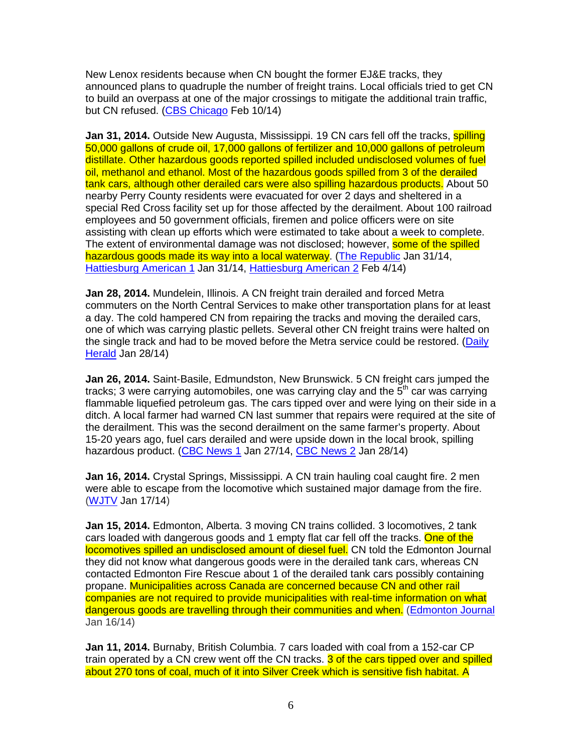New Lenox residents because when CN bought the former EJ&E tracks, they announced plans to quadruple the number of freight trains. Local officials tried to get CN to build an overpass at one of the major crossings to mitigate the additional train traffic, but CN refused. (CBS Chicago Feb 10/14)

**Jan 31, 2014.** Outside New Augusta, Mississippi. 19 CN cars fell off the tracks, spilling 50,000 gallons of crude oil, 17,000 gallons of fertilizer and 10,000 gallons of petroleum distillate. Other hazardous goods reported spilled included undisclosed volumes of fuel oil, methanol and ethanol. Most of the hazardous goods spilled from 3 of the derailed tank cars, although other derailed cars were also spilling hazardous products. About 50 nearby Perry County residents were evacuated for over 2 days and sheltered in a special Red Cross facility set up for those affected by the derailment. About 100 railroad employees and 50 government officials, firemen and police officers were on site assisting with clean up efforts which were estimated to take about a week to complete. The extent of environmental damage was not disclosed; however, some of the spilled hazardous goods made its way into a local waterway. (The Republic Jan 31/14, Hattiesburg American 1 Jan 31/14, Hattiesburg American 2 Feb 4/14)

**Jan 28, 2014.** Mundelein, Illinois. A CN freight train derailed and forced Metra commuters on the North Central Services to make other transportation plans for at least a day. The cold hampered CN from repairing the tracks and moving the derailed cars, one of which was carrying plastic pellets. Several other CN freight trains were halted on the single track and had to be moved before the Metra service could be restored. (Daily Herald Jan 28/14)

**Jan 26, 2014.** Saint-Basile, Edmundston, New Brunswick. 5 CN freight cars jumped the tracks; 3 were carrying automobiles, one was carrying clay and the 5th car was carrying flammable liquefied petroleum gas. The cars tipped over and were lying on their side in a ditch. A local farmer had warned CN last summer that repairs were required at the site of the derailment. This was the second derailment on the same farmer's property. About 15-20 years ago, fuel cars derailed and were upside down in the local brook, spilling hazardous product. (CBC News 1 Jan 27/14, CBC News 2 Jan 28/14)

**Jan 16, 2014.** Crystal Springs, Mississippi. A CN train hauling coal caught fire. 2 men were able to escape from the locomotive which sustained major damage from the fire. (WJTV Jan 17/14)

**Jan 15, 2014.** Edmonton, Alberta. 3 moving CN trains collided. 3 locomotives, 2 tank cars loaded with dangerous goods and 1 empty flat car fell off the tracks. One of the locomotives spilled an undisclosed amount of diesel fuel. CN told the Edmonton Journal they did not know what dangerous goods were in the derailed tank cars, whereas CN contacted Edmonton Fire Rescue about 1 of the derailed tank cars possibly containing propane. Municipalities across Canada are concerned because CN and other rail companies are not required to provide municipalities with real-time information on what dangerous goods are travelling through their communities and when. (Edmonton Journal Jan 16/14)

**Jan 11, 2014.** Burnaby, British Columbia. 7 cars loaded with coal from a 152-car CP train operated by a CN crew went off the CN tracks. 3 of the cars tipped over and spilled about 270 tons of coal, much of it into Silver Creek which is sensitive fish habitat. A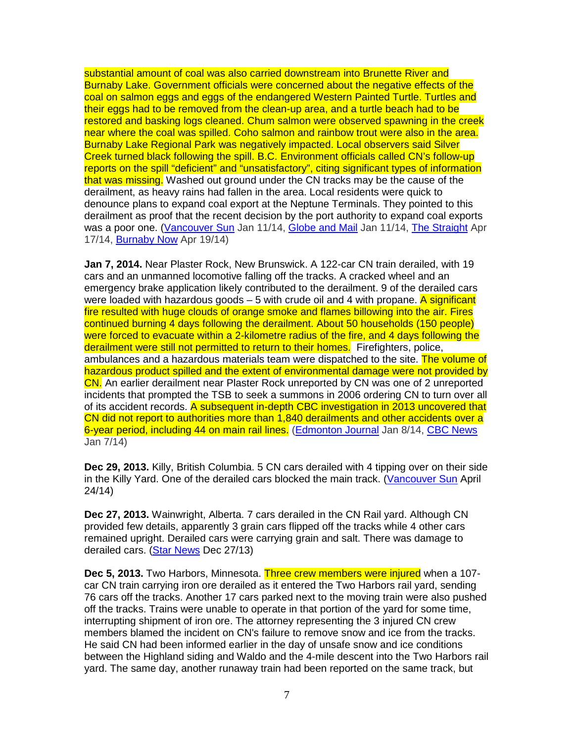substantial amount of coal was also carried downstream into Brunette River and Burnaby Lake. Government officials were concerned about the negative effects of the coal on salmon eggs and eggs of the endangered Western Painted Turtle. Turtles and their eggs had to be removed from the clean-up area, and a turtle beach had to be restored and basking logs cleaned. Chum salmon were observed spawning in the creek near where the coal was spilled. Coho salmon and rainbow trout were also in the area. Burnaby Lake Regional Park was negatively impacted. Local observers said Silver Creek turned black following the spill. B.C. Environment officials called CN's follow-up reports on the spill "deficient" and "unsatisfactory", citing significant types of information that was missing. Washed out ground under the CN tracks may be the cause of the derailment, as heavy rains had fallen in the area. Local residents were quick to denounce plans to expand coal export at the Neptune Terminals. They pointed to this derailment as proof that the recent decision by the port authority to expand coal exports was a poor one. (Vancouver Sun Jan 11/14, Globe and Mail Jan 11/14, The Straight Apr 17/14, Burnaby Now Apr 19/14)

**Jan 7, 2014.** Near Plaster Rock, New Brunswick. A 122-car CN train derailed, with 19 cars and an unmanned locomotive falling off the tracks. A cracked wheel and an emergency brake application likely contributed to the derailment. 9 of the derailed cars were loaded with hazardous goods – 5 with crude oil and 4 with propane. A significant fire resulted with huge clouds of orange smoke and flames billowing into the air. Fires continued burning 4 days following the derailment. About 50 households (150 people) were forced to evacuate within a 2-kilometre radius of the fire, and 4 days following the derailment were still not permitted to return to their homes. Firefighters, police, ambulances and a hazardous materials team were dispatched to the site. The volume of hazardous product spilled and the extent of environmental damage were not provided by CN. An earlier derailment near Plaster Rock unreported by CN was one of 2 unreported incidents that prompted the TSB to seek a summons in 2006 ordering CN to turn over all of its accident records. A subsequent in-depth CBC investigation in 2013 uncovered that CN did not report to authorities more than 1,840 derailments and other accidents over a 6-year period, including 44 on main rail lines. (Edmonton Journal Jan 8/14, CBC News Jan 7/14)

**Dec 29, 2013.** Killy, British Columbia. 5 CN cars derailed with 4 tipping over on their side in the Killy Yard. One of the derailed cars blocked the main track. (Vancouver Sun April 24/14)

**Dec 27, 2013.** Wainwright, Alberta. 7 cars derailed in the CN Rail yard. Although CN provided few details, apparently 3 grain cars flipped off the tracks while 4 other cars remained upright. Derailed cars were carrying grain and salt. There was damage to derailed cars. (Star News Dec 27/13)

**Dec 5, 2013.** Two Harbors, Minnesota. Three crew members were injured when a 107-car CN train carrying iron ore derailed as it entered the Two Harbors rail yard, sending 76 cars off the tracks. Another 17 cars parked next to the moving train were also pushed off the tracks. Trains were unable to operate in that portion of the yard for some time, interrupting shipment of iron ore. The attorney representing the 3 injured CN crew members blamed the incident on CN's failure to remove snow and ice from the tracks. He said CN had been informed earlier in the day of unsafe snow and ice conditions between the Highland siding and Waldo and the 4-mile descent into the Two Harbors rail yard. The same day, another runaway train had been reported on the same track, but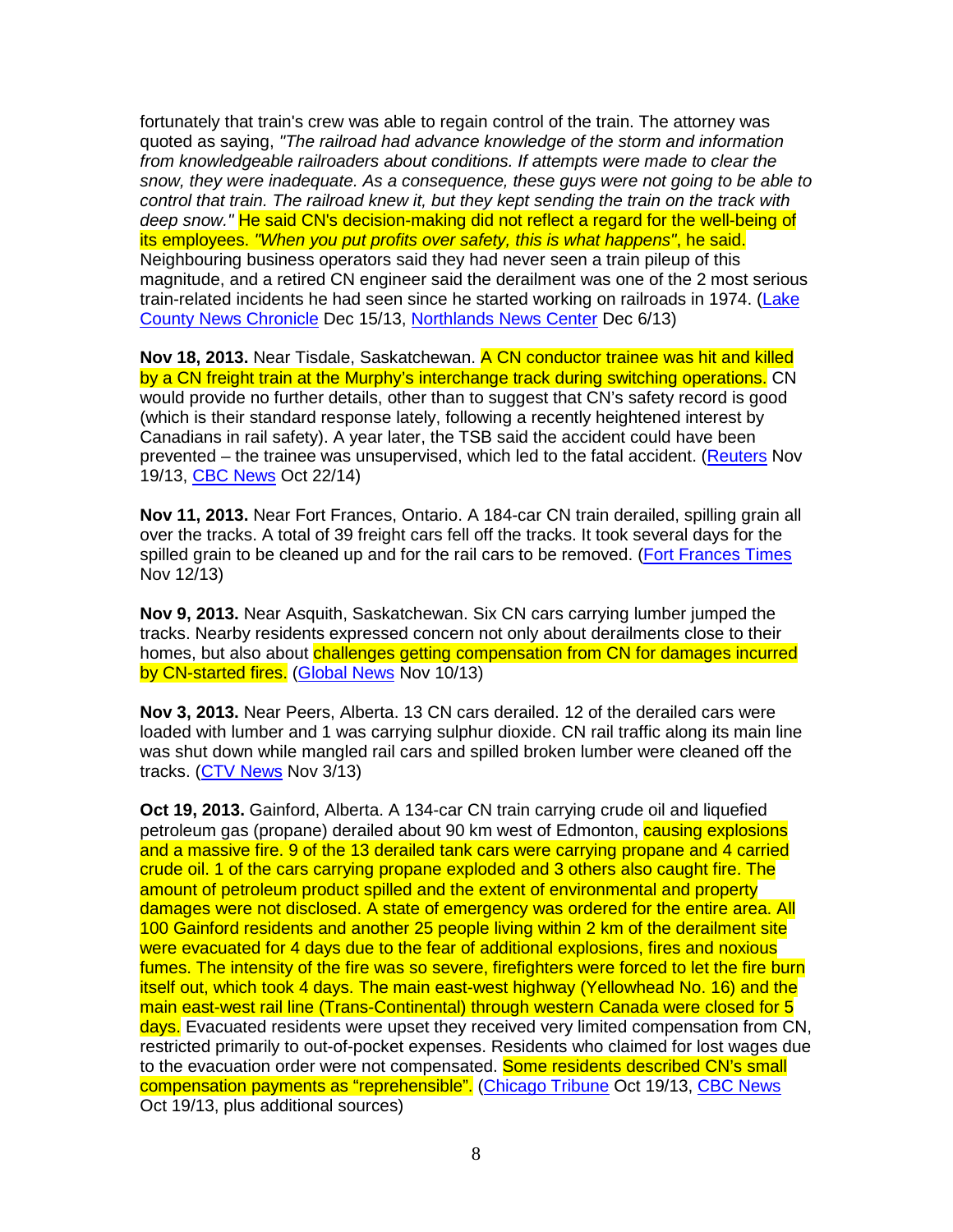fortunately that train's crew was able to regain control of the train. The attorney was quoted as saying, *"The railroad had advance knowledge of the storm and information from knowledgeable railroaders about conditions. If attempts were made to clear the snow, they were inadequate. As a consequence, these guys were not going to be able to control that train. The railroad knew it, but they kept sending the train on the track with deep snow."* He said CN's decision-making did not reflect a regard for the well-being of its employees. *"When you put profits over safety, this is what happens"*, he said. Neighbouring business operators said they had never seen a train pileup of this magnitude, and a retired CN engineer said the derailment was one of the 2 most serious train-related incidents he had seen since he started working on railroads in 1974. (Lake County News Chronicle Dec 15/13, Northlands News Center Dec 6/13)

**Nov 18, 2013.** Near Tisdale, Saskatchewan. A CN conductor trainee was hit and killed by a CN freight train at the Murphy's interchange track during switching operations. CN would provide no further details, other than to suggest that CN's safety record is good (which is their standard response lately, following a recently heightened interest by Canadians in rail safety). A year later, the TSB said the accident could have been prevented – the trainee was unsupervised, which led to the fatal accident. (Reuters Nov 19/13, CBC News Oct 22/14)

**Nov 11, 2013.** Near Fort Frances, Ontario. A 184-car CN train derailed, spilling grain all over the tracks. A total of 39 freight cars fell off the tracks. It took several days for the spilled grain to be cleaned up and for the rail cars to be removed. (Fort Frances Times Nov 12/13)

**Nov 9, 2013.** Near Asquith, Saskatchewan. Six CN cars carrying lumber jumped the tracks. Nearby residents expressed concern not only about derailments close to their homes, but also about challenges getting compensation from CN for damages incurred by CN-started fires. (Global News Nov 10/13)

**Nov 3, 2013.** Near Peers, Alberta. 13 CN cars derailed. 12 of the derailed cars were loaded with lumber and 1 was carrying sulphur dioxide. CN rail traffic along its main line was shut down while mangled rail cars and spilled broken lumber were cleaned off the tracks. (CTV News Nov 3/13)

**Oct 19, 2013.** Gainford, Alberta. A 134-car CN train carrying crude oil and liquefied petroleum gas (propane) derailed about 90 km west of Edmonton, causing explosions and a massive fire. 9 of the 13 derailed tank cars were carrying propane and 4 carried crude oil. 1 of the cars carrying propane exploded and 3 others also caught fire. The amount of petroleum product spilled and the extent of environmental and property damages were not disclosed. A state of emergency was ordered for the entire area. All 100 Gainford residents and another 25 people living within 2 km of the derailment site were evacuated for 4 days due to the fear of additional explosions, fires and noxious fumes. The intensity of the fire was so severe, firefighters were forced to let the fire burn itself out, which took 4 days. The main east-west highway (Yellowhead No. 16) and the main east-west rail line (Trans-Continental) through western Canada were closed for 5 days. Evacuated residents were upset they received very limited compensation from CN, restricted primarily to out-of-pocket expenses. Residents who claimed for lost wages due to the evacuation order were not compensated. Some residents described CN's small compensation payments as "reprehensible". (Chicago Tribune Oct 19/13, CBC News Oct 19/13, plus additional sources)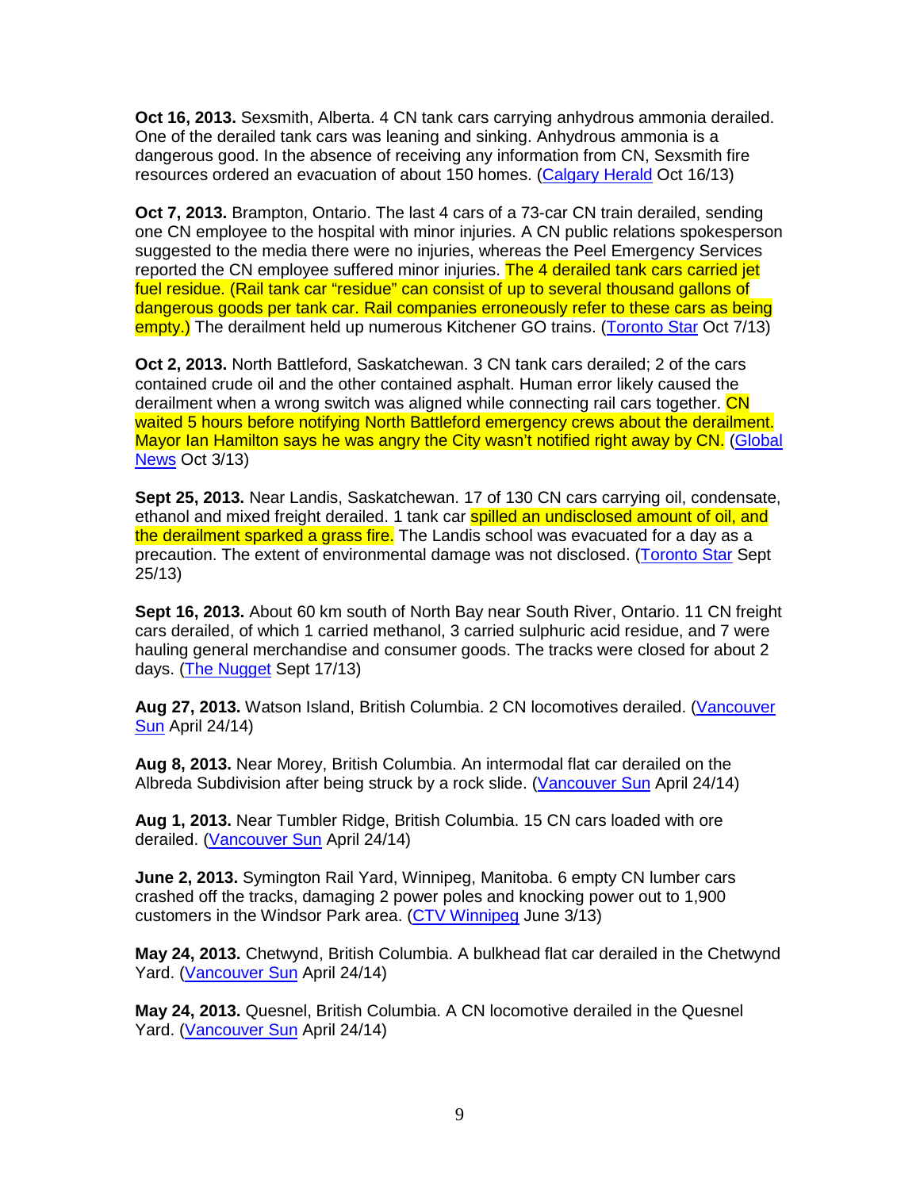**Oct 16, 2013.** Sexsmith, Alberta. 4 CN tank cars carrying anhydrous ammonia derailed. One of the derailed tank cars was leaning and sinking. Anhydrous ammonia is a dangerous good. In the absence of receiving any information from CN, Sexsmith fire resources ordered an evacuation of about 150 homes. (Calgary Herald Oct 16/13)

**Oct 7, 2013.** Brampton, Ontario. The last 4 cars of a 73-car CN train derailed, sending one CN employee to the hospital with minor injuries. A CN public relations spokesperson suggested to the media there were no injuries, whereas the Peel Emergency Services reported the CN employee suffered minor injuries. The 4 derailed tank cars carried jet fuel residue. (Rail tank car "residue" can consist of up to several thousand gallons of dangerous goods per tank car. Rail companies erroneously refer to these cars as being empty.) The derailment held up numerous Kitchener GO trains. (Toronto Star Oct 7/13)

**Oct 2, 2013.** North Battleford, Saskatchewan. 3 CN tank cars derailed; 2 of the cars contained crude oil and the other contained asphalt. Human error likely caused the derailment when a wrong switch was aligned while connecting rail cars together. CN waited 5 hours before notifying North Battleford emergency crews about the derailment. Mayor Ian Hamilton says he was angry the City wasn't notified right away by CN. (Global News Oct 3/13)

**Sept 25, 2013.** Near Landis, Saskatchewan. 17 of 130 CN cars carrying oil, condensate, ethanol and mixed freight derailed. 1 tank car spilled an undisclosed amount of oil, and the derailment sparked a grass fire. The Landis school was evacuated for a day as a precaution. The extent of environmental damage was not disclosed. (Toronto Star Sept 25/13)

**Sept 16, 2013.** About 60 km south of North Bay near South River, Ontario. 11 CN freight cars derailed, of which 1 carried methanol, 3 carried sulphuric acid residue, and 7 were hauling general merchandise and consumer goods. The tracks were closed for about 2 days. (The Nugget Sept 17/13)

**Aug 27, 2013.** Watson Island, British Columbia. 2 CN locomotives derailed. (Vancouver Sun April 24/14)

**Aug 8, 2013.** Near Morey, British Columbia. An intermodal flat car derailed on the Albreda Subdivision after being struck by a rock slide. (Vancouver Sun April 24/14)

**Aug 1, 2013.** Near Tumbler Ridge, British Columbia. 15 CN cars loaded with ore derailed. (Vancouver Sun April 24/14)

**June 2, 2013.** Symington Rail Yard, Winnipeg, Manitoba. 6 empty CN lumber cars crashed off the tracks, damaging 2 power poles and knocking power out to 1,900 customers in the Windsor Park area. (CTV Winnipeg June 3/13)

**May 24, 2013.** Chetwynd, British Columbia. A bulkhead flat car derailed in the Chetwynd Yard. (Vancouver Sun April 24/14)

**May 24, 2013.** Quesnel, British Columbia. A CN locomotive derailed in the Quesnel Yard. (Vancouver Sun April 24/14)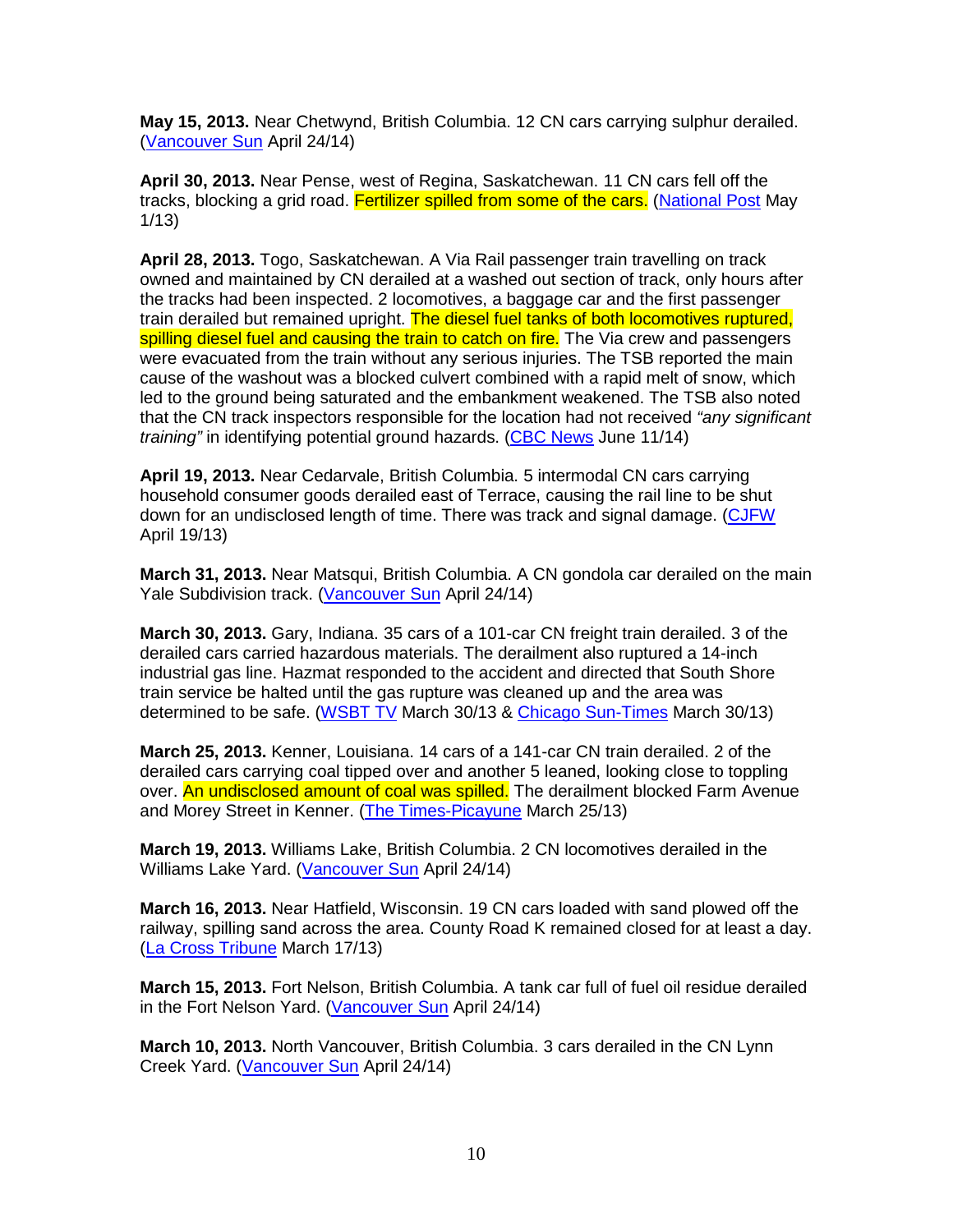**May 15, 2013.** Near Chetwynd, British Columbia. 12 CN cars carrying sulphur derailed. (Vancouver Sun April 24/14)

**April 30, 2013.** Near Pense, west of Regina, Saskatchewan. 11 CN cars fell off the tracks, blocking a grid road. Fertilizer spilled from some of the cars. (National Post May 1/13)

**April 28, 2013.** Togo, Saskatchewan. A Via Rail passenger train travelling on track owned and maintained by CN derailed at a washed out section of track, only hours after the tracks had been inspected. 2 locomotives, a baggage car and the first passenger train derailed but remained upright. The diesel fuel tanks of both locomotives ruptured, spilling diesel fuel and causing the train to catch on fire. The Via crew and passengers were evacuated from the train without any serious injuries. The TSB reported the main cause of the washout was a blocked culvert combined with a rapid melt of snow, which led to the ground being saturated and the embankment weakened. The TSB also noted that the CN track inspectors responsible for the location had not received *"any significant training"* in identifying potential ground hazards. (CBC News June 11/14)

**April 19, 2013.** Near Cedarvale, British Columbia. 5 intermodal CN cars carrying household consumer goods derailed east of Terrace, causing the rail line to be shut down for an undisclosed length of time. There was track and signal damage. (CJFW April 19/13)

**March 31, 2013.** Near Matsqui, British Columbia. A CN gondola car derailed on the main Yale Subdivision track. (Vancouver Sun April 24/14)

**March 30, 2013.** Gary, Indiana. 35 cars of a 101-car CN freight train derailed. 3 of the derailed cars carried hazardous materials. The derailment also ruptured a 14-inch industrial gas line. Hazmat responded to the accident and directed that South Shore train service be halted until the gas rupture was cleaned up and the area was determined to be safe. (WSBT TV March 30/13 & Chicago Sun-Times March 30/13)

**March 25, 2013.** Kenner, Louisiana. 14 cars of a 141-car CN train derailed. 2 of the derailed cars carrying coal tipped over and another 5 leaned, looking close to toppling over. An undisclosed amount of coal was spilled. The derailment blocked Farm Avenue and Morey Street in Kenner. (The Times-Picayune March 25/13)

**March 19, 2013.** Williams Lake, British Columbia. 2 CN locomotives derailed in the Williams Lake Yard. (Vancouver Sun April 24/14)

**March 16, 2013.** Near Hatfield, Wisconsin. 19 CN cars loaded with sand plowed off the railway, spilling sand across the area. County Road K remained closed for at least a day. (La Cross Tribune March 17/13)

**March 15, 2013.** Fort Nelson, British Columbia. A tank car full of fuel oil residue derailed in the Fort Nelson Yard. (Vancouver Sun April 24/14)

**March 10, 2013.** North Vancouver, British Columbia. 3 cars derailed in the CN Lynn Creek Yard. (Vancouver Sun April 24/14)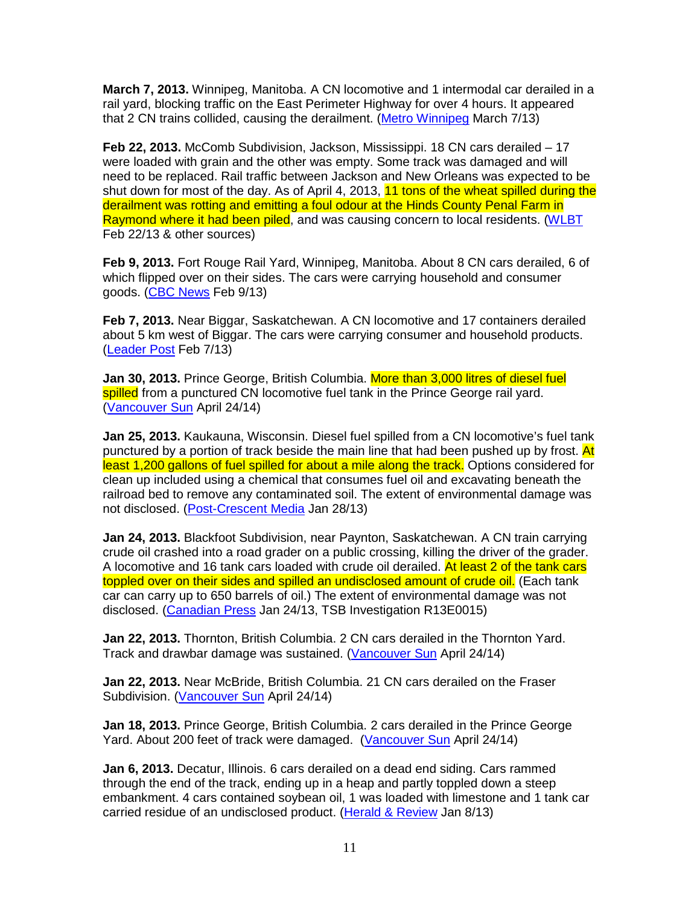**March 7, 2013.** Winnipeg, Manitoba. A CN locomotive and 1 intermodal car derailed in a rail yard, blocking traffic on the East Perimeter Highway for over 4 hours. It appeared that 2 CN trains collided, causing the derailment. (Metro Winnipeg March 7/13)

**Feb 22, 2013.** McComb Subdivision, Jackson, Mississippi. 18 CN cars derailed – 17 were loaded with grain and the other was empty. Some track was damaged and will need to be replaced. Rail traffic between Jackson and New Orleans was expected to be shut down for most of the day. As of April 4, 2013, 11 tons of the wheat spilled during the derailment was rotting and emitting a foul odour at the Hinds County Penal Farm in Raymond where it had been piled, and was causing concern to local residents. (WLBT Feb 22/13 & other sources)

**Feb 9, 2013.** Fort Rouge Rail Yard, Winnipeg, Manitoba. About 8 CN cars derailed, 6 of which flipped over on their sides. The cars were carrying household and consumer goods. (CBC News Feb 9/13)

**Feb 7, 2013.** Near Biggar, Saskatchewan. A CN locomotive and 17 containers derailed about 5 km west of Biggar. The cars were carrying consumer and household products. (Leader Post Feb 7/13)

**Jan 30, 2013.** Prince George, British Columbia. More than 3,000 litres of diesel fuel spilled from a punctured CN locomotive fuel tank in the Prince George rail yard. (Vancouver Sun April 24/14)

**Jan 25, 2013.** Kaukauna, Wisconsin. Diesel fuel spilled from a CN locomotive's fuel tank punctured by a portion of track beside the main line that had been pushed up by frost. At least 1,200 gallons of fuel spilled for about a mile along the track. Options considered for clean up included using a chemical that consumes fuel oil and excavating beneath the railroad bed to remove any contaminated soil. The extent of environmental damage was not disclosed. (Post-Crescent Media Jan 28/13)

**Jan 24, 2013.** Blackfoot Subdivision, near Paynton, Saskatchewan. A CN train carrying crude oil crashed into a road grader on a public crossing, killing the driver of the grader. A locomotive and 16 tank cars loaded with crude oil derailed. At least 2 of the tank cars toppled over on their sides and spilled an undisclosed amount of crude oil. (Each tank car can carry up to 650 barrels of oil.) The extent of environmental damage was not disclosed. (Canadian Press Jan 24/13, TSB Investigation R13E0015)

**Jan 22, 2013.** Thornton, British Columbia. 2 CN cars derailed in the Thornton Yard. Track and drawbar damage was sustained. (Vancouver Sun April 24/14)

**Jan 22, 2013.** Near McBride, British Columbia. 21 CN cars derailed on the Fraser Subdivision. (Vancouver Sun April 24/14)

**Jan 18, 2013.** Prince George, British Columbia. 2 cars derailed in the Prince George Yard. About 200 feet of track were damaged. (Vancouver Sun April 24/14)

**Jan 6, 2013.** Decatur, Illinois. 6 cars derailed on a dead end siding. Cars rammed through the end of the track, ending up in a heap and partly toppled down a steep embankment. 4 cars contained soybean oil, 1 was loaded with limestone and 1 tank car carried residue of an undisclosed product. (Herald & Review Jan 8/13)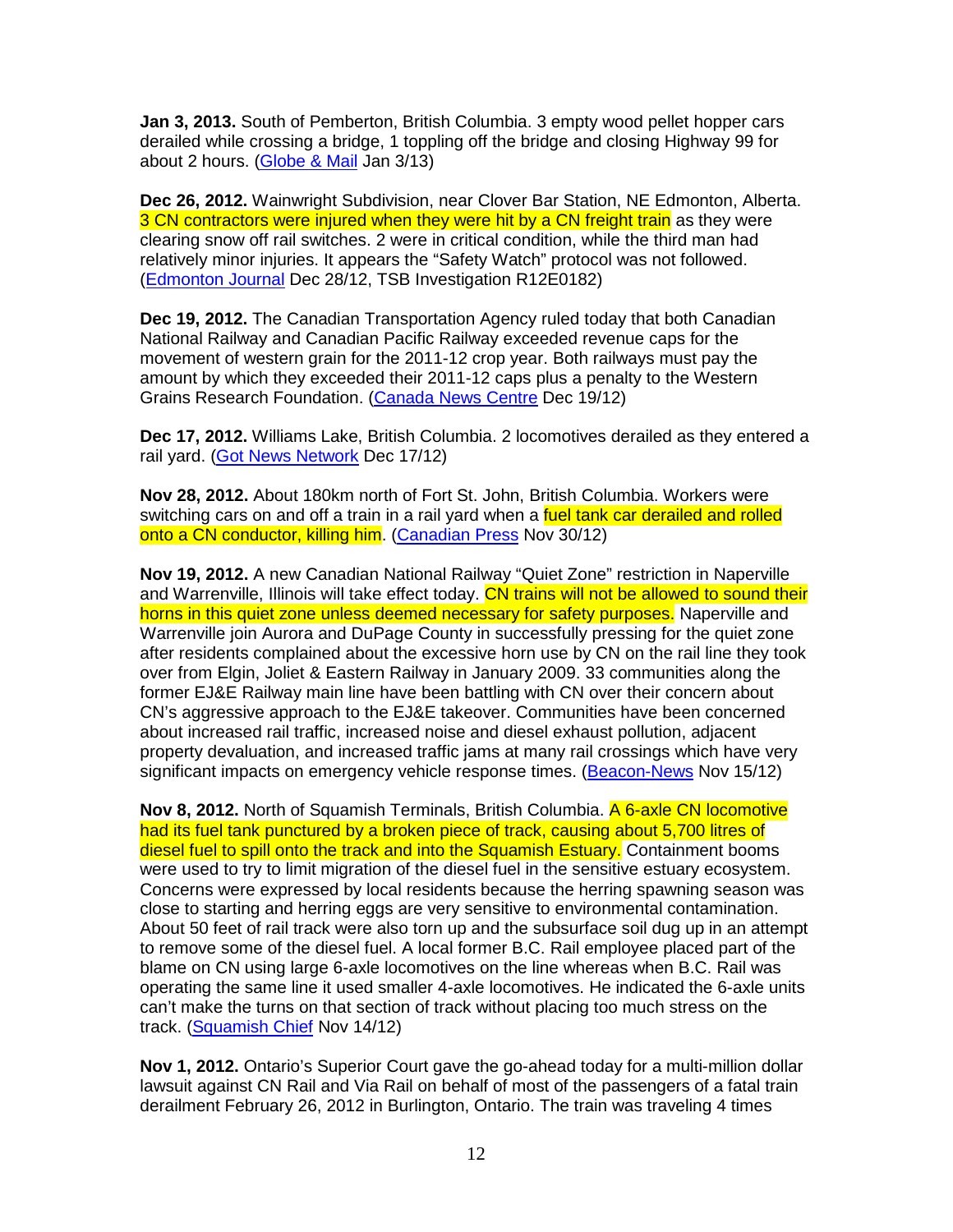**Jan 3, 2013.** South of Pemberton, British Columbia. 3 empty wood pellet hopper cars derailed while crossing a bridge, 1 toppling off the bridge and closing Highway 99 for about 2 hours. (Globe & Mail Jan 3/13)

**Dec 26, 2012.** Wainwright Subdivision, near Clover Bar Station, NE Edmonton, Alberta. 3 CN contractors were injured when they were hit by a CN freight train as they were clearing snow off rail switches. 2 were in critical condition, while the third man had relatively minor injuries. It appears the "Safety Watch" protocol was not followed. (Edmonton Journal Dec 28/12, TSB Investigation R12E0182)

**Dec 19, 2012.** The Canadian Transportation Agency ruled today that both Canadian National Railway and Canadian Pacific Railway exceeded revenue caps for the movement of western grain for the 2011-12 crop year. Both railways must pay the amount by which they exceeded their 2011-12 caps plus a penalty to the Western Grains Research Foundation. (Canada News Centre Dec 19/12)

**Dec 17, 2012.** Williams Lake, British Columbia. 2 locomotives derailed as they entered a rail yard. (Got News Network Dec 17/12)

**Nov 28, 2012.** About 180km north of Fort St. John, British Columbia. Workers were switching cars on and off a train in a rail yard when a fuel tank car derailed and rolled onto a CN conductor, killing him. (Canadian Press Nov 30/12)

**Nov 19, 2012.** A new Canadian National Railway "Quiet Zone" restriction in Naperville and Warrenville, Illinois will take effect today. CN trains will not be allowed to sound their horns in this quiet zone unless deemed necessary for safety purposes. Naperville and Warrenville join Aurora and DuPage County in successfully pressing for the quiet zone after residents complained about the excessive horn use by CN on the rail line they took over from Elgin, Joliet & Eastern Railway in January 2009. 33 communities along the former EJ&E Railway main line have been battling with CN over their concern about CN's aggressive approach to the EJ&E takeover. Communities have been concerned about increased rail traffic, increased noise and diesel exhaust pollution, adjacent property devaluation, and increased traffic jams at many rail crossings which have very significant impacts on emergency vehicle response times. (Beacon-News Nov 15/12)

**Nov 8, 2012.** North of Squamish Terminals, British Columbia. A 6-axle CN locomotive had its fuel tank punctured by a broken piece of track, causing about 5,700 litres of diesel fuel to spill onto the track and into the Squamish Estuary. Containment booms were used to try to limit migration of the diesel fuel in the sensitive estuary ecosystem. Concerns were expressed by local residents because the herring spawning season was close to starting and herring eggs are very sensitive to environmental contamination. About 50 feet of rail track were also torn up and the subsurface soil dug up in an attempt to remove some of the diesel fuel. A local former B.C. Rail employee placed part of the blame on CN using large 6-axle locomotives on the line whereas when B.C. Rail was operating the same line it used smaller 4-axle locomotives. He indicated the 6-axle units can't make the turns on that section of track without placing too much stress on the track. (Squamish Chief Nov 14/12)

**Nov 1, 2012.** Ontario's Superior Court gave the go-ahead today for a multi-million dollar lawsuit against CN Rail and Via Rail on behalf of most of the passengers of a fatal train derailment February 26, 2012 in Burlington, Ontario. The train was traveling 4 times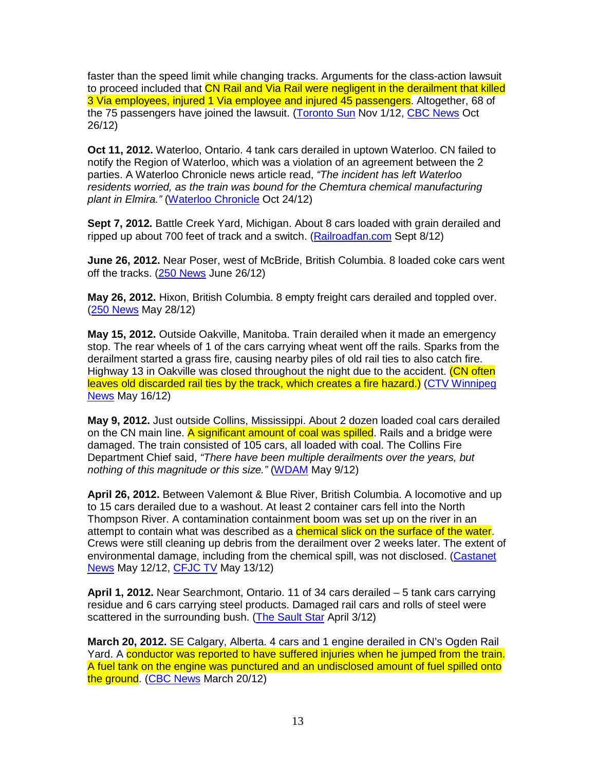faster than the speed limit while changing tracks. Arguments for the class-action lawsuit to proceed included that CN Rail and Via Rail were negligent in the derailment that killed 3 Via employees, injured 1 Via employee and injured 45 passengers. Altogether, 68 of the 75 passengers have joined the lawsuit. (Toronto Sun Nov 1/12, CBC News Oct 26/12)

**Oct 11, 2012.** Waterloo, Ontario. 4 tank cars derailed in uptown Waterloo. CN failed to notify the Region of Waterloo, which was a violation of an agreement between the 2 parties. A Waterloo Chronicle news article read, *"The incident has left Waterloo residents worried, as the train was bound for the Chemtura chemical manufacturing plant in Elmira."* (Waterloo Chronicle Oct 24/12)

**Sept 7, 2012.** Battle Creek Yard, Michigan. About 8 cars loaded with grain derailed and ripped up about 700 feet of track and a switch. (Railroadfan.com Sept 8/12)

**June 26, 2012.** Near Poser, west of McBride, British Columbia. 8 loaded coke cars went off the tracks. (250 News June 26/12)

**May 26, 2012.** Hixon, British Columbia. 8 empty freight cars derailed and toppled over. (250 News May 28/12)

**May 15, 2012.** Outside Oakville, Manitoba. Train derailed when it made an emergency stop. The rear wheels of 1 of the cars carrying wheat went off the rails. Sparks from the derailment started a grass fire, causing nearby piles of old rail ties to also catch fire. Highway 13 in Oakville was closed throughout the night due to the accident. (CN often leaves old discarded rail ties by the track, which creates a fire hazard.) (CTV Winnipeg News May 16/12)

**May 9, 2012.** Just outside Collins, Mississippi. About 2 dozen loaded coal cars derailed on the CN main line. A significant amount of coal was spilled. Rails and a bridge were damaged. The train consisted of 105 cars, all loaded with coal. The Collins Fire Department Chief said, *"There have been multiple derailments over the years, but nothing of this magnitude or this size."* (WDAM May 9/12)

**April 26, 2012.** Between Valemont & Blue River, British Columbia. A locomotive and up to 15 cars derailed due to a washout. At least 2 container cars fell into the North Thompson River. A contamination containment boom was set up on the river in an attempt to contain what was described as a chemical slick on the surface of the water. Crews were still cleaning up debris from the derailment over 2 weeks later. The extent of environmental damage, including from the chemical spill, was not disclosed. (Castanet News May 12/12, CFJC TV May 13/12)

**April 1, 2012.** Near Searchmont, Ontario. 11 of 34 cars derailed – 5 tank cars carrying residue and 6 cars carrying steel products. Damaged rail cars and rolls of steel were scattered in the surrounding bush. (The Sault Star April 3/12)

**March 20, 2012.** SE Calgary, Alberta. 4 cars and 1 engine derailed in CN's Ogden Rail Yard. A conductor was reported to have suffered injuries when he jumped from the train. A fuel tank on the engine was punctured and an undisclosed amount of fuel spilled onto the ground. (CBC News March 20/12)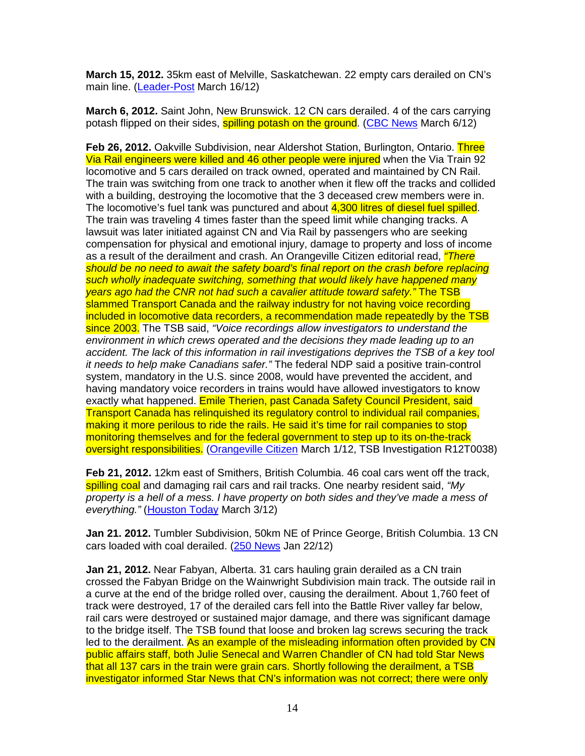**March 15, 2012.** 35km east of Melville, Saskatchewan. 22 empty cars derailed on CN's main line. (Leader-Post March 16/12)

**March 6, 2012.** Saint John, New Brunswick. 12 CN cars derailed. 4 of the cars carrying potash flipped on their sides, spilling potash on the ground. (CBC News March 6/12)

**Feb 26, 2012.** Oakville Subdivision, near Aldershot Station, Burlington, Ontario. Three Via Rail engineers were killed and 46 other people were injured when the Via Train 92 locomotive and 5 cars derailed on track owned, operated and maintained by CN Rail. The train was switching from one track to another when it flew off the tracks and collided with a building, destroying the locomotive that the 3 deceased crew members were in. The locomotive's fuel tank was punctured and about 4,300 litres of diesel fuel spilled. The train was traveling 4 times faster than the speed limit while changing tracks. A lawsuit was later initiated against CN and Via Rail by passengers who are seeking compensation for physical and emotional injury, damage to property and loss of income as a result of the derailment and crash. An Orangeville Citizen editorial read, *"There should be no need to await the safety board's final report on the crash before replacing such wholly inadequate switching, something that would likely have happened many years ago had the CNR not had such a cavalier attitude toward safety."* The TSB slammed Transport Canada and the railway industry for not having voice recording included in locomotive data recorders, a recommendation made repeatedly by the TSB since 2003. The TSB said, *"Voice recordings allow investigators to understand the environment in which crews operated and the decisions they made leading up to an accident. The lack of this information in rail investigations deprives the TSB of a key tool it needs to help make Canadians safer."* The federal NDP said a positive train-control system, mandatory in the U.S. since 2008, would have prevented the accident, and having mandatory voice recorders in trains would have allowed investigators to know exactly what happened. Emile Therien, past Canada Safety Council President, said Transport Canada has relinquished its regulatory control to individual rail companies, making it more perilous to ride the rails. He said it's time for rail companies to stop monitoring themselves and for the federal government to step up to its on-the-track oversight responsibilities. (Orangeville Citizen March 1/12, TSB Investigation R12T0038)

**Feb 21, 2012.** 12km east of Smithers, British Columbia. 46 coal cars went off the track, spilling coal and damaging rail cars and rail tracks. One nearby resident said, *"My property is a hell of a mess. I have property on both sides and they've made a mess of everything."* (Houston Today March 3/12)

**Jan 21. 2012.** Tumbler Subdivision, 50km NE of Prince George, British Columbia. 13 CN cars loaded with coal derailed. (250 News Jan 22/12)

**Jan 21, 2012.** Near Fabyan, Alberta. 31 cars hauling grain derailed as a CN train crossed the Fabyan Bridge on the Wainwright Subdivision main track. The outside rail in a curve at the end of the bridge rolled over, causing the derailment. About 1,760 feet of track were destroyed, 17 of the derailed cars fell into the Battle River valley far below, rail cars were destroyed or sustained major damage, and there was significant damage to the bridge itself. The TSB found that loose and broken lag screws securing the track led to the derailment. As an example of the misleading information often provided by CN public affairs staff, both Julie Senecal and Warren Chandler of CN had told Star News that all 137 cars in the train were grain cars. Shortly following the derailment, a TSB investigator informed Star News that CN's information was not correct; there were only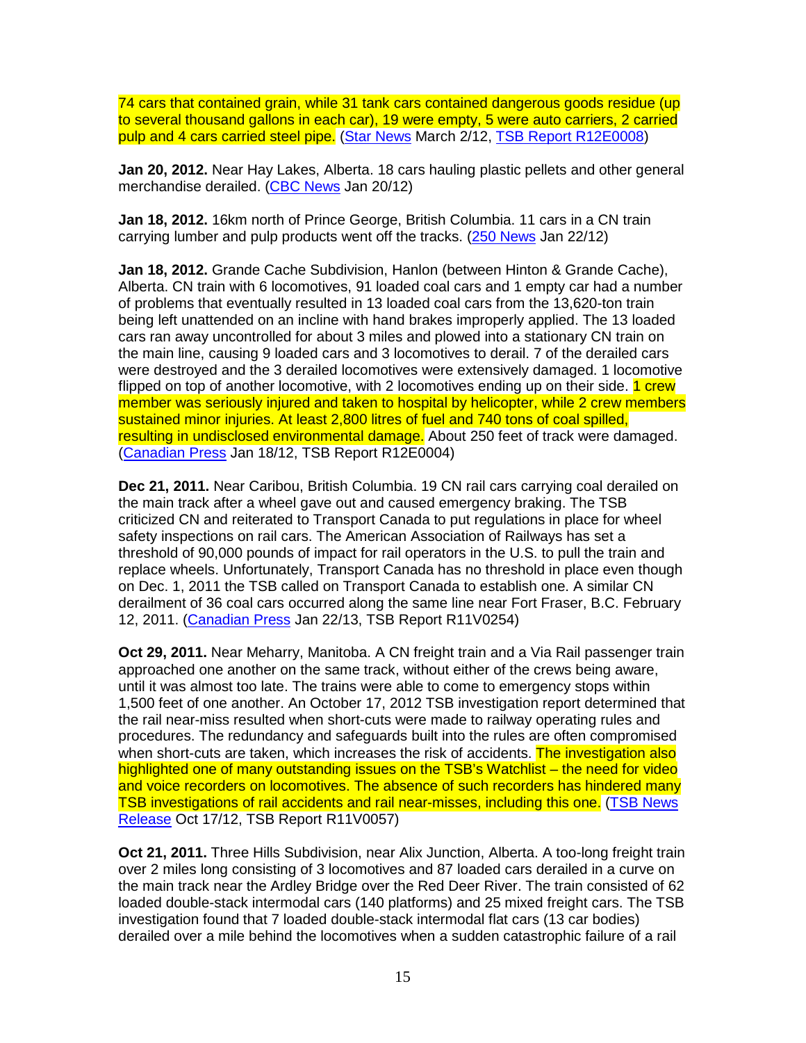74 cars that contained grain, while 31 tank cars contained dangerous goods residue (up to several thousand gallons in each car), 19 were empty, 5 were auto carriers, 2 carried pulp and 4 cars carried steel pipe. (Star News March 2/12, TSB Report R12E0008)

**Jan 20, 2012.** Near Hay Lakes, Alberta. 18 cars hauling plastic pellets and other general merchandise derailed. (CBC News Jan 20/12)

**Jan 18, 2012.** 16km north of Prince George, British Columbia. 11 cars in a CN train carrying lumber and pulp products went off the tracks. (250 News Jan 22/12)

**Jan 18, 2012.** Grande Cache Subdivision, Hanlon (between Hinton & Grande Cache), Alberta. CN train with 6 locomotives, 91 loaded coal cars and 1 empty car had a number of problems that eventually resulted in 13 loaded coal cars from the 13,620-ton train being left unattended on an incline with hand brakes improperly applied. The 13 loaded cars ran away uncontrolled for about 3 miles and plowed into a stationary CN train on the main line, causing 9 loaded cars and 3 locomotives to derail. 7 of the derailed cars were destroyed and the 3 derailed locomotives were extensively damaged. 1 locomotive flipped on top of another locomotive, with 2 locomotives ending up on their side. 1 crew member was seriously injured and taken to hospital by helicopter, while 2 crew members sustained minor injuries. At least 2,800 litres of fuel and 740 tons of coal spilled, resulting in undisclosed environmental damage. About 250 feet of track were damaged. (Canadian Press Jan 18/12, TSB Report R12E0004)

**Dec 21, 2011.** Near Caribou, British Columbia. 19 CN rail cars carrying coal derailed on the main track after a wheel gave out and caused emergency braking. The TSB criticized CN and reiterated to Transport Canada to put regulations in place for wheel safety inspections on rail cars. The American Association of Railways has set a threshold of 90,000 pounds of impact for rail operators in the U.S. to pull the train and replace wheels. Unfortunately, Transport Canada has no threshold in place even though on Dec. 1, 2011 the TSB called on Transport Canada to establish one. A similar CN derailment of 36 coal cars occurred along the same line near Fort Fraser, B.C. February 12, 2011. (Canadian Press Jan 22/13, TSB Report R11V0254)

**Oct 29, 2011.** Near Meharry, Manitoba. A CN freight train and a Via Rail passenger train approached one another on the same track, without either of the crews being aware, until it was almost too late. The trains were able to come to emergency stops within 1,500 feet of one another. An October 17, 2012 TSB investigation report determined that the rail near-miss resulted when short-cuts were made to railway operating rules and procedures. The redundancy and safeguards built into the rules are often compromised when short-cuts are taken, which increases the risk of accidents. The investigation also highlighted one of many outstanding issues on the TSB's Watchlist – the need for video and voice recorders on locomotives. The absence of such recorders has hindered many TSB investigations of rail accidents and rail near-misses, including this one. (TSB News Release Oct 17/12, TSB Report R11V0057)

**Oct 21, 2011.** Three Hills Subdivision, near Alix Junction, Alberta. A too-long freight train over 2 miles long consisting of 3 locomotives and 87 loaded cars derailed in a curve on the main track near the Ardley Bridge over the Red Deer River. The train consisted of 62 loaded double-stack intermodal cars (140 platforms) and 25 mixed freight cars. The TSB investigation found that 7 loaded double-stack intermodal flat cars (13 car bodies) derailed over a mile behind the locomotives when a sudden catastrophic failure of a rail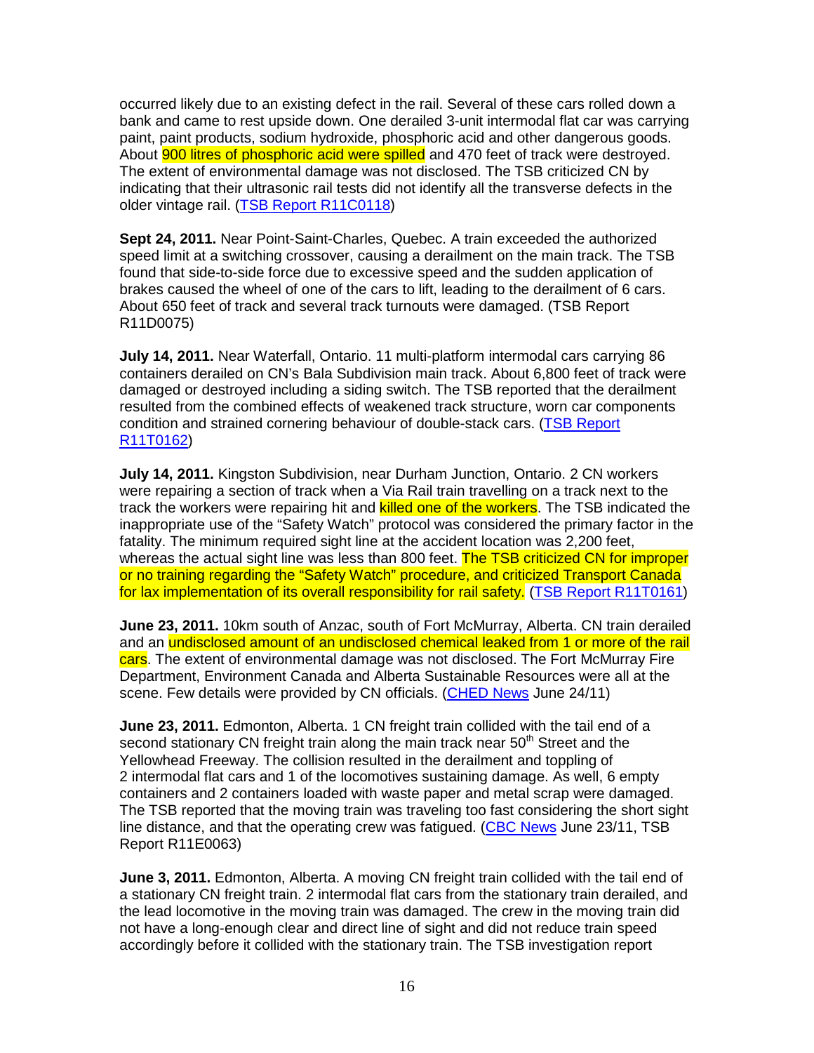occurred likely due to an existing defect in the rail. Several of these cars rolled down a bank and came to rest upside down. One derailed 3-unit intermodal flat car was carrying paint, paint products, sodium hydroxide, phosphoric acid and other dangerous goods. About 900 litres of phosphoric acid were spilled and 470 feet of track were destroyed. The extent of environmental damage was not disclosed. The TSB criticized CN by indicating that their ultrasonic rail tests did not identify all the transverse defects in the older vintage rail. (TSB Report R11C0118)

**Sept 24, 2011.** Near Point-Saint-Charles, Quebec. A train exceeded the authorized speed limit at a switching crossover, causing a derailment on the main track. The TSB found that side-to-side force due to excessive speed and the sudden application of brakes caused the wheel of one of the cars to lift, leading to the derailment of 6 cars. About 650 feet of track and several track turnouts were damaged. (TSB Report R11D0075)

**July 14, 2011.** Near Waterfall, Ontario. 11 multi-platform intermodal cars carrying 86 containers derailed on CN's Bala Subdivision main track. About 6,800 feet of track were damaged or destroyed including a siding switch. The TSB reported that the derailment resulted from the combined effects of weakened track structure, worn car components condition and strained cornering behaviour of double-stack cars. (TSB Report R11T0162)

**July 14, 2011.** Kingston Subdivision, near Durham Junction, Ontario. 2 CN workers were repairing a section of track when a Via Rail train travelling on a track next to the track the workers were repairing hit and killed one of the workers. The TSB indicated the inappropriate use of the "Safety Watch" protocol was considered the primary factor in the fatality. The minimum required sight line at the accident location was 2,200 feet, whereas the actual sight line was less than 800 feet. The TSB criticized CN for improper or no training regarding the "Safety Watch" procedure, and criticized Transport Canada for lax implementation of its overall responsibility for rail safety. (TSB Report R11T0161)

**June 23, 2011.** 10km south of Anzac, south of Fort McMurray, Alberta. CN train derailed and an undisclosed amount of an undisclosed chemical leaked from 1 or more of the rail cars. The extent of environmental damage was not disclosed. The Fort McMurray Fire Department, Environment Canada and Alberta Sustainable Resources were all at the scene. Few details were provided by CN officials. (CHED News June 24/11)

**June 23, 2011.** Edmonton, Alberta. 1 CN freight train collided with the tail end of a second stationary CN freight train along the main track near 50th Street and the Yellowhead Freeway. The collision resulted in the derailment and toppling of 2 intermodal flat cars and 1 of the locomotives sustaining damage. As well, 6 empty containers and 2 containers loaded with waste paper and metal scrap were damaged. The TSB reported that the moving train was traveling too fast considering the short sight line distance, and that the operating crew was fatigued. (CBC News June 23/11, TSB Report R11E0063)

**June 3, 2011.** Edmonton, Alberta. A moving CN freight train collided with the tail end of a stationary CN freight train. 2 intermodal flat cars from the stationary train derailed, and the lead locomotive in the moving train was damaged. The crew in the moving train did not have a long-enough clear and direct line of sight and did not reduce train speed accordingly before it collided with the stationary train. The TSB investigation report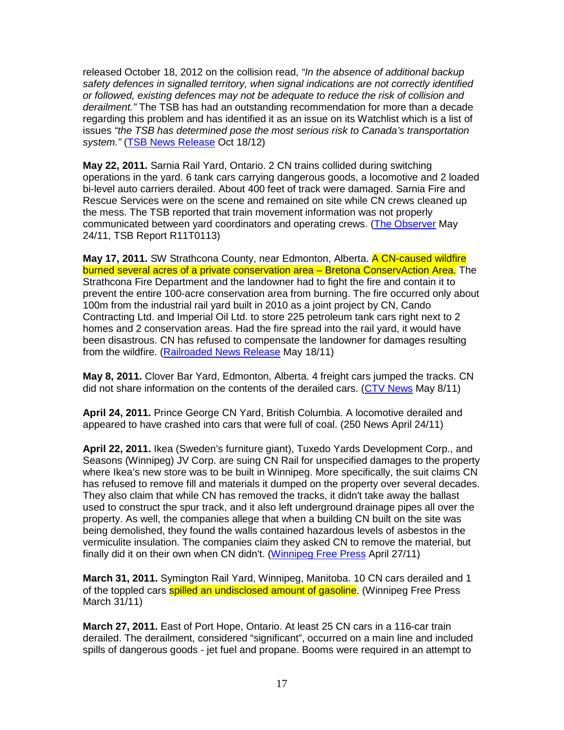released October 18, 2012 on the collision read, *"In the absence of additional backup safety defences in signalled territory, when signal indications are not correctly identified or followed, existing defences may not be adequate to reduce the risk of collision and derailment."* The TSB has had an outstanding recommendation for more than a decade regarding this problem and has identified it as an issue on its Watchlist which is a list of issues *"the TSB has determined pose the most serious risk to Canada's transportation system."* (TSB News Release Oct 18/12)

**May 22, 2011.** Sarnia Rail Yard, Ontario. 2 CN trains collided during switching operations in the yard. 6 tank cars carrying dangerous goods, a locomotive and 2 loaded bi-level auto carriers derailed. About 400 feet of track were damaged. Sarnia Fire and Rescue Services were on the scene and remained on site while CN crews cleaned up the mess. The TSB reported that train movement information was not properly communicated between yard coordinators and operating crews. (The Observer May 24/11, TSB Report R11T0113)

**May 17, 2011.** SW Strathcona County, near Edmonton, Alberta. A CN-caused wildfire burned several acres of a private conservation area – Bretona ConservAction Area. The Strathcona Fire Department and the landowner had to fight the fire and contain it to prevent the entire 100-acre conservation area from burning. The fire occurred only about 100m from the industrial rail yard built in 2010 as a joint project by CN, Cando Contracting Ltd. and Imperial Oil Ltd. to store 225 petroleum tank cars right next to 2 homes and 2 conservation areas. Had the fire spread into the rail yard, it would have been disastrous. CN has refused to compensate the landowner for damages resulting from the wildfire. (Railroaded News Release May 18/11)

**May 8, 2011.** Clover Bar Yard, Edmonton, Alberta. 4 freight cars jumped the tracks. CN did not share information on the contents of the derailed cars. (CTV News May 8/11)

**April 24, 2011.** Prince George CN Yard, British Columbia. A locomotive derailed and appeared to have crashed into cars that were full of coal. (250 News April 24/11)

**April 22, 2011.** Ikea (Sweden's furniture giant), Tuxedo Yards Development Corp., and Seasons (Winnipeg) JV Corp. are suing CN Rail for unspecified damages to the property where Ikea's new store was to be built in Winnipeg. More specifically, the suit claims CN has refused to remove fill and materials it dumped on the property over several decades. They also claim that while CN has removed the tracks, it didn't take away the ballast used to construct the spur track, and it also left underground drainage pipes all over the property. As well, the companies allege that when a building CN built on the site was being demolished, they found the walls contained hazardous levels of asbestos in the vermiculite insulation. The companies claim they asked CN to remove the material, but finally did it on their own when CN didn't. (Winnipeg Free Press April 27/11)

**March 31, 2011.** Symington Rail Yard, Winnipeg, Manitoba. 10 CN cars derailed and 1 of the toppled cars spilled an undisclosed amount of gasoline. (Winnipeg Free Press March 31/11)

**March 27, 2011.** East of Port Hope, Ontario. At least 25 CN cars in a 116-car train derailed. The derailment, considered "significant", occurred on a main line and included spills of dangerous goods - jet fuel and propane. Booms were required in an attempt to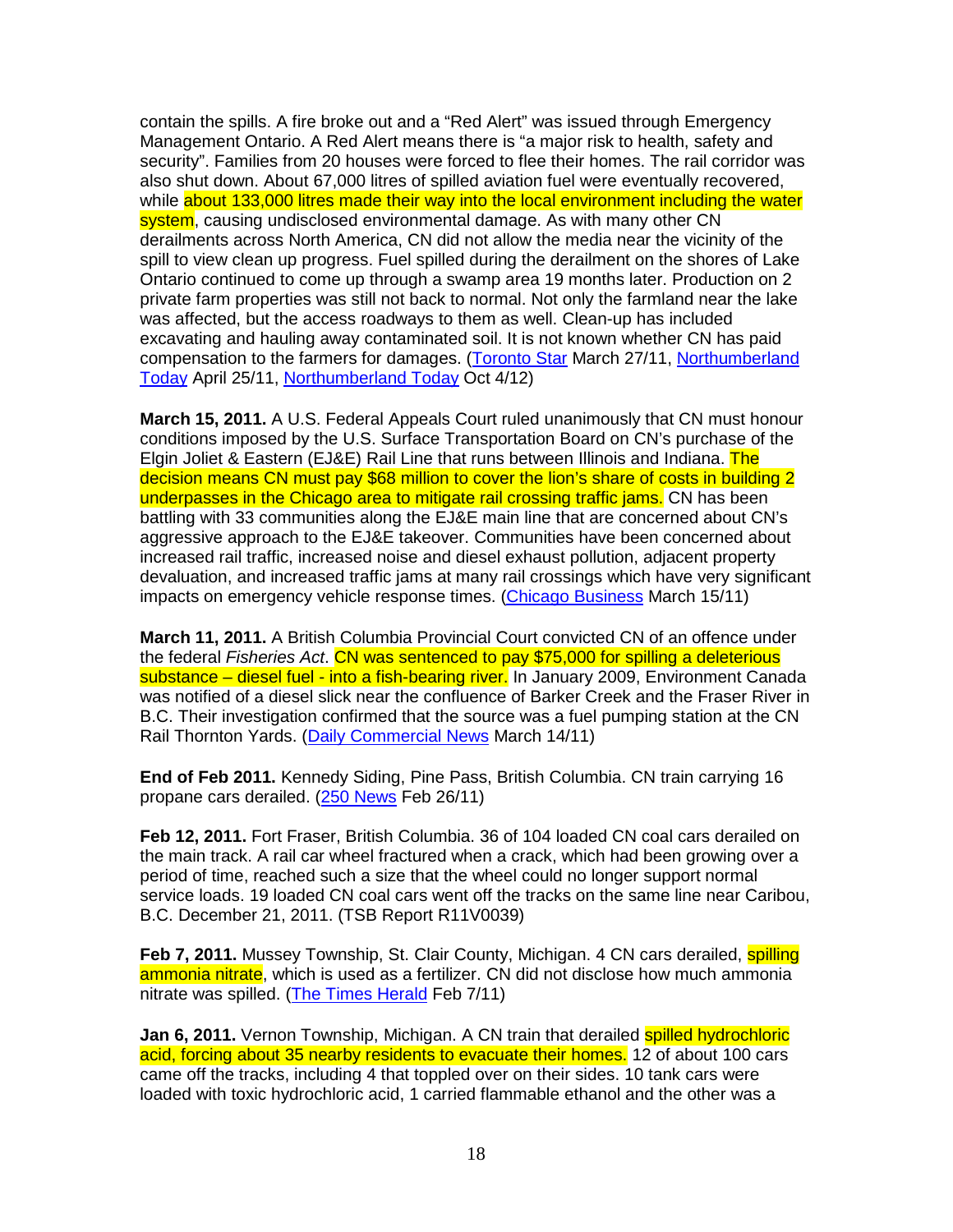contain the spills. A fire broke out and a "Red Alert" was issued through Emergency Management Ontario. A Red Alert means there is "a major risk to health, safety and security". Families from 20 houses were forced to flee their homes. The rail corridor was also shut down. About 67,000 litres of spilled aviation fuel were eventually recovered, while about 133,000 litres made their way into the local environment including the water system, causing undisclosed environmental damage. As with many other CN derailments across North America, CN did not allow the media near the vicinity of the spill to view clean up progress. Fuel spilled during the derailment on the shores of Lake Ontario continued to come up through a swamp area 19 months later. Production on 2 private farm properties was still not back to normal. Not only the farmland near the lake was affected, but the access roadways to them as well. Clean-up has included excavating and hauling away contaminated soil. It is not known whether CN has paid compensation to the farmers for damages. (Toronto Star March 27/11, Northumberland Today April 25/11, Northumberland Today Oct 4/12)

**March 15, 2011.** A U.S. Federal Appeals Court ruled unanimously that CN must honour conditions imposed by the U.S. Surface Transportation Board on CN's purchase of the Elgin Joliet & Eastern (EJ&E) Rail Line that runs between Illinois and Indiana. The decision means CN must pay $68 million to cover the lion's share of costs in building 2 underpasses in the Chicago area to mitigate rail crossing traffic jams. CN has been battling with 33 communities along the EJ&E main line that are concerned about CN's aggressive approach to the EJ&E takeover. Communities have been concerned about increased rail traffic, increased noise and diesel exhaust pollution, adjacent property devaluation, and increased traffic jams at many rail crossings which have very significant impacts on emergency vehicle response times. (Chicago Business March 15/11)

**March 11, 2011.** A British Columbia Provincial Court convicted CN of an offence under the federal *Fisheries Act*. CN was sentenced to pay $75,000 for spilling a deleterious substance – diesel fuel - into a fish-bearing river. In January 2009, Environment Canada was notified of a diesel slick near the confluence of Barker Creek and the Fraser River in B.C. Their investigation confirmed that the source was a fuel pumping station at the CN Rail Thornton Yards. (Daily Commercial News March 14/11)

**End of Feb 2011.** Kennedy Siding, Pine Pass, British Columbia. CN train carrying 16 propane cars derailed. (250 News Feb 26/11)

**Feb 12, 2011.** Fort Fraser, British Columbia. 36 of 104 loaded CN coal cars derailed on the main track. A rail car wheel fractured when a crack, which had been growing over a period of time, reached such a size that the wheel could no longer support normal service loads. 19 loaded CN coal cars went off the tracks on the same line near Caribou, B.C. December 21, 2011. (TSB Report R11V0039)

**Feb 7, 2011.** Mussey Township, St. Clair County, Michigan. 4 CN cars derailed, spilling ammonia nitrate, which is used as a fertilizer. CN did not disclose how much ammonia nitrate was spilled. (The Times Herald Feb 7/11)

**Jan 6, 2011.** Vernon Township, Michigan. A CN train that derailed spilled hydrochloric acid, forcing about 35 nearby residents to evacuate their homes. 12 of about 100 cars came off the tracks, including 4 that toppled over on their sides. 10 tank cars were loaded with toxic hydrochloric acid, 1 carried flammable ethanol and the other was a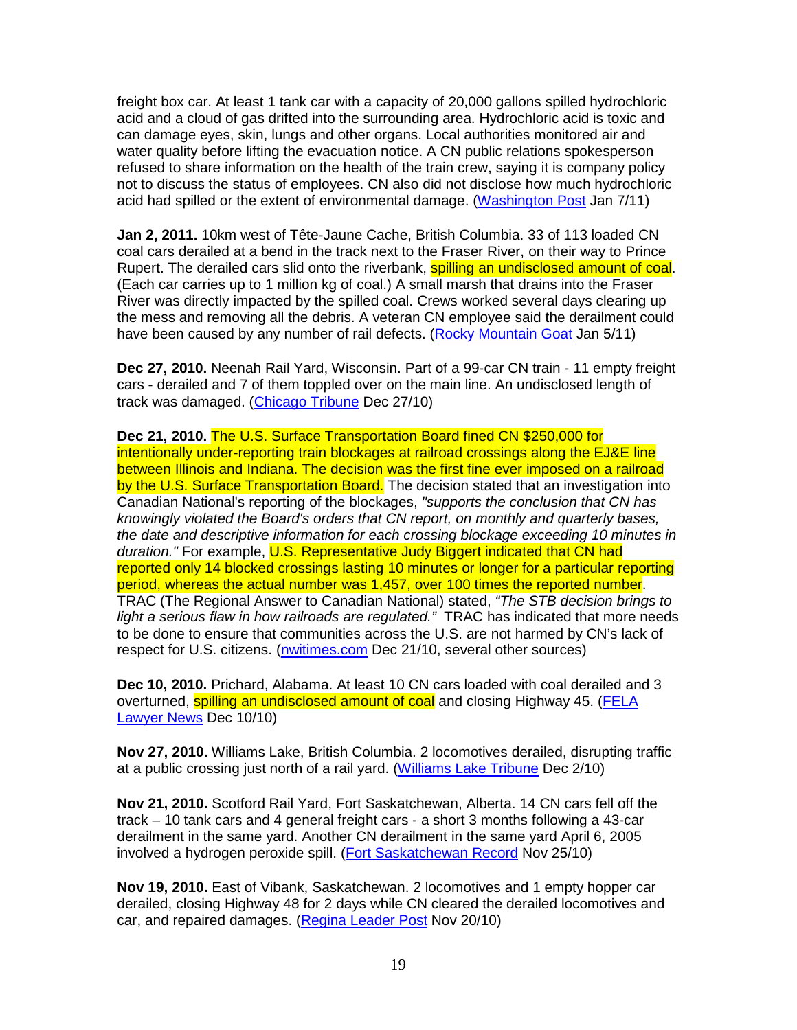freight box car. At least 1 tank car with a capacity of 20,000 gallons spilled hydrochloric acid and a cloud of gas drifted into the surrounding area. Hydrochloric acid is toxic and can damage eyes, skin, lungs and other organs. Local authorities monitored air and water quality before lifting the evacuation notice. A CN public relations spokesperson refused to share information on the health of the train crew, saying it is company policy not to discuss the status of employees. CN also did not disclose how much hydrochloric acid had spilled or the extent of environmental damage. (Washington Post Jan 7/11)

**Jan 2, 2011.** 10km west of Tête-Jaune Cache, British Columbia. 33 of 113 loaded CN coal cars derailed at a bend in the track next to the Fraser River, on their way to Prince Rupert. The derailed cars slid onto the riverbank, spilling an undisclosed amount of coal. (Each car carries up to 1 million kg of coal.) A small marsh that drains into the Fraser River was directly impacted by the spilled coal. Crews worked several days clearing up the mess and removing all the debris. A veteran CN employee said the derailment could have been caused by any number of rail defects. (Rocky Mountain Goat Jan 5/11)

**Dec 27, 2010.** Neenah Rail Yard, Wisconsin. Part of a 99-car CN train - 11 empty freight cars - derailed and 7 of them toppled over on the main line. An undisclosed length of track was damaged. (Chicago Tribune Dec 27/10)

**Dec 21, 2010.** The U.S. Surface Transportation Board fined CN $250,000 for intentionally under-reporting train blockages at railroad crossings along the EJ&E line between Illinois and Indiana. The decision was the first fine ever imposed on a railroad by the U.S. Surface Transportation Board. The decision stated that an investigation into Canadian National's reporting of the blockages, *"supports the conclusion that CN has knowingly violated the Board's orders that CN report, on monthly and quarterly bases, the date and descriptive information for each crossing blockage exceeding 10 minutes in duration."* For example, U.S. Representative Judy Biggert indicated that CN had reported only 14 blocked crossings lasting 10 minutes or longer for a particular reporting period, whereas the actual number was 1,457, over 100 times the reported number. TRAC (The Regional Answer to Canadian National) stated, *"The STB decision brings to light a serious flaw in how railroads are regulated."* TRAC has indicated that more needs to be done to ensure that communities across the U.S. are not harmed by CN's lack of respect for U.S. citizens. (nwitimes.com Dec 21/10, several other sources)

**Dec 10, 2010.** Prichard, Alabama. At least 10 CN cars loaded with coal derailed and 3 overturned, spilling an undisclosed amount of coal and closing Highway 45. (FELA Lawyer News Dec 10/10)

**Nov 27, 2010.** Williams Lake, British Columbia. 2 locomotives derailed, disrupting traffic at a public crossing just north of a rail yard. (Williams Lake Tribune Dec 2/10)

**Nov 21, 2010.** Scotford Rail Yard, Fort Saskatchewan, Alberta. 14 CN cars fell off the track – 10 tank cars and 4 general freight cars - a short 3 months following a 43-car derailment in the same yard. Another CN derailment in the same yard April 6, 2005 involved a hydrogen peroxide spill. (Fort Saskatchewan Record Nov 25/10)

**Nov 19, 2010.** East of Vibank, Saskatchewan. 2 locomotives and 1 empty hopper car derailed, closing Highway 48 for 2 days while CN cleared the derailed locomotives and car, and repaired damages. (Regina Leader Post Nov 20/10)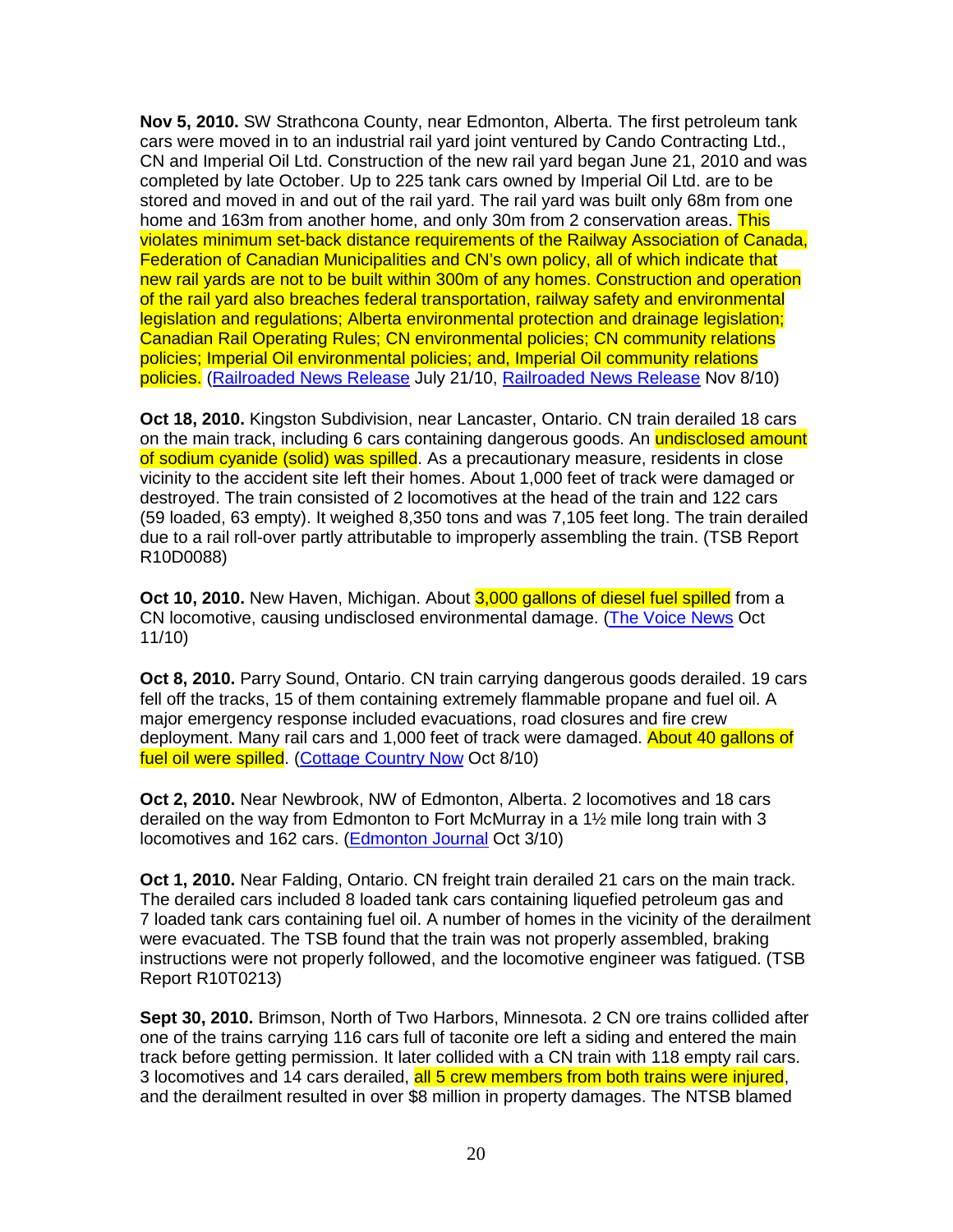**Nov 5, 2010.** SW Strathcona County, near Edmonton, Alberta. The first petroleum tank cars were moved in to an industrial rail yard joint ventured by Cando Contracting Ltd., CN and Imperial Oil Ltd. Construction of the new rail yard began June 21, 2010 and was completed by late October. Up to 225 tank cars owned by Imperial Oil Ltd. are to be stored and moved in and out of the rail yard. The rail yard was built only 68m from one home and 163m from another home, and only 30m from 2 conservation areas. This violates minimum set-back distance requirements of the Railway Association of Canada, Federation of Canadian Municipalities and CN's own policy, all of which indicate that new rail yards are not to be built within 300m of any homes. Construction and operation of the rail yard also breaches federal transportation, railway safety and environmental legislation and regulations; Alberta environmental protection and drainage legislation; Canadian Rail Operating Rules; CN environmental policies; CN community relations policies; Imperial Oil environmental policies; and, Imperial Oil community relations policies. (Railroaded News Release July 21/10, Railroaded News Release Nov 8/10)

**Oct 18, 2010.** Kingston Subdivision, near Lancaster, Ontario. CN train derailed 18 cars on the main track, including 6 cars containing dangerous goods. An undisclosed amount of sodium cyanide (solid) was spilled. As a precautionary measure, residents in close vicinity to the accident site left their homes. About 1,000 feet of track were damaged or destroyed. The train consisted of 2 locomotives at the head of the train and 122 cars (59 loaded, 63 empty). It weighed 8,350 tons and was 7,105 feet long. The train derailed due to a rail roll-over partly attributable to improperly assembling the train. (TSB Report R10D0088)

**Oct 10, 2010.** New Haven, Michigan. About 3,000 gallons of diesel fuel spilled from a CN locomotive, causing undisclosed environmental damage. (The Voice News Oct 11/10)

**Oct 8, 2010.** Parry Sound, Ontario. CN train carrying dangerous goods derailed. 19 cars fell off the tracks, 15 of them containing extremely flammable propane and fuel oil. A major emergency response included evacuations, road closures and fire crew deployment. Many rail cars and 1,000 feet of track were damaged. About 40 gallons of fuel oil were spilled. (Cottage Country Now Oct 8/10)

**Oct 2, 2010.** Near Newbrook, NW of Edmonton, Alberta. 2 locomotives and 18 cars derailed on the way from Edmonton to Fort McMurray in a 1½ mile long train with 3 locomotives and 162 cars. (Edmonton Journal Oct 3/10)

**Oct 1, 2010.** Near Falding, Ontario. CN freight train derailed 21 cars on the main track. The derailed cars included 8 loaded tank cars containing liquefied petroleum gas and 7 loaded tank cars containing fuel oil. A number of homes in the vicinity of the derailment were evacuated. The TSB found that the train was not properly assembled, braking instructions were not properly followed, and the locomotive engineer was fatigued. (TSB Report R10T0213)

**Sept 30, 2010.** Brimson, North of Two Harbors, Minnesota. 2 CN ore trains collided after one of the trains carrying 116 cars full of taconite ore left a siding and entered the main track before getting permission. It later collided with a CN train with 118 empty rail cars. 3 locomotives and 14 cars derailed, all 5 crew members from both trains were injured, and the derailment resulted in over $8 million in property damages. The NTSB blamed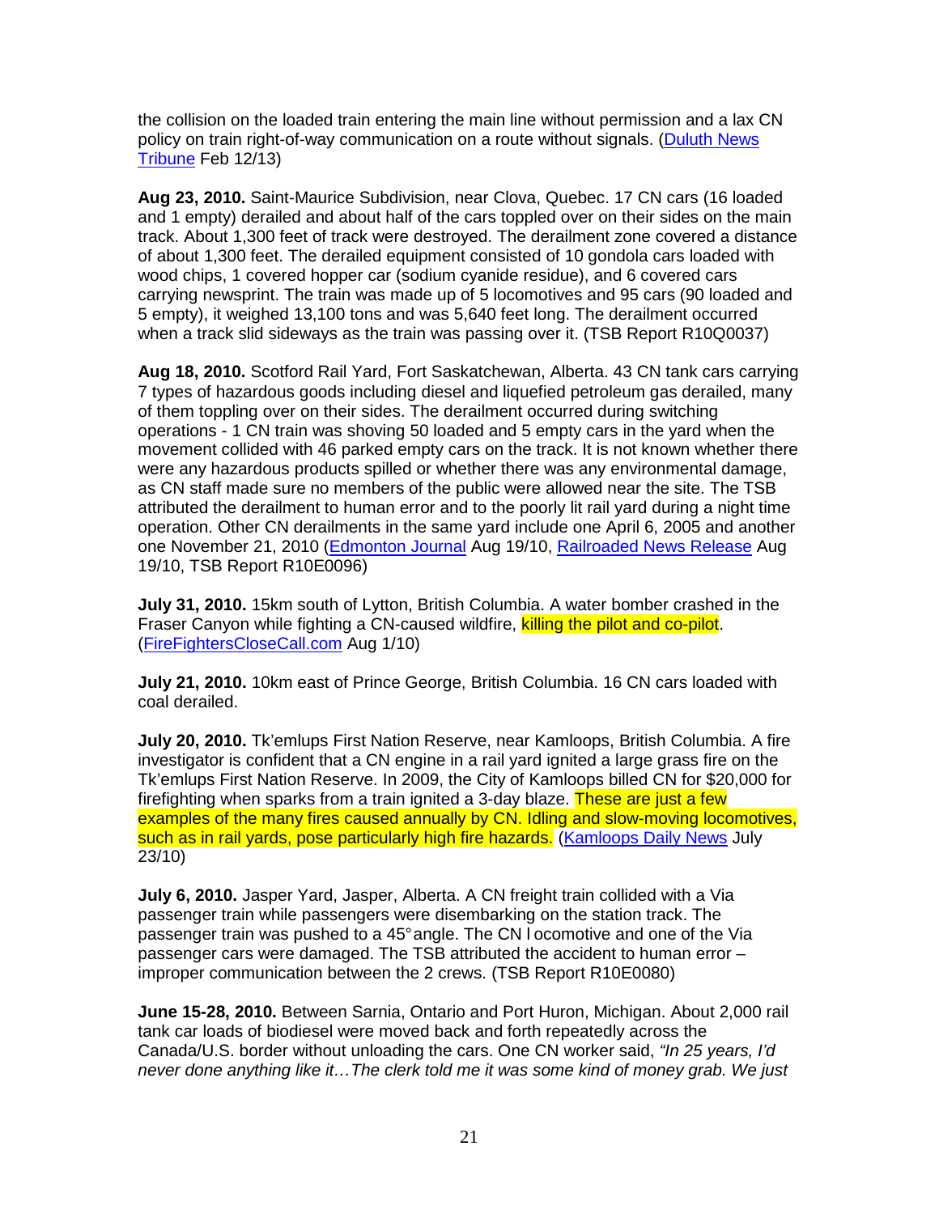the collision on the loaded train entering the main line without permission and a lax CN policy on train right-of-way communication on a route without signals. (Duluth News Tribune Feb 12/13)

**Aug 23, 2010.** Saint-Maurice Subdivision, near Clova, Quebec. 17 CN cars (16 loaded and 1 empty) derailed and about half of the cars toppled over on their sides on the main track. About 1,300 feet of track were destroyed. The derailment zone covered a distance of about 1,300 feet. The derailed equipment consisted of 10 gondola cars loaded with wood chips, 1 covered hopper car (sodium cyanide residue), and 6 covered cars carrying newsprint. The train was made up of 5 locomotives and 95 cars (90 loaded and 5 empty), it weighed 13,100 tons and was 5,640 feet long. The derailment occurred when a track slid sideways as the train was passing over it. (TSB Report R10Q0037)

**Aug 18, 2010.** Scotford Rail Yard, Fort Saskatchewan, Alberta. 43 CN tank cars carrying 7 types of hazardous goods including diesel and liquefied petroleum gas derailed, many of them toppling over on their sides. The derailment occurred during switching operations - 1 CN train was shoving 50 loaded and 5 empty cars in the yard when the movement collided with 46 parked empty cars on the track. It is not known whether there were any hazardous products spilled or whether there was any environmental damage, as CN staff made sure no members of the public were allowed near the site. The TSB attributed the derailment to human error and to the poorly lit rail yard during a night time operation. Other CN derailments in the same yard include one April 6, 2005 and another one November 21, 2010 (Edmonton Journal Aug 19/10, Railroaded News Release Aug 19/10, TSB Report R10E0096)

**July 31, 2010.** 15km south of Lytton, British Columbia. A water bomber crashed in the Fraser Canyon while fighting a CN-caused wildfire, killing the pilot and co-pilot. (FireFightersCloseCall.com Aug 1/10)

**July 21, 2010.** 10km east of Prince George, British Columbia. 16 CN cars loaded with coal derailed.

**July 20, 2010.** Tk'emlups First Nation Reserve, near Kamloops, British Columbia. A fire investigator is confident that a CN engine in a rail yard ignited a large grass fire on the Tk'emlups First Nation Reserve. In 2009, the City of Kamloops billed CN for $20,000 for firefighting when sparks from a train ignited a 3-day blaze. These are just a few examples of the many fires caused annually by CN. Idling and slow-moving locomotives, such as in rail yards, pose particularly high fire hazards. (Kamloops Daily News July 23/10)

**July 6, 2010.** Jasper Yard, Jasper, Alberta. A CN freight train collided with a Via passenger train while passengers were disembarking on the station track. The passenger train was pushed to a 45° angle. The CN locomotive and one of the Via passenger cars were damaged. The TSB attributed the accident to human error – improper communication between the 2 crews. (TSB Report R10E0080)

**June 15-28, 2010.** Between Sarnia, Ontario and Port Huron, Michigan. About 2,000 rail tank car loads of biodiesel were moved back and forth repeatedly across the Canada/U.S. border without unloading the cars. One CN worker said, *"In 25 years, I'd never done anything like it…The clerk told me it was some kind of money grab. We just*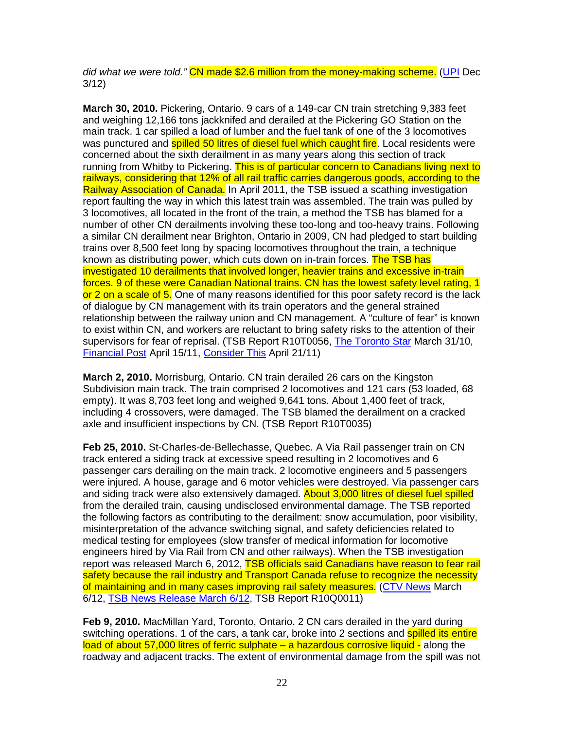*did what we were told."* CN made $2.6 million from the money-making scheme. (UPI Dec 3/12)

**March 30, 2010.** Pickering, Ontario. 9 cars of a 149-car CN train stretching 9,383 feet and weighing 12,166 tons jackknifed and derailed at the Pickering GO Station on the main track. 1 car spilled a load of lumber and the fuel tank of one of the 3 locomotives was punctured and spilled 50 litres of diesel fuel which caught fire. Local residents were concerned about the sixth derailment in as many years along this section of track running from Whitby to Pickering. This is of particular concern to Canadians living next to railways, considering that 12% of all rail traffic carries dangerous goods, according to the Railway Association of Canada. In April 2011, the TSB issued a scathing investigation report faulting the way in which this latest train was assembled. The train was pulled by 3 locomotives, all located in the front of the train, a method the TSB has blamed for a number of other CN derailments involving these too-long and too-heavy trains. Following a similar CN derailment near Brighton, Ontario in 2009, CN had pledged to start building trains over 8,500 feet long by spacing locomotives throughout the train, a technique known as distributing power, which cuts down on in-train forces. The TSB has investigated 10 derailments that involved longer, heavier trains and excessive in-train forces. 9 of these were Canadian National trains. CN has the lowest safety level rating, 1 or 2 on a scale of 5. One of many reasons identified for this poor safety record is the lack of dialogue by CN management with its train operators and the general strained relationship between the railway union and CN management. A "culture of fear" is known to exist within CN, and workers are reluctant to bring safety risks to the attention of their supervisors for fear of reprisal. (TSB Report R10T0056, The Toronto Star March 31/10, Financial Post April 15/11, Consider This April 21/11)

**March 2, 2010.** Morrisburg, Ontario. CN train derailed 26 cars on the Kingston Subdivision main track. The train comprised 2 locomotives and 121 cars (53 loaded, 68 empty). It was 8,703 feet long and weighed 9,641 tons. About 1,400 feet of track, including 4 crossovers, were damaged. The TSB blamed the derailment on a cracked axle and insufficient inspections by CN. (TSB Report R10T0035)

**Feb 25, 2010.** St-Charles-de-Bellechasse, Quebec. A Via Rail passenger train on CN track entered a siding track at excessive speed resulting in 2 locomotives and 6 passenger cars derailing on the main track. 2 locomotive engineers and 5 passengers were injured. A house, garage and 6 motor vehicles were destroyed. Via passenger cars and siding track were also extensively damaged. About 3,000 litres of diesel fuel spilled from the derailed train, causing undisclosed environmental damage. The TSB reported the following factors as contributing to the derailment: snow accumulation, poor visibility, misinterpretation of the advance switching signal, and safety deficiencies related to medical testing for employees (slow transfer of medical information for locomotive engineers hired by Via Rail from CN and other railways). When the TSB investigation report was released March 6, 2012, TSB officials said Canadians have reason to fear rail safety because the rail industry and Transport Canada refuse to recognize the necessity of maintaining and in many cases improving rail safety measures. (CTV News March 6/12, TSB News Release March 6/12, TSB Report R10Q0011)

**Feb 9, 2010.** MacMillan Yard, Toronto, Ontario. 2 CN cars derailed in the yard during switching operations. 1 of the cars, a tank car, broke into 2 sections and spilled its entire load of about 57,000 litres of ferric sulphate – a hazardous corrosive liquid - along the roadway and adjacent tracks. The extent of environmental damage from the spill was not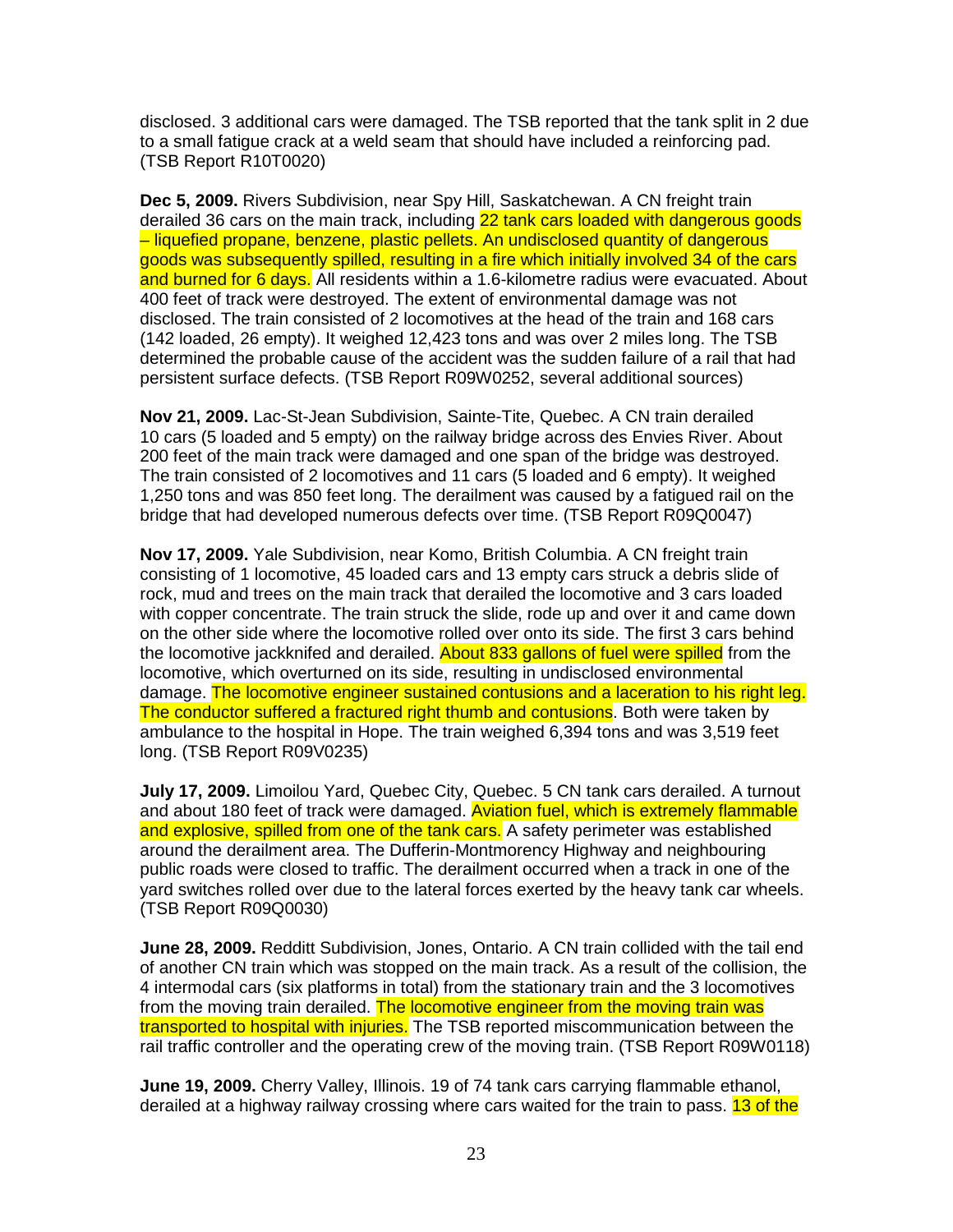disclosed. 3 additional cars were damaged. The TSB reported that the tank split in 2 due to a small fatigue crack at a weld seam that should have included a reinforcing pad. (TSB Report R10T0020)

**Dec 5, 2009.** Rivers Subdivision, near Spy Hill, Saskatchewan. A CN freight train derailed 36 cars on the main track, including 22 tank cars loaded with dangerous goods – liquefied propane, benzene, plastic pellets. An undisclosed quantity of dangerous goods was subsequently spilled, resulting in a fire which initially involved 34 of the cars and burned for 6 days. All residents within a 1.6-kilometre radius were evacuated. About 400 feet of track were destroyed. The extent of environmental damage was not disclosed. The train consisted of 2 locomotives at the head of the train and 168 cars (142 loaded, 26 empty). It weighed 12,423 tons and was over 2 miles long. The TSB determined the probable cause of the accident was the sudden failure of a rail that had persistent surface defects. (TSB Report R09W0252, several additional sources)

**Nov 21, 2009.** Lac-St-Jean Subdivision, Sainte-Tite, Quebec. A CN train derailed 10 cars (5 loaded and 5 empty) on the railway bridge across des Envies River. About 200 feet of the main track were damaged and one span of the bridge was destroyed. The train consisted of 2 locomotives and 11 cars (5 loaded and 6 empty). It weighed 1,250 tons and was 850 feet long. The derailment was caused by a fatigued rail on the bridge that had developed numerous defects over time. (TSB Report R09Q0047)

**Nov 17, 2009.** Yale Subdivision, near Komo, British Columbia. A CN freight train consisting of 1 locomotive, 45 loaded cars and 13 empty cars struck a debris slide of rock, mud and trees on the main track that derailed the locomotive and 3 cars loaded with copper concentrate. The train struck the slide, rode up and over it and came down on the other side where the locomotive rolled over onto its side. The first 3 cars behind the locomotive jackknifed and derailed. About 833 gallons of fuel were spilled from the locomotive, which overturned on its side, resulting in undisclosed environmental damage. The locomotive engineer sustained contusions and a laceration to his right leg. The conductor suffered a fractured right thumb and contusions. Both were taken by ambulance to the hospital in Hope. The train weighed 6,394 tons and was 3,519 feet long. (TSB Report R09V0235)

**July 17, 2009.** Limoilou Yard, Quebec City, Quebec. 5 CN tank cars derailed. A turnout and about 180 feet of track were damaged. Aviation fuel, which is extremely flammable and explosive, spilled from one of the tank cars. A safety perimeter was established around the derailment area. The Dufferin-Montmorency Highway and neighbouring public roads were closed to traffic. The derailment occurred when a track in one of the yard switches rolled over due to the lateral forces exerted by the heavy tank car wheels. (TSB Report R09Q0030)

**June 28, 2009.** Redditt Subdivision, Jones, Ontario. A CN train collided with the tail end of another CN train which was stopped on the main track. As a result of the collision, the 4 intermodal cars (six platforms in total) from the stationary train and the 3 locomotives from the moving train derailed. The locomotive engineer from the moving train was transported to hospital with injuries. The TSB reported miscommunication between the rail traffic controller and the operating crew of the moving train. (TSB Report R09W0118)

**June 19, 2009.** Cherry Valley, Illinois. 19 of 74 tank cars carrying flammable ethanol, derailed at a highway railway crossing where cars waited for the train to pass. 13 of the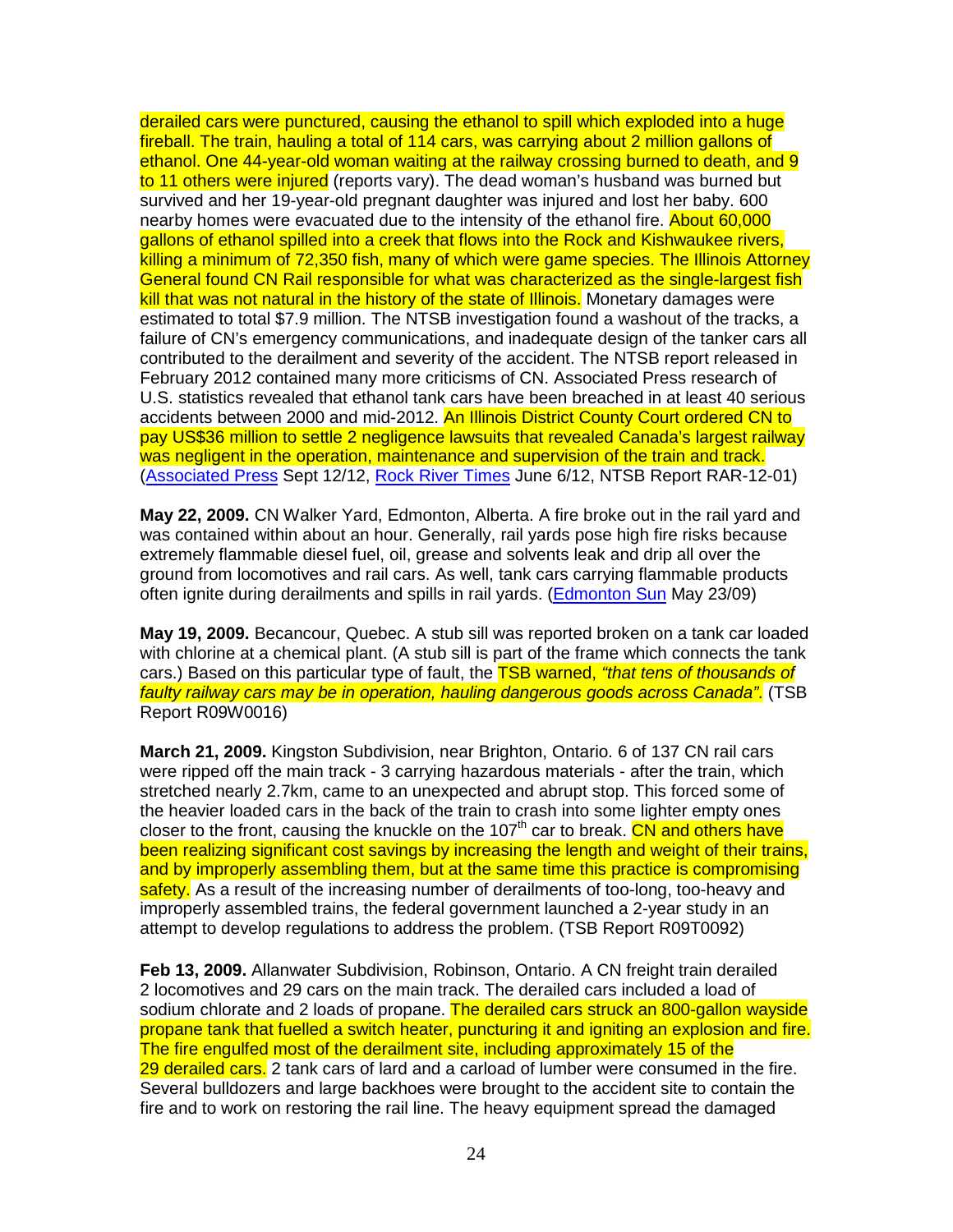derailed cars were punctured, causing the ethanol to spill which exploded into a huge fireball. The train, hauling a total of 114 cars, was carrying about 2 million gallons of ethanol. One 44-year-old woman waiting at the railway crossing burned to death, and 9 to 11 others were injured (reports vary). The dead woman's husband was burned but survived and her 19-year-old pregnant daughter was injured and lost her baby. 600 nearby homes were evacuated due to the intensity of the ethanol fire. About 60,000 gallons of ethanol spilled into a creek that flows into the Rock and Kishwaukee rivers, killing a minimum of 72,350 fish, many of which were game species. The Illinois Attorney General found CN Rail responsible for what was characterized as the single-largest fish kill that was not natural in the history of the state of Illinois. Monetary damages were estimated to total $7.9 million. The NTSB investigation found a washout of the tracks, a failure of CN's emergency communications, and inadequate design of the tanker cars all contributed to the derailment and severity of the accident. The NTSB report released in February 2012 contained many more criticisms of CN. Associated Press research of U.S. statistics revealed that ethanol tank cars have been breached in at least 40 serious accidents between 2000 and mid-2012. An Illinois District County Court ordered CN to pay US$36 million to settle 2 negligence lawsuits that revealed Canada's largest railway was negligent in the operation, maintenance and supervision of the train and track. (Associated Press Sept 12/12, Rock River Times June 6/12, NTSB Report RAR-12-01)

**May 22, 2009.** CN Walker Yard, Edmonton, Alberta. A fire broke out in the rail yard and was contained within about an hour. Generally, rail yards pose high fire risks because extremely flammable diesel fuel, oil, grease and solvents leak and drip all over the ground from locomotives and rail cars. As well, tank cars carrying flammable products often ignite during derailments and spills in rail yards. (Edmonton Sun May 23/09)

**May 19, 2009.** Becancour, Quebec. A stub sill was reported broken on a tank car loaded with chlorine at a chemical plant. (A stub sill is part of the frame which connects the tank cars.) Based on this particular type of fault, the TSB warned, *"that tens of thousands of faulty railway cars may be in operation, hauling dangerous goods across Canada"*. (TSB Report R09W0016)

**March 21, 2009.** Kingston Subdivision, near Brighton, Ontario. 6 of 137 CN rail cars were ripped off the main track - 3 carrying hazardous materials - after the train, which stretched nearly 2.7km, came to an unexpected and abrupt stop. This forced some of the heavier loaded cars in the back of the train to crash into some lighter empty ones closer to the front, causing the knuckle on the 107th car to break. CN and others have been realizing significant cost savings by increasing the length and weight of their trains, and by improperly assembling them, but at the same time this practice is compromising safety. As a result of the increasing number of derailments of too-long, too-heavy and improperly assembled trains, the federal government launched a 2-year study in an attempt to develop regulations to address the problem. (TSB Report R09T0092)

**Feb 13, 2009.** Allanwater Subdivision, Robinson, Ontario. A CN freight train derailed 2 locomotives and 29 cars on the main track. The derailed cars included a load of sodium chlorate and 2 loads of propane. The derailed cars struck an 800-gallon wayside propane tank that fuelled a switch heater, puncturing it and igniting an explosion and fire. The fire engulfed most of the derailment site, including approximately 15 of the 29 derailed cars. 2 tank cars of lard and a carload of lumber were consumed in the fire. Several bulldozers and large backhoes were brought to the accident site to contain the fire and to work on restoring the rail line. The heavy equipment spread the damaged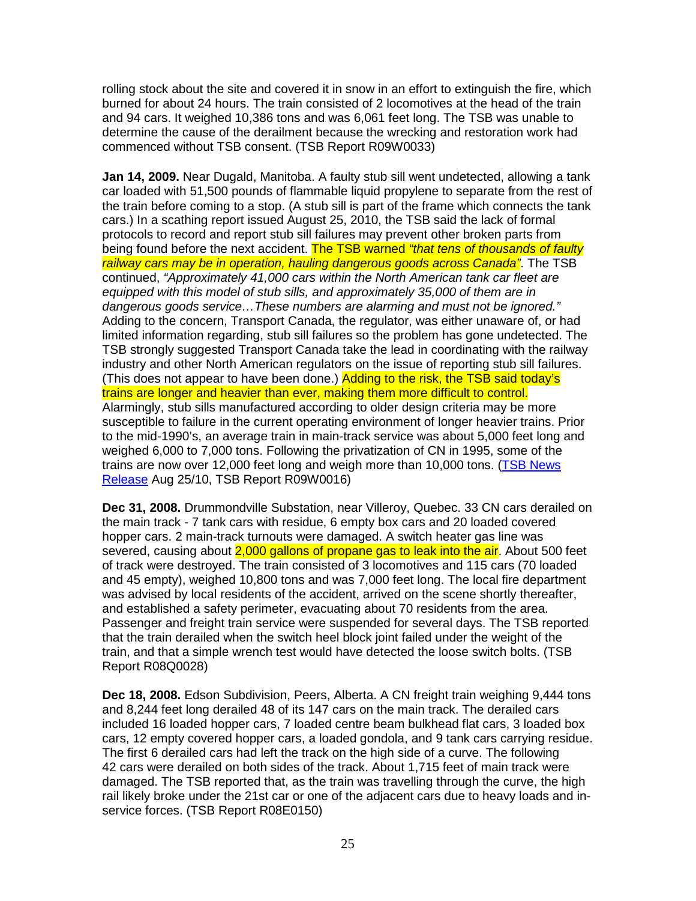rolling stock about the site and covered it in snow in an effort to extinguish the fire, which burned for about 24 hours. The train consisted of 2 locomotives at the head of the train and 94 cars. It weighed 10,386 tons and was 6,061 feet long. The TSB was unable to determine the cause of the derailment because the wrecking and restoration work had commenced without TSB consent. (TSB Report R09W0033)

**Jan 14, 2009.** Near Dugald, Manitoba. A faulty stub sill went undetected, allowing a tank car loaded with 51,500 pounds of flammable liquid propylene to separate from the rest of the train before coming to a stop. (A stub sill is part of the frame which connects the tank cars.) In a scathing report issued August 25, 2010, the TSB said the lack of formal protocols to record and report stub sill failures may prevent other broken parts from being found before the next accident. The TSB warned *"that tens of thousands of faulty railway cars may be in operation, hauling dangerous goods across Canada"*. The TSB continued, *"Approximately 41,000 cars within the North American tank car fleet are equipped with this model of stub sills, and approximately 35,000 of them are in dangerous goods service…These numbers are alarming and must not be ignored."* Adding to the concern, Transport Canada, the regulator, was either unaware of, or had limited information regarding, stub sill failures so the problem has gone undetected. The TSB strongly suggested Transport Canada take the lead in coordinating with the railway industry and other North American regulators on the issue of reporting stub sill failures. (This does not appear to have been done.) Adding to the risk, the TSB said today's trains are longer and heavier than ever, making them more difficult to control. Alarmingly, stub sills manufactured according to older design criteria may be more susceptible to failure in the current operating environment of longer heavier trains. Prior to the mid-1990's, an average train in main-track service was about 5,000 feet long and weighed 6,000 to 7,000 tons. Following the privatization of CN in 1995, some of the trains are now over 12,000 feet long and weigh more than 10,000 tons. (TSB News Release Aug 25/10, TSB Report R09W0016)

**Dec 31, 2008.** Drummondville Substation, near Villeroy, Quebec. 33 CN cars derailed on the main track - 7 tank cars with residue, 6 empty box cars and 20 loaded covered hopper cars. 2 main-track turnouts were damaged. A switch heater gas line was severed, causing about 2,000 gallons of propane gas to leak into the air. About 500 feet of track were destroyed. The train consisted of 3 locomotives and 115 cars (70 loaded and 45 empty), weighed 10,800 tons and was 7,000 feet long. The local fire department was advised by local residents of the accident, arrived on the scene shortly thereafter, and established a safety perimeter, evacuating about 70 residents from the area. Passenger and freight train service were suspended for several days. The TSB reported that the train derailed when the switch heel block joint failed under the weight of the train, and that a simple wrench test would have detected the loose switch bolts. (TSB Report R08Q0028)

**Dec 18, 2008.** Edson Subdivision, Peers, Alberta. A CN freight train weighing 9,444 tons and 8,244 feet long derailed 48 of its 147 cars on the main track. The derailed cars included 16 loaded hopper cars, 7 loaded centre beam bulkhead flat cars, 3 loaded box cars, 12 empty covered hopper cars, a loaded gondola, and 9 tank cars carrying residue. The first 6 derailed cars had left the track on the high side of a curve. The following 42 cars were derailed on both sides of the track. About 1,715 feet of main track were damaged. The TSB reported that, as the train was travelling through the curve, the high rail likely broke under the 21st car or one of the adjacent cars due to heavy loads and in-service forces. (TSB Report R08E0150)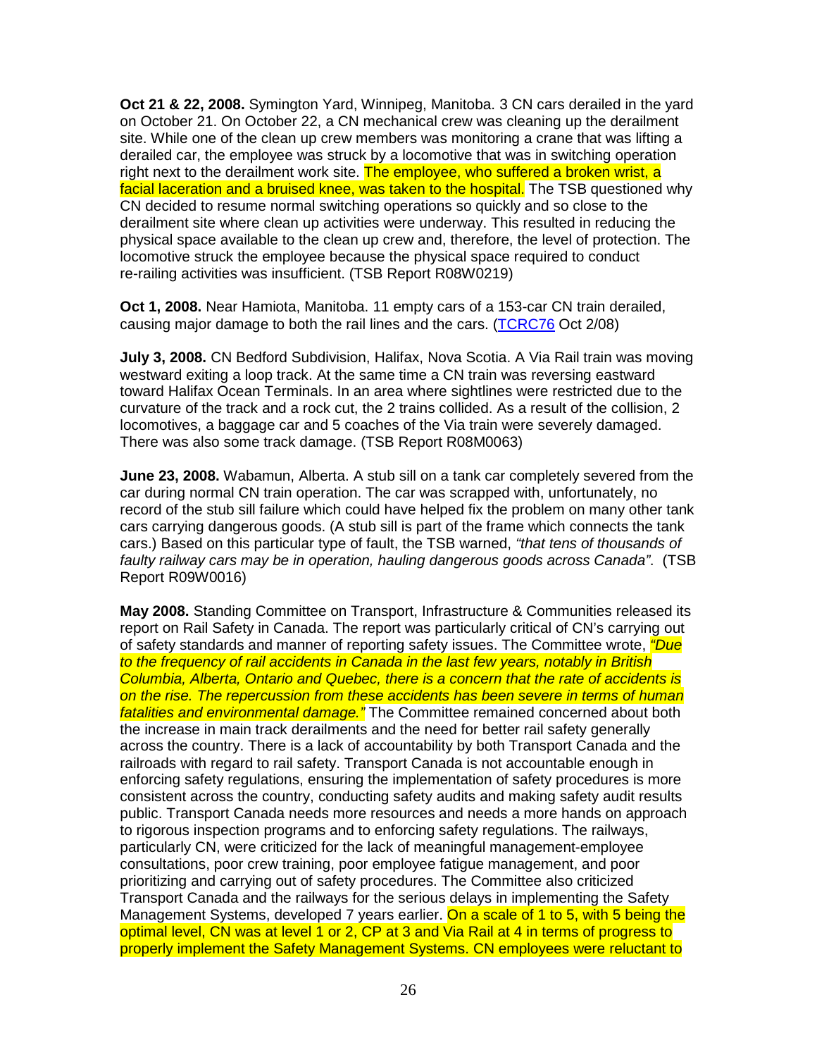**Oct 21 & 22, 2008.** Symington Yard, Winnipeg, Manitoba. 3 CN cars derailed in the yard on October 21. On October 22, a CN mechanical crew was cleaning up the derailment site. While one of the clean up crew members was monitoring a crane that was lifting a derailed car, the employee was struck by a locomotive that was in switching operation right next to the derailment work site. The employee, who suffered a broken wrist, a facial laceration and a bruised knee, was taken to the hospital. The TSB questioned why CN decided to resume normal switching operations so quickly and so close to the derailment site where clean up activities were underway. This resulted in reducing the physical space available to the clean up crew and, therefore, the level of protection. The locomotive struck the employee because the physical space required to conduct re-railing activities was insufficient. (TSB Report R08W0219)

**Oct 1, 2008.** Near Hamiota, Manitoba. 11 empty cars of a 153-car CN train derailed, causing major damage to both the rail lines and the cars. (TCRC76 Oct 2/08)

**July 3, 2008.** CN Bedford Subdivision, Halifax, Nova Scotia. A Via Rail train was moving westward exiting a loop track. At the same time a CN train was reversing eastward toward Halifax Ocean Terminals. In an area where sightlines were restricted due to the curvature of the track and a rock cut, the 2 trains collided. As a result of the collision, 2 locomotives, a baggage car and 5 coaches of the Via train were severely damaged. There was also some track damage. (TSB Report R08M0063)

**June 23, 2008.** Wabamun, Alberta. A stub sill on a tank car completely severed from the car during normal CN train operation. The car was scrapped with, unfortunately, no record of the stub sill failure which could have helped fix the problem on many other tank cars carrying dangerous goods. (A stub sill is part of the frame which connects the tank cars.) Based on this particular type of fault, the TSB warned, *"that tens of thousands of faulty railway cars may be in operation, hauling dangerous goods across Canada"*. (TSB Report R09W0016)

**May 2008.** Standing Committee on Transport, Infrastructure & Communities released its report on Rail Safety in Canada. The report was particularly critical of CN's carrying out of safety standards and manner of reporting safety issues. The Committee wrote, *"Due to the frequency of rail accidents in Canada in the last few years, notably in British Columbia, Alberta, Ontario and Quebec, there is a concern that the rate of accidents is on the rise. The repercussion from these accidents has been severe in terms of human fatalities and environmental damage."* The Committee remained concerned about both the increase in main track derailments and the need for better rail safety generally across the country. There is a lack of accountability by both Transport Canada and the railroads with regard to rail safety. Transport Canada is not accountable enough in enforcing safety regulations, ensuring the implementation of safety procedures is more consistent across the country, conducting safety audits and making safety audit results public. Transport Canada needs more resources and needs a more hands on approach to rigorous inspection programs and to enforcing safety regulations. The railways, particularly CN, were criticized for the lack of meaningful management-employee consultations, poor crew training, poor employee fatigue management, and poor prioritizing and carrying out of safety procedures. The Committee also criticized Transport Canada and the railways for the serious delays in implementing the Safety Management Systems, developed 7 years earlier. On a scale of 1 to 5, with 5 being the optimal level, CN was at level 1 or 2, CP at 3 and Via Rail at 4 in terms of progress to properly implement the Safety Management Systems. CN employees were reluctant to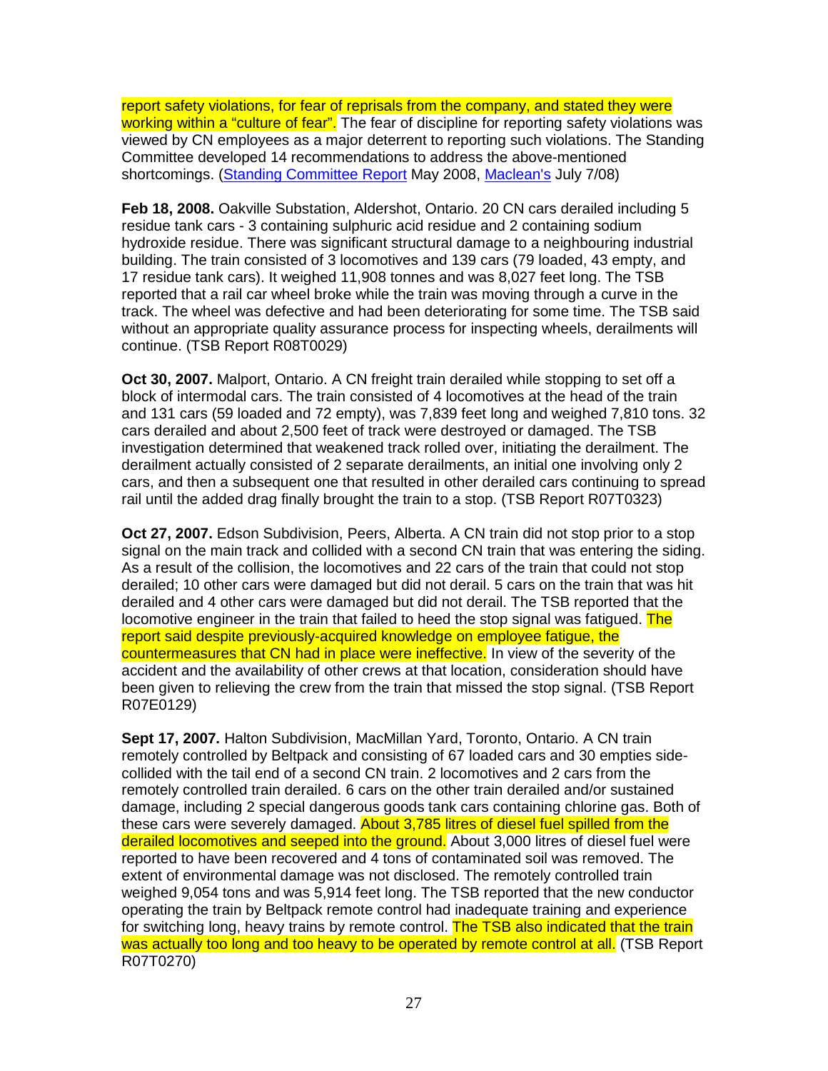report safety violations, for fear of reprisals from the company, and stated they were working within a "culture of fear". The fear of discipline for reporting safety violations was viewed by CN employees as a major deterrent to reporting such violations. The Standing Committee developed 14 recommendations to address the above-mentioned shortcomings. (Standing Committee Report May 2008, Maclean's July 7/08)

**Feb 18, 2008.** Oakville Substation, Aldershot, Ontario. 20 CN cars derailed including 5 residue tank cars - 3 containing sulphuric acid residue and 2 containing sodium hydroxide residue. There was significant structural damage to a neighbouring industrial building. The train consisted of 3 locomotives and 139 cars (79 loaded, 43 empty, and 17 residue tank cars). It weighed 11,908 tonnes and was 8,027 feet long. The TSB reported that a rail car wheel broke while the train was moving through a curve in the track. The wheel was defective and had been deteriorating for some time. The TSB said without an appropriate quality assurance process for inspecting wheels, derailments will continue. (TSB Report R08T0029)

**Oct 30, 2007.** Malport, Ontario. A CN freight train derailed while stopping to set off a block of intermodal cars. The train consisted of 4 locomotives at the head of the train and 131 cars (59 loaded and 72 empty), was 7,839 feet long and weighed 7,810 tons. 32 cars derailed and about 2,500 feet of track were destroyed or damaged. The TSB investigation determined that weakened track rolled over, initiating the derailment. The derailment actually consisted of 2 separate derailments, an initial one involving only 2 cars, and then a subsequent one that resulted in other derailed cars continuing to spread rail until the added drag finally brought the train to a stop. (TSB Report R07T0323)

**Oct 27, 2007.** Edson Subdivision, Peers, Alberta. A CN train did not stop prior to a stop signal on the main track and collided with a second CN train that was entering the siding. As a result of the collision, the locomotives and 22 cars of the train that could not stop derailed; 10 other cars were damaged but did not derail. 5 cars on the train that was hit derailed and 4 other cars were damaged but did not derail. The TSB reported that the locomotive engineer in the train that failed to heed the stop signal was fatigued. The report said despite previously-acquired knowledge on employee fatigue, the countermeasures that CN had in place were ineffective. In view of the severity of the accident and the availability of other crews at that location, consideration should have been given to relieving the crew from the train that missed the stop signal. (TSB Report R07E0129)

**Sept 17, 2007.** Halton Subdivision, MacMillan Yard, Toronto, Ontario. A CN train remotely controlled by Beltpack and consisting of 67 loaded cars and 30 empties side-collided with the tail end of a second CN train. 2 locomotives and 2 cars from the remotely controlled train derailed. 6 cars on the other train derailed and/or sustained damage, including 2 special dangerous goods tank cars containing chlorine gas. Both of these cars were severely damaged. About 3,785 litres of diesel fuel spilled from the derailed locomotives and seeped into the ground. About 3,000 litres of diesel fuel were reported to have been recovered and 4 tons of contaminated soil was removed. The extent of environmental damage was not disclosed. The remotely controlled train weighed 9,054 tons and was 5,914 feet long. The TSB reported that the new conductor operating the train by Beltpack remote control had inadequate training and experience for switching long, heavy trains by remote control. The TSB also indicated that the train was actually too long and too heavy to be operated by remote control at all. (TSB Report R07T0270)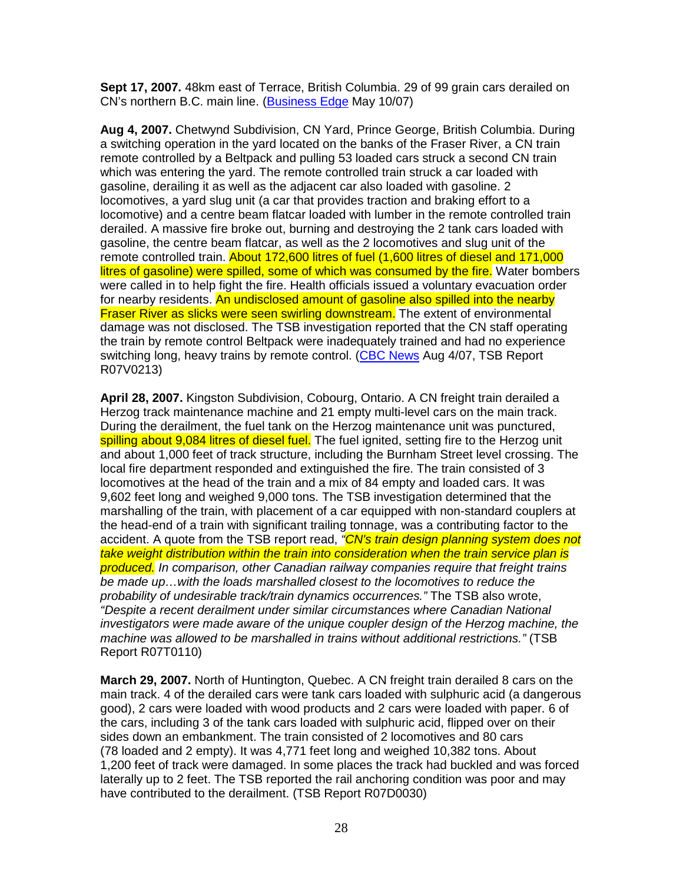**Sept 17, 2007.** 48km east of Terrace, British Columbia. 29 of 99 grain cars derailed on CN's northern B.C. main line. (Business Edge May 10/07)

**Aug 4, 2007.** Chetwynd Subdivision, CN Yard, Prince George, British Columbia. During a switching operation in the yard located on the banks of the Fraser River, a CN train remote controlled by a Beltpack and pulling 53 loaded cars struck a second CN train which was entering the yard. The remote controlled train struck a car loaded with gasoline, derailing it as well as the adjacent car also loaded with gasoline. 2 locomotives, a yard slug unit (a car that provides traction and braking effort to a locomotive) and a centre beam flatcar loaded with lumber in the remote controlled train derailed. A massive fire broke out, burning and destroying the 2 tank cars loaded with gasoline, the centre beam flatcar, as well as the 2 locomotives and slug unit of the remote controlled train. About 172,600 litres of fuel (1,600 litres of diesel and 171,000 litres of gasoline) were spilled, some of which was consumed by the fire. Water bombers were called in to help fight the fire. Health officials issued a voluntary evacuation order for nearby residents. An undisclosed amount of gasoline also spilled into the nearby Fraser River as slicks were seen swirling downstream. The extent of environmental damage was not disclosed. The TSB investigation reported that the CN staff operating the train by remote control Beltpack were inadequately trained and had no experience switching long, heavy trains by remote control. (CBC News Aug 4/07, TSB Report R07V0213)

**April 28, 2007.** Kingston Subdivision, Cobourg, Ontario. A CN freight train derailed a Herzog track maintenance machine and 21 empty multi-level cars on the main track. During the derailment, the fuel tank on the Herzog maintenance unit was punctured, spilling about 9,084 litres of diesel fuel. The fuel ignited, setting fire to the Herzog unit and about 1,000 feet of track structure, including the Burnham Street level crossing. The local fire department responded and extinguished the fire. The train consisted of 3 locomotives at the head of the train and a mix of 84 empty and loaded cars. It was 9,602 feet long and weighed 9,000 tons. The TSB investigation determined that the marshalling of the train, with placement of a car equipped with non-standard couplers at the head-end of a train with significant trailing tonnage, was a contributing factor to the accident. A quote from the TSB report read, *"CN's train design planning system does not take weight distribution within the train into consideration when the train service plan is produced. In comparison, other Canadian railway companies require that freight trains be made up…with the loads marshalled closest to the locomotives to reduce the probability of undesirable track/train dynamics occurrences."* The TSB also wrote, *"Despite a recent derailment under similar circumstances where Canadian National investigators were made aware of the unique coupler design of the Herzog machine, the machine was allowed to be marshalled in trains without additional restrictions."* (TSB Report R07T0110)

**March 29, 2007.** North of Huntington, Quebec. A CN freight train derailed 8 cars on the main track. 4 of the derailed cars were tank cars loaded with sulphuric acid (a dangerous good), 2 cars were loaded with wood products and 2 cars were loaded with paper. 6 of the cars, including 3 of the tank cars loaded with sulphuric acid, flipped over on their sides down an embankment. The train consisted of 2 locomotives and 80 cars (78 loaded and 2 empty). It was 4,771 feet long and weighed 10,382 tons. About 1,200 feet of track were damaged. In some places the track had buckled and was forced laterally up to 2 feet. The TSB reported the rail anchoring condition was poor and may have contributed to the derailment. (TSB Report R07D0030)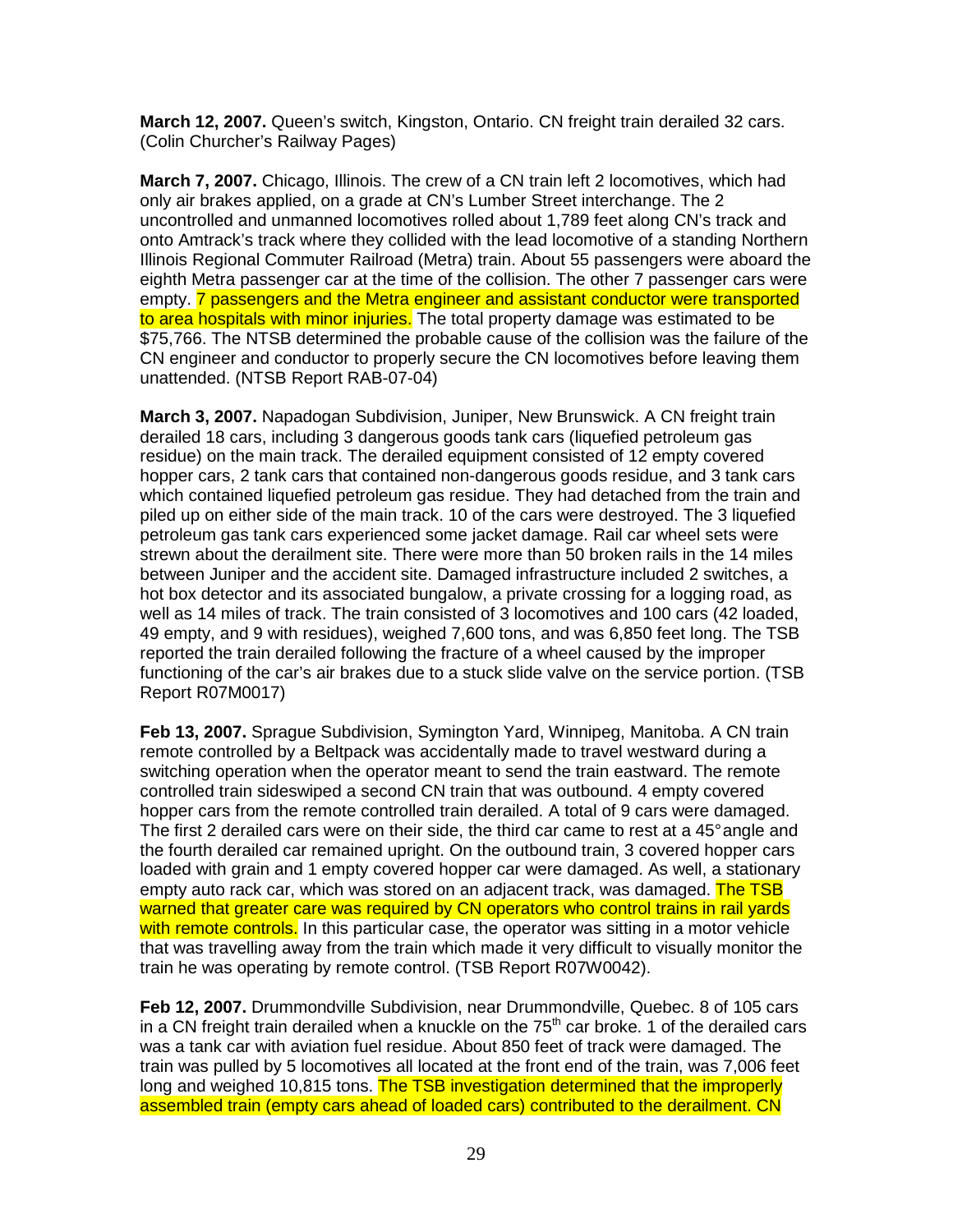**March 12, 2007.** Queen's switch, Kingston, Ontario. CN freight train derailed 32 cars. (Colin Churcher's Railway Pages)

**March 7, 2007.** Chicago, Illinois. The crew of a CN train left 2 locomotives, which had only air brakes applied, on a grade at CN's Lumber Street interchange. The 2 uncontrolled and unmanned locomotives rolled about 1,789 feet along CN's track and onto Amtrack's track where they collided with the lead locomotive of a standing Northern Illinois Regional Commuter Railroad (Metra) train. About 55 passengers were aboard the eighth Metra passenger car at the time of the collision. The other 7 passenger cars were empty. 7 passengers and the Metra engineer and assistant conductor were transported to area hospitals with minor injuries. The total property damage was estimated to be $75,766. The NTSB determined the probable cause of the collision was the failure of the CN engineer and conductor to properly secure the CN locomotives before leaving them unattended. (NTSB Report RAB-07-04)

**March 3, 2007.** Napadogan Subdivision, Juniper, New Brunswick. A CN freight train derailed 18 cars, including 3 dangerous goods tank cars (liquefied petroleum gas residue) on the main track. The derailed equipment consisted of 12 empty covered hopper cars, 2 tank cars that contained non-dangerous goods residue, and 3 tank cars which contained liquefied petroleum gas residue. They had detached from the train and piled up on either side of the main track. 10 of the cars were destroyed. The 3 liquefied petroleum gas tank cars experienced some jacket damage. Rail car wheel sets were strewn about the derailment site. There were more than 50 broken rails in the 14 miles between Juniper and the accident site. Damaged infrastructure included 2 switches, a hot box detector and its associated bungalow, a private crossing for a logging road, as well as 14 miles of track. The train consisted of 3 locomotives and 100 cars (42 loaded, 49 empty, and 9 with residues), weighed 7,600 tons, and was 6,850 feet long. The TSB reported the train derailed following the fracture of a wheel caused by the improper functioning of the car's air brakes due to a stuck slide valve on the service portion. (TSB Report R07M0017)

**Feb 13, 2007.** Sprague Subdivision, Symington Yard, Winnipeg, Manitoba. A CN train remote controlled by a Beltpack was accidentally made to travel westward during a switching operation when the operator meant to send the train eastward. The remote controlled train sideswiped a second CN train that was outbound. 4 empty covered hopper cars from the remote controlled train derailed. A total of 9 cars were damaged. The first 2 derailed cars were on their side, the third car came to rest at a 45° angle and the fourth derailed car remained upright. On the outbound train, 3 covered hopper cars loaded with grain and 1 empty covered hopper car were damaged. As well, a stationary empty auto rack car, which was stored on an adjacent track, was damaged. The TSB warned that greater care was required by CN operators who control trains in rail yards with remote controls. In this particular case, the operator was sitting in a motor vehicle that was travelling away from the train which made it very difficult to visually monitor the train he was operating by remote control. (TSB Report R07W0042).

**Feb 12, 2007.** Drummondville Subdivision, near Drummondville, Quebec. 8 of 105 cars in a CN freight train derailed when a knuckle on the 75th car broke. 1 of the derailed cars was a tank car with aviation fuel residue. About 850 feet of track were damaged. The train was pulled by 5 locomotives all located at the front end of the train, was 7,006 feet long and weighed 10,815 tons. The TSB investigation determined that the improperly assembled train (empty cars ahead of loaded cars) contributed to the derailment. CN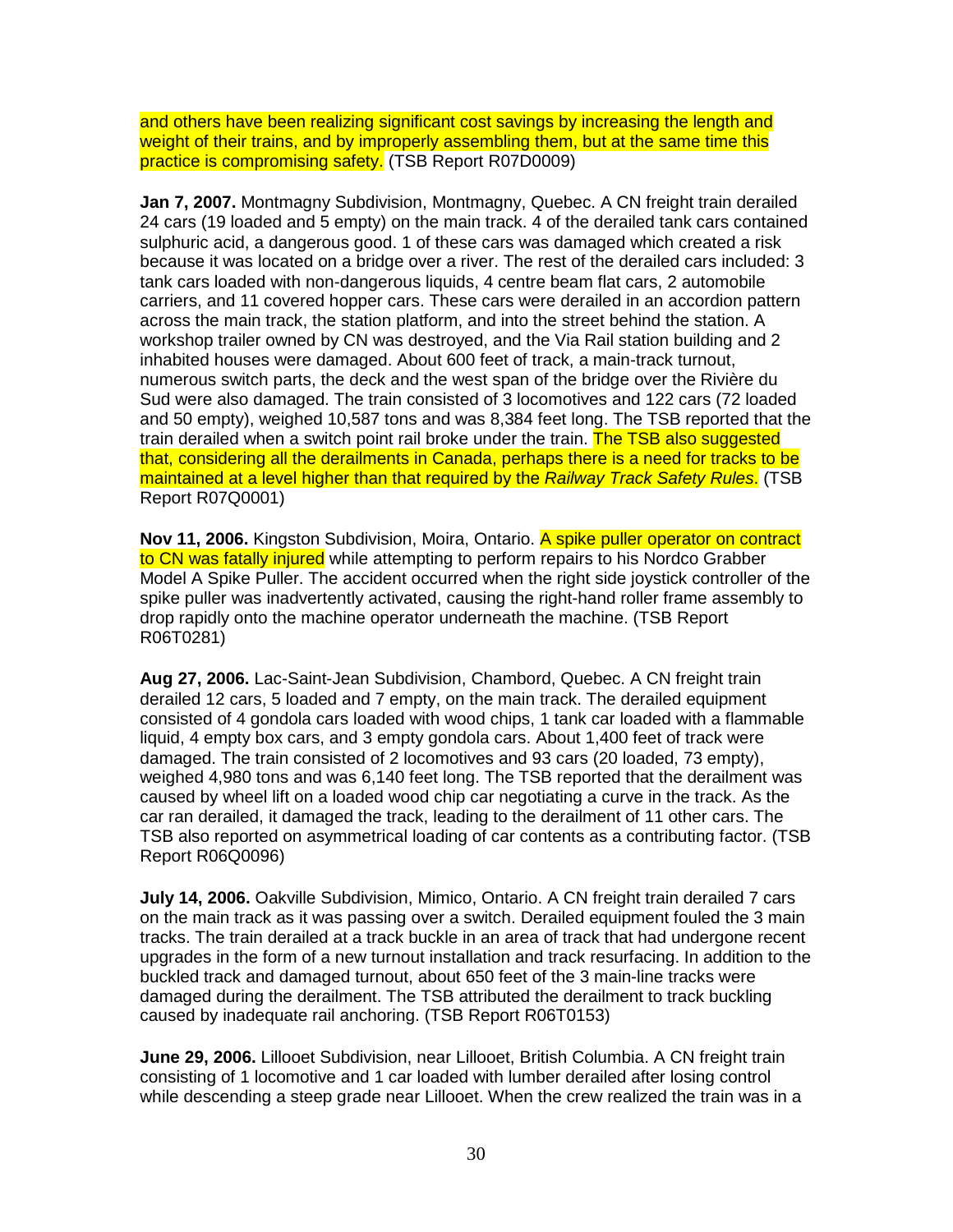and others have been realizing significant cost savings by increasing the length and weight of their trains, and by improperly assembling them, but at the same time this practice is compromising safety. (TSB Report R07D0009)

**Jan 7, 2007.** Montmagny Subdivision, Montmagny, Quebec. A CN freight train derailed 24 cars (19 loaded and 5 empty) on the main track. 4 of the derailed tank cars contained sulphuric acid, a dangerous good. 1 of these cars was damaged which created a risk because it was located on a bridge over a river. The rest of the derailed cars included: 3 tank cars loaded with non-dangerous liquids, 4 centre beam flat cars, 2 automobile carriers, and 11 covered hopper cars. These cars were derailed in an accordion pattern across the main track, the station platform, and into the street behind the station. A workshop trailer owned by CN was destroyed, and the Via Rail station building and 2 inhabited houses were damaged. About 600 feet of track, a main-track turnout, numerous switch parts, the deck and the west span of the bridge over the Rivière du Sud were also damaged. The train consisted of 3 locomotives and 122 cars (72 loaded and 50 empty), weighed 10,587 tons and was 8,384 feet long. The TSB reported that the train derailed when a switch point rail broke under the train. The TSB also suggested that, considering all the derailments in Canada, perhaps there is a need for tracks to be maintained at a level higher than that required by the *Railway Track Safety Rules*. (TSB Report R07Q0001)

**Nov 11, 2006.** Kingston Subdivision, Moira, Ontario. A spike puller operator on contract to CN was fatally injured while attempting to perform repairs to his Nordco Grabber Model A Spike Puller. The accident occurred when the right side joystick controller of the spike puller was inadvertently activated, causing the right-hand roller frame assembly to drop rapidly onto the machine operator underneath the machine. (TSB Report R06T0281)

**Aug 27, 2006.** Lac-Saint-Jean Subdivision, Chambord, Quebec. A CN freight train derailed 12 cars, 5 loaded and 7 empty, on the main track. The derailed equipment consisted of 4 gondola cars loaded with wood chips, 1 tank car loaded with a flammable liquid, 4 empty box cars, and 3 empty gondola cars. About 1,400 feet of track were damaged. The train consisted of 2 locomotives and 93 cars (20 loaded, 73 empty), weighed 4,980 tons and was 6,140 feet long. The TSB reported that the derailment was caused by wheel lift on a loaded wood chip car negotiating a curve in the track. As the car ran derailed, it damaged the track, leading to the derailment of 11 other cars. The TSB also reported on asymmetrical loading of car contents as a contributing factor. (TSB Report R06Q0096)

**July 14, 2006.** Oakville Subdivision, Mimico, Ontario. A CN freight train derailed 7 cars on the main track as it was passing over a switch. Derailed equipment fouled the 3 main tracks. The train derailed at a track buckle in an area of track that had undergone recent upgrades in the form of a new turnout installation and track resurfacing. In addition to the buckled track and damaged turnout, about 650 feet of the 3 main-line tracks were damaged during the derailment. The TSB attributed the derailment to track buckling caused by inadequate rail anchoring. (TSB Report R06T0153)

**June 29, 2006.** Lillooet Subdivision, near Lillooet, British Columbia. A CN freight train consisting of 1 locomotive and 1 car loaded with lumber derailed after losing control while descending a steep grade near Lillooet. When the crew realized the train was in a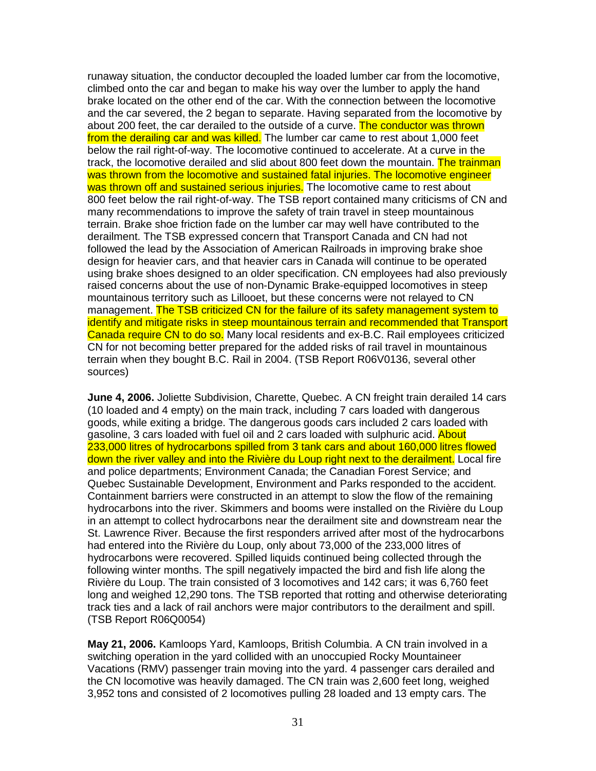runaway situation, the conductor decoupled the loaded lumber car from the locomotive, climbed onto the car and began to make his way over the lumber to apply the hand brake located on the other end of the car. With the connection between the locomotive and the car severed, the 2 began to separate. Having separated from the locomotive by about 200 feet, the car derailed to the outside of a curve. The conductor was thrown from the derailing car and was killed. The lumber car came to rest about 1,000 feet below the rail right-of-way. The locomotive continued to accelerate. At a curve in the track, the locomotive derailed and slid about 800 feet down the mountain. The trainman was thrown from the locomotive and sustained fatal injuries. The locomotive engineer was thrown off and sustained serious injuries. The locomotive came to rest about 800 feet below the rail right-of-way. The TSB report contained many criticisms of CN and many recommendations to improve the safety of train travel in steep mountainous terrain. Brake shoe friction fade on the lumber car may well have contributed to the derailment. The TSB expressed concern that Transport Canada and CN had not followed the lead by the Association of American Railroads in improving brake shoe design for heavier cars, and that heavier cars in Canada will continue to be operated using brake shoes designed to an older specification. CN employees had also previously raised concerns about the use of non-Dynamic Brake-equipped locomotives in steep mountainous territory such as Lillooet, but these concerns were not relayed to CN management. The TSB criticized CN for the failure of its safety management system to identify and mitigate risks in steep mountainous terrain and recommended that Transport Canada require CN to do so. Many local residents and ex-B.C. Rail employees criticized CN for not becoming better prepared for the added risks of rail travel in mountainous terrain when they bought B.C. Rail in 2004. (TSB Report R06V0136, several other sources)

**June 4, 2006.** Joliette Subdivision, Charette, Quebec. A CN freight train derailed 14 cars (10 loaded and 4 empty) on the main track, including 7 cars loaded with dangerous goods, while exiting a bridge. The dangerous goods cars included 2 cars loaded with gasoline, 3 cars loaded with fuel oil and 2 cars loaded with sulphuric acid. About 233,000 litres of hydrocarbons spilled from 3 tank cars and about 160,000 litres flowed down the river valley and into the Rivière du Loup right next to the derailment. Local fire and police departments; Environment Canada; the Canadian Forest Service; and Quebec Sustainable Development, Environment and Parks responded to the accident. Containment barriers were constructed in an attempt to slow the flow of the remaining hydrocarbons into the river. Skimmers and booms were installed on the Rivière du Loup in an attempt to collect hydrocarbons near the derailment site and downstream near the St. Lawrence River. Because the first responders arrived after most of the hydrocarbons had entered into the Rivière du Loup, only about 73,000 of the 233,000 litres of hydrocarbons were recovered. Spilled liquids continued being collected through the following winter months. The spill negatively impacted the bird and fish life along the Rivière du Loup. The train consisted of 3 locomotives and 142 cars; it was 6,760 feet long and weighed 12,290 tons. The TSB reported that rotting and otherwise deteriorating track ties and a lack of rail anchors were major contributors to the derailment and spill. (TSB Report R06Q0054)

**May 21, 2006.** Kamloops Yard, Kamloops, British Columbia. A CN train involved in a switching operation in the yard collided with an unoccupied Rocky Mountaineer Vacations (RMV) passenger train moving into the yard. 4 passenger cars derailed and the CN locomotive was heavily damaged. The CN train was 2,600 feet long, weighed 3,952 tons and consisted of 2 locomotives pulling 28 loaded and 13 empty cars. The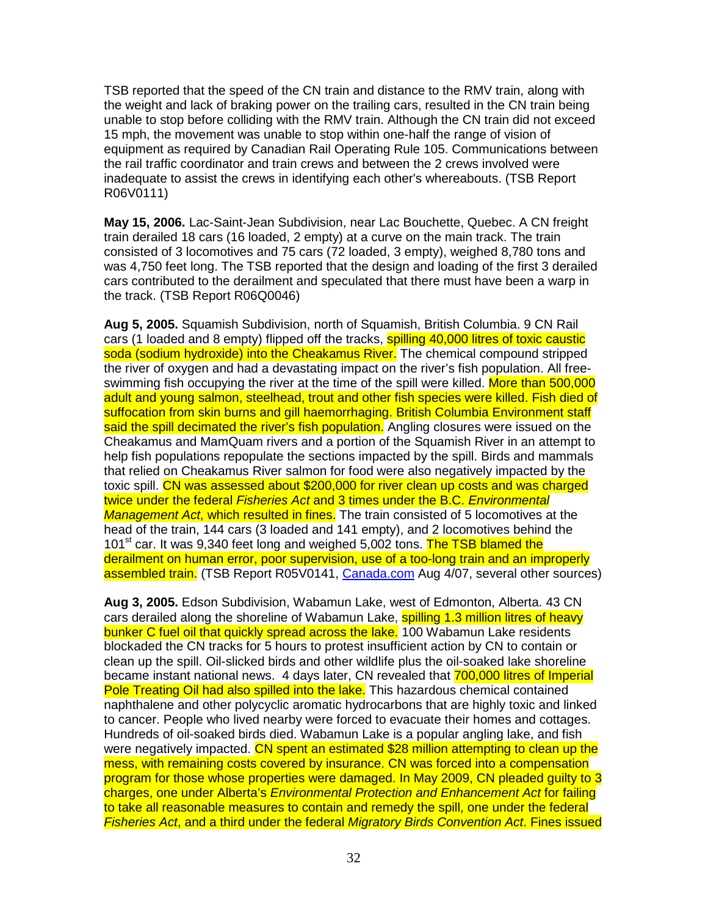TSB reported that the speed of the CN train and distance to the RMV train, along with the weight and lack of braking power on the trailing cars, resulted in the CN train being unable to stop before colliding with the RMV train. Although the CN train did not exceed 15 mph, the movement was unable to stop within one-half the range of vision of equipment as required by Canadian Rail Operating Rule 105. Communications between the rail traffic coordinator and train crews and between the 2 crews involved were inadequate to assist the crews in identifying each other's whereabouts. (TSB Report R06V0111)

**May 15, 2006.** Lac-Saint-Jean Subdivision, near Lac Bouchette, Quebec. A CN freight train derailed 18 cars (16 loaded, 2 empty) at a curve on the main track. The train consisted of 3 locomotives and 75 cars (72 loaded, 3 empty), weighed 8,780 tons and was 4,750 feet long. The TSB reported that the design and loading of the first 3 derailed cars contributed to the derailment and speculated that there must have been a warp in the track. (TSB Report R06Q0046)

**Aug 5, 2005.** Squamish Subdivision, north of Squamish, British Columbia. 9 CN Rail cars (1 loaded and 8 empty) flipped off the tracks, spilling 40,000 litres of toxic caustic soda (sodium hydroxide) into the Cheakamus River. The chemical compound stripped the river of oxygen and had a devastating impact on the river's fish population. All free-swimming fish occupying the river at the time of the spill were killed. More than 500,000 adult and young salmon, steelhead, trout and other fish species were killed. Fish died of suffocation from skin burns and gill haemorrhaging. British Columbia Environment staff said the spill decimated the river's fish population. Angling closures were issued on the Cheakamus and MamQuam rivers and a portion of the Squamish River in an attempt to help fish populations repopulate the sections impacted by the spill. Birds and mammals that relied on Cheakamus River salmon for food were also negatively impacted by the toxic spill. CN was assessed about $200,000 for river clean up costs and was charged twice under the federal *Fisheries Act* and 3 times under the B.C. *Environmental Management Act*, which resulted in fines. The train consisted of 5 locomotives at the head of the train, 144 cars (3 loaded and 141 empty), and 2 locomotives behind the 101st car. It was 9,340 feet long and weighed 5,002 tons. The TSB blamed the derailment on human error, poor supervision, use of a too-long train and an improperly assembled train. (TSB Report R05V0141, Canada.com Aug 4/07, several other sources)

**Aug 3, 2005.** Edson Subdivision, Wabamun Lake, west of Edmonton, Alberta. 43 CN cars derailed along the shoreline of Wabamun Lake, spilling 1.3 million litres of heavy bunker C fuel oil that quickly spread across the lake. 100 Wabamun Lake residents blockaded the CN tracks for 5 hours to protest insufficient action by CN to contain or clean up the spill. Oil-slicked birds and other wildlife plus the oil-soaked lake shoreline became instant national news. 4 days later, CN revealed that 700,000 litres of Imperial Pole Treating Oil had also spilled into the lake. This hazardous chemical contained naphthalene and other polycyclic aromatic hydrocarbons that are highly toxic and linked to cancer. People who lived nearby were forced to evacuate their homes and cottages. Hundreds of oil-soaked birds died. Wabamun Lake is a popular angling lake, and fish were negatively impacted. CN spent an estimated $28 million attempting to clean up the mess, with remaining costs covered by insurance. CN was forced into a compensation program for those whose properties were damaged. In May 2009, CN pleaded guilty to 3 charges, one under Alberta's *Environmental Protection and Enhancement Act* for failing to take all reasonable measures to contain and remedy the spill, one under the federal *Fisheries Act*, and a third under the federal *Migratory Birds Convention Act*. Fines issued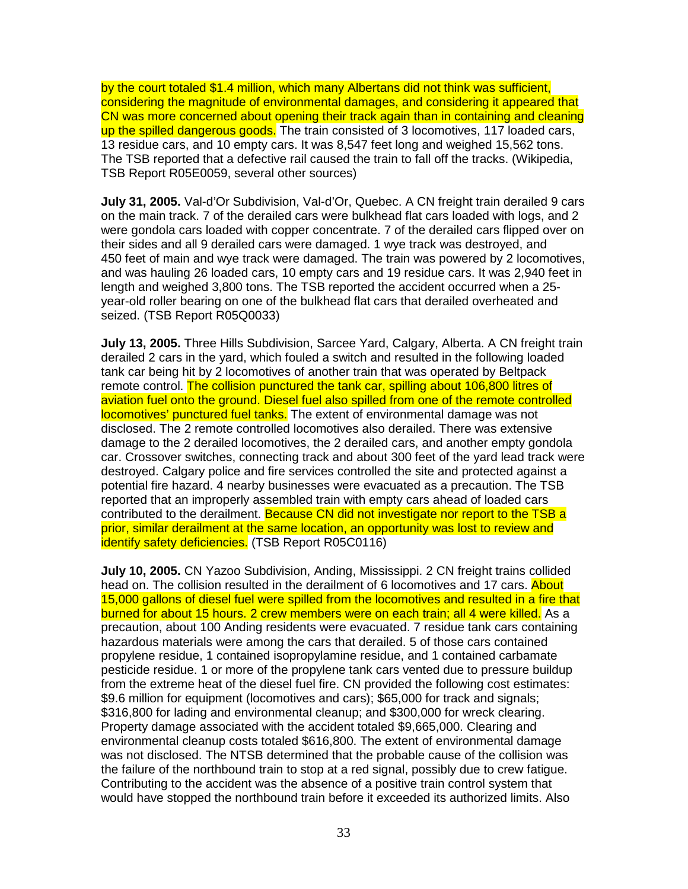by the court totaled $1.4 million, which many Albertans did not think was sufficient, considering the magnitude of environmental damages, and considering it appeared that CN was more concerned about opening their track again than in containing and cleaning up the spilled dangerous goods. The train consisted of 3 locomotives, 117 loaded cars, 13 residue cars, and 10 empty cars. It was 8,547 feet long and weighed 15,562 tons. The TSB reported that a defective rail caused the train to fall off the tracks. (Wikipedia, TSB Report R05E0059, several other sources)

**July 31, 2005.** Val-d'Or Subdivision, Val-d'Or, Quebec. A CN freight train derailed 9 cars on the main track. 7 of the derailed cars were bulkhead flat cars loaded with logs, and 2 were gondola cars loaded with copper concentrate. 7 of the derailed cars flipped over on their sides and all 9 derailed cars were damaged. 1 wye track was destroyed, and 450 feet of main and wye track were damaged. The train was powered by 2 locomotives, and was hauling 26 loaded cars, 10 empty cars and 19 residue cars. It was 2,940 feet in length and weighed 3,800 tons. The TSB reported the accident occurred when a 25-year-old roller bearing on one of the bulkhead flat cars that derailed overheated and seized. (TSB Report R05Q0033)

**July 13, 2005.** Three Hills Subdivision, Sarcee Yard, Calgary, Alberta. A CN freight train derailed 2 cars in the yard, which fouled a switch and resulted in the following loaded tank car being hit by 2 locomotives of another train that was operated by Beltpack remote control. The collision punctured the tank car, spilling about 106,800 litres of aviation fuel onto the ground. Diesel fuel also spilled from one of the remote controlled locomotives' punctured fuel tanks. The extent of environmental damage was not disclosed. The 2 remote controlled locomotives also derailed. There was extensive damage to the 2 derailed locomotives, the 2 derailed cars, and another empty gondola car. Crossover switches, connecting track and about 300 feet of the yard lead track were destroyed. Calgary police and fire services controlled the site and protected against a potential fire hazard. 4 nearby businesses were evacuated as a precaution. The TSB reported that an improperly assembled train with empty cars ahead of loaded cars contributed to the derailment. Because CN did not investigate nor report to the TSB a prior, similar derailment at the same location, an opportunity was lost to review and identify safety deficiencies. (TSB Report R05C0116)

**July 10, 2005.** CN Yazoo Subdivision, Anding, Mississippi. 2 CN freight trains collided head on. The collision resulted in the derailment of 6 locomotives and 17 cars. About 15,000 gallons of diesel fuel were spilled from the locomotives and resulted in a fire that burned for about 15 hours. 2 crew members were on each train; all 4 were killed. As a precaution, about 100 Anding residents were evacuated. 7 residue tank cars containing hazardous materials were among the cars that derailed. 5 of those cars contained propylene residue, 1 contained isopropylamine residue, and 1 contained carbamate pesticide residue. 1 or more of the propylene tank cars vented due to pressure buildup from the extreme heat of the diesel fuel fire. CN provided the following cost estimates: $9.6 million for equipment (locomotives and cars); $65,000 for track and signals; $316,800 for lading and environmental cleanup; and $300,000 for wreck clearing. Property damage associated with the accident totaled $9,665,000. Clearing and environmental cleanup costs totaled $616,800. The extent of environmental damage was not disclosed. The NTSB determined that the probable cause of the collision was the failure of the northbound train to stop at a red signal, possibly due to crew fatigue. Contributing to the accident was the absence of a positive train control system that would have stopped the northbound train before it exceeded its authorized limits. Also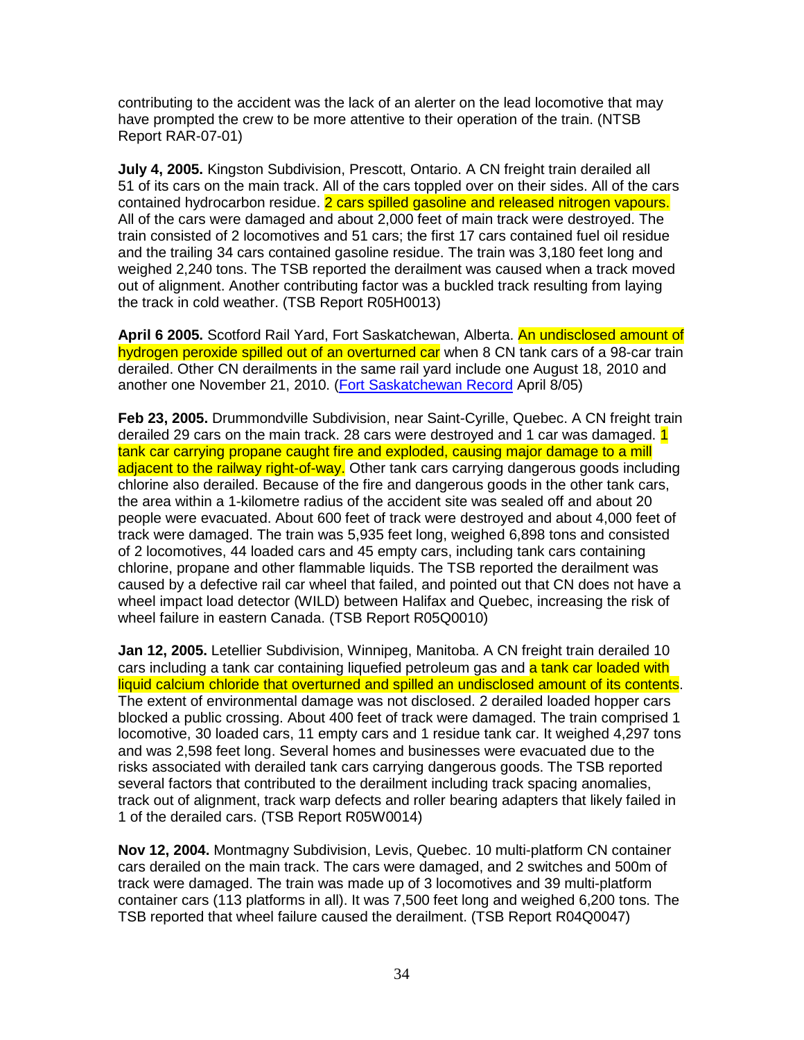contributing to the accident was the lack of an alerter on the lead locomotive that may have prompted the crew to be more attentive to their operation of the train. (NTSB Report RAR-07-01)

**July 4, 2005.** Kingston Subdivision, Prescott, Ontario. A CN freight train derailed all 51 of its cars on the main track. All of the cars toppled over on their sides. All of the cars contained hydrocarbon residue. 2 cars spilled gasoline and released nitrogen vapours. All of the cars were damaged and about 2,000 feet of main track were destroyed. The train consisted of 2 locomotives and 51 cars; the first 17 cars contained fuel oil residue and the trailing 34 cars contained gasoline residue. The train was 3,180 feet long and weighed 2,240 tons. The TSB reported the derailment was caused when a track moved out of alignment. Another contributing factor was a buckled track resulting from laying the track in cold weather. (TSB Report R05H0013)

**April 6 2005.** Scotford Rail Yard, Fort Saskatchewan, Alberta. An undisclosed amount of hydrogen peroxide spilled out of an overturned car when 8 CN tank cars of a 98-car train derailed. Other CN derailments in the same rail yard include one August 18, 2010 and another one November 21, 2010. (Fort Saskatchewan Record April 8/05)

**Feb 23, 2005.** Drummondville Subdivision, near Saint-Cyrille, Quebec. A CN freight train derailed 29 cars on the main track. 28 cars were destroyed and 1 car was damaged. 1 tank car carrying propane caught fire and exploded, causing major damage to a mill adjacent to the railway right-of-way. Other tank cars carrying dangerous goods including chlorine also derailed. Because of the fire and dangerous goods in the other tank cars, the area within a 1-kilometre radius of the accident site was sealed off and about 20 people were evacuated. About 600 feet of track were destroyed and about 4,000 feet of track were damaged. The train was 5,935 feet long, weighed 6,898 tons and consisted of 2 locomotives, 44 loaded cars and 45 empty cars, including tank cars containing chlorine, propane and other flammable liquids. The TSB reported the derailment was caused by a defective rail car wheel that failed, and pointed out that CN does not have a wheel impact load detector (WILD) between Halifax and Quebec, increasing the risk of wheel failure in eastern Canada. (TSB Report R05Q0010)

**Jan 12, 2005.** Letellier Subdivision, Winnipeg, Manitoba. A CN freight train derailed 10 cars including a tank car containing liquefied petroleum gas and a tank car loaded with liquid calcium chloride that overturned and spilled an undisclosed amount of its contents. The extent of environmental damage was not disclosed. 2 derailed loaded hopper cars blocked a public crossing. About 400 feet of track were damaged. The train comprised 1 locomotive, 30 loaded cars, 11 empty cars and 1 residue tank car. It weighed 4,297 tons and was 2,598 feet long. Several homes and businesses were evacuated due to the risks associated with derailed tank cars carrying dangerous goods. The TSB reported several factors that contributed to the derailment including track spacing anomalies, track out of alignment, track warp defects and roller bearing adapters that likely failed in 1 of the derailed cars. (TSB Report R05W0014)

**Nov 12, 2004.** Montmagny Subdivision, Levis, Quebec. 10 multi-platform CN container cars derailed on the main track. The cars were damaged, and 2 switches and 500m of track were damaged. The train was made up of 3 locomotives and 39 multi-platform container cars (113 platforms in all). It was 7,500 feet long and weighed 6,200 tons. The TSB reported that wheel failure caused the derailment. (TSB Report R04Q0047)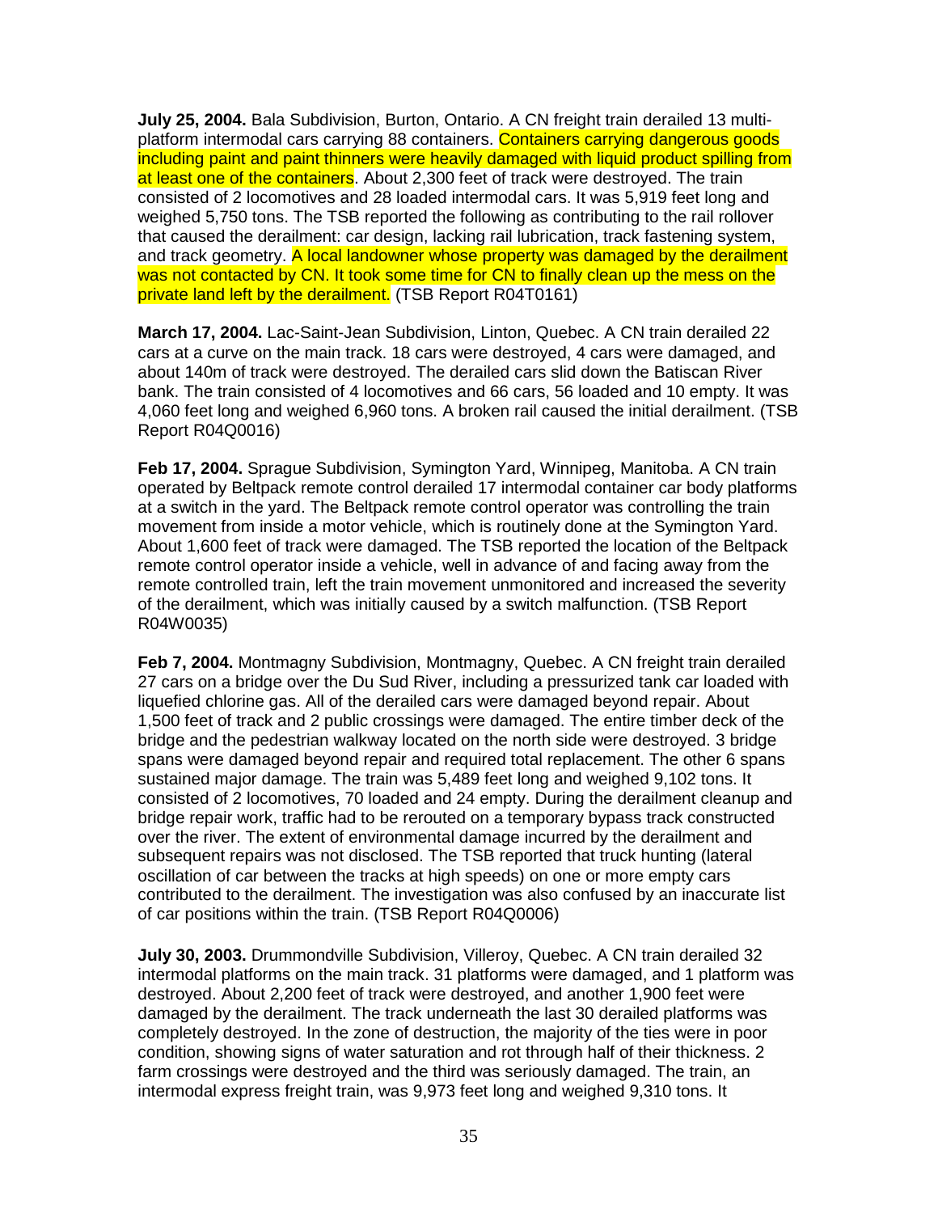**July 25, 2004.** Bala Subdivision, Burton, Ontario. A CN freight train derailed 13 multi-platform intermodal cars carrying 88 containers. Containers carrying dangerous goods including paint and paint thinners were heavily damaged with liquid product spilling from at least one of the containers. About 2,300 feet of track were destroyed. The train consisted of 2 locomotives and 28 loaded intermodal cars. It was 5,919 feet long and weighed 5,750 tons. The TSB reported the following as contributing to the rail rollover that caused the derailment: car design, lacking rail lubrication, track fastening system, and track geometry. A local landowner whose property was damaged by the derailment was not contacted by CN. It took some time for CN to finally clean up the mess on the private land left by the derailment. (TSB Report R04T0161)

**March 17, 2004.** Lac-Saint-Jean Subdivision, Linton, Quebec. A CN train derailed 22 cars at a curve on the main track. 18 cars were destroyed, 4 cars were damaged, and about 140m of track were destroyed. The derailed cars slid down the Batiscan River bank. The train consisted of 4 locomotives and 66 cars, 56 loaded and 10 empty. It was 4,060 feet long and weighed 6,960 tons. A broken rail caused the initial derailment. (TSB Report R04Q0016)

**Feb 17, 2004.** Sprague Subdivision, Symington Yard, Winnipeg, Manitoba. A CN train operated by Beltpack remote control derailed 17 intermodal container car body platforms at a switch in the yard. The Beltpack remote control operator was controlling the train movement from inside a motor vehicle, which is routinely done at the Symington Yard. About 1,600 feet of track were damaged. The TSB reported the location of the Beltpack remote control operator inside a vehicle, well in advance of and facing away from the remote controlled train, left the train movement unmonitored and increased the severity of the derailment, which was initially caused by a switch malfunction. (TSB Report R04W0035)

**Feb 7, 2004.** Montmagny Subdivision, Montmagny, Quebec. A CN freight train derailed 27 cars on a bridge over the Du Sud River, including a pressurized tank car loaded with liquefied chlorine gas. All of the derailed cars were damaged beyond repair. About 1,500 feet of track and 2 public crossings were damaged. The entire timber deck of the bridge and the pedestrian walkway located on the north side were destroyed. 3 bridge spans were damaged beyond repair and required total replacement. The other 6 spans sustained major damage. The train was 5,489 feet long and weighed 9,102 tons. It consisted of 2 locomotives, 70 loaded and 24 empty. During the derailment cleanup and bridge repair work, traffic had to be rerouted on a temporary bypass track constructed over the river. The extent of environmental damage incurred by the derailment and subsequent repairs was not disclosed. The TSB reported that truck hunting (lateral oscillation of car between the tracks at high speeds) on one or more empty cars contributed to the derailment. The investigation was also confused by an inaccurate list of car positions within the train. (TSB Report R04Q0006)

**July 30, 2003.** Drummondville Subdivision, Villeroy, Quebec. A CN train derailed 32 intermodal platforms on the main track. 31 platforms were damaged, and 1 platform was destroyed. About 2,200 feet of track were destroyed, and another 1,900 feet were damaged by the derailment. The track underneath the last 30 derailed platforms was completely destroyed. In the zone of destruction, the majority of the ties were in poor condition, showing signs of water saturation and rot through half of their thickness. 2 farm crossings were destroyed and the third was seriously damaged. The train, an intermodal express freight train, was 9,973 feet long and weighed 9,310 tons. It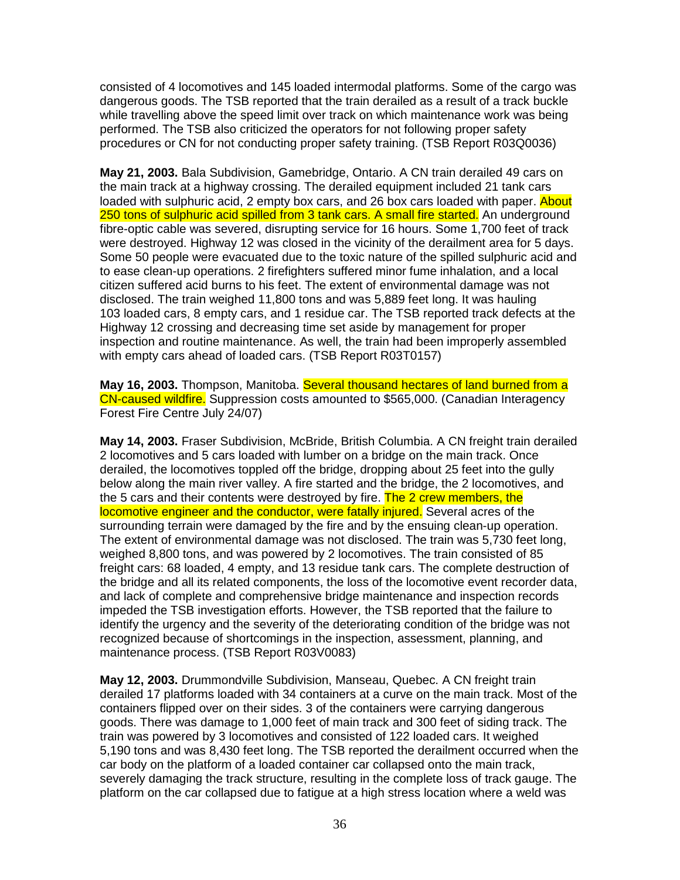consisted of 4 locomotives and 145 loaded intermodal platforms. Some of the cargo was dangerous goods. The TSB reported that the train derailed as a result of a track buckle while travelling above the speed limit over track on which maintenance work was being performed. The TSB also criticized the operators for not following proper safety procedures or CN for not conducting proper safety training. (TSB Report R03Q0036)

**May 21, 2003.** Bala Subdivision, Gamebridge, Ontario. A CN train derailed 49 cars on the main track at a highway crossing. The derailed equipment included 21 tank cars loaded with sulphuric acid, 2 empty box cars, and 26 box cars loaded with paper. About 250 tons of sulphuric acid spilled from 3 tank cars. A small fire started. An underground fibre-optic cable was severed, disrupting service for 16 hours. Some 1,700 feet of track were destroyed. Highway 12 was closed in the vicinity of the derailment area for 5 days. Some 50 people were evacuated due to the toxic nature of the spilled sulphuric acid and to ease clean-up operations. 2 firefighters suffered minor fume inhalation, and a local citizen suffered acid burns to his feet. The extent of environmental damage was not disclosed. The train weighed 11,800 tons and was 5,889 feet long. It was hauling 103 loaded cars, 8 empty cars, and 1 residue car. The TSB reported track defects at the Highway 12 crossing and decreasing time set aside by management for proper inspection and routine maintenance. As well, the train had been improperly assembled with empty cars ahead of loaded cars. (TSB Report R03T0157)

**May 16, 2003.** Thompson, Manitoba. Several thousand hectares of land burned from a CN-caused wildfire. Suppression costs amounted to $565,000. (Canadian Interagency Forest Fire Centre July 24/07)

**May 14, 2003.** Fraser Subdivision, McBride, British Columbia. A CN freight train derailed 2 locomotives and 5 cars loaded with lumber on a bridge on the main track. Once derailed, the locomotives toppled off the bridge, dropping about 25 feet into the gully below along the main river valley. A fire started and the bridge, the 2 locomotives, and the 5 cars and their contents were destroyed by fire. The 2 crew members, the locomotive engineer and the conductor, were fatally injured. Several acres of the surrounding terrain were damaged by the fire and by the ensuing clean-up operation. The extent of environmental damage was not disclosed. The train was 5,730 feet long, weighed 8,800 tons, and was powered by 2 locomotives. The train consisted of 85 freight cars: 68 loaded, 4 empty, and 13 residue tank cars. The complete destruction of the bridge and all its related components, the loss of the locomotive event recorder data, and lack of complete and comprehensive bridge maintenance and inspection records impeded the TSB investigation efforts. However, the TSB reported that the failure to identify the urgency and the severity of the deteriorating condition of the bridge was not recognized because of shortcomings in the inspection, assessment, planning, and maintenance process. (TSB Report R03V0083)

**May 12, 2003.** Drummondville Subdivision, Manseau, Quebec. A CN freight train derailed 17 platforms loaded with 34 containers at a curve on the main track. Most of the containers flipped over on their sides. 3 of the containers were carrying dangerous goods. There was damage to 1,000 feet of main track and 300 feet of siding track. The train was powered by 3 locomotives and consisted of 122 loaded cars. It weighed 5,190 tons and was 8,430 feet long. The TSB reported the derailment occurred when the car body on the platform of a loaded container car collapsed onto the main track, severely damaging the track structure, resulting in the complete loss of track gauge. The platform on the car collapsed due to fatigue at a high stress location where a weld was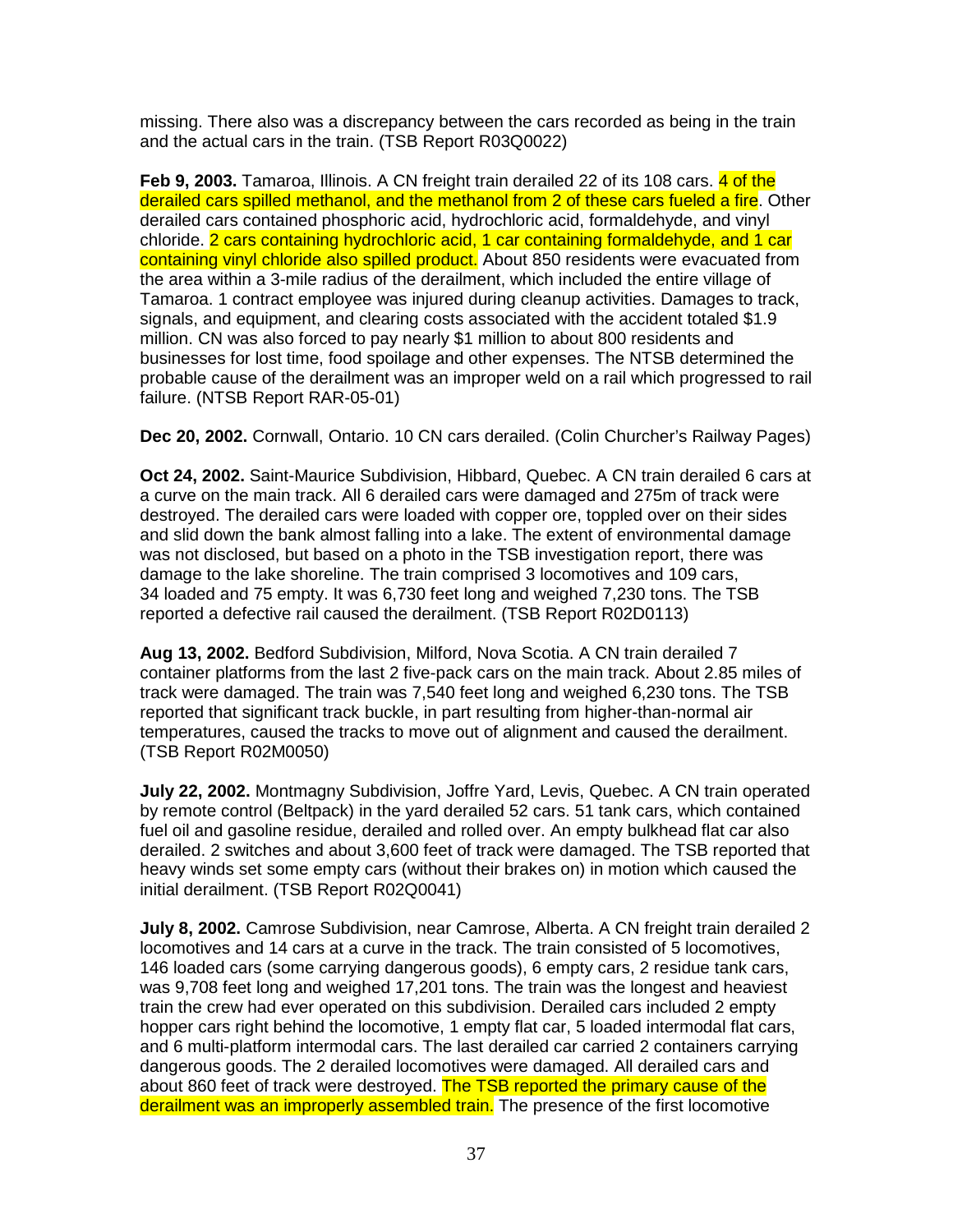missing. There also was a discrepancy between the cars recorded as being in the train and the actual cars in the train. (TSB Report R03Q0022)

**Feb 9, 2003.** Tamaroa, Illinois. A CN freight train derailed 22 of its 108 cars. 4 of the derailed cars spilled methanol, and the methanol from 2 of these cars fueled a fire. Other derailed cars contained phosphoric acid, hydrochloric acid, formaldehyde, and vinyl chloride. 2 cars containing hydrochloric acid, 1 car containing formaldehyde, and 1 car containing vinyl chloride also spilled product. About 850 residents were evacuated from the area within a 3-mile radius of the derailment, which included the entire village of Tamaroa. 1 contract employee was injured during cleanup activities. Damages to track, signals, and equipment, and clearing costs associated with the accident totaled $1.9 million. CN was also forced to pay nearly $1 million to about 800 residents and businesses for lost time, food spoilage and other expenses. The NTSB determined the probable cause of the derailment was an improper weld on a rail which progressed to rail failure. (NTSB Report RAR-05-01)

**Dec 20, 2002.** Cornwall, Ontario. 10 CN cars derailed. (Colin Churcher's Railway Pages)

**Oct 24, 2002.** Saint-Maurice Subdivision, Hibbard, Quebec. A CN train derailed 6 cars at a curve on the main track. All 6 derailed cars were damaged and 275m of track were destroyed. The derailed cars were loaded with copper ore, toppled over on their sides and slid down the bank almost falling into a lake. The extent of environmental damage was not disclosed, but based on a photo in the TSB investigation report, there was damage to the lake shoreline. The train comprised 3 locomotives and 109 cars, 34 loaded and 75 empty. It was 6,730 feet long and weighed 7,230 tons. The TSB reported a defective rail caused the derailment. (TSB Report R02D0113)

**Aug 13, 2002.** Bedford Subdivision, Milford, Nova Scotia. A CN train derailed 7 container platforms from the last 2 five-pack cars on the main track. About 2.85 miles of track were damaged. The train was 7,540 feet long and weighed 6,230 tons. The TSB reported that significant track buckle, in part resulting from higher-than-normal air temperatures, caused the tracks to move out of alignment and caused the derailment. (TSB Report R02M0050)

**July 22, 2002.** Montmagny Subdivision, Joffre Yard, Levis, Quebec. A CN train operated by remote control (Beltpack) in the yard derailed 52 cars. 51 tank cars, which contained fuel oil and gasoline residue, derailed and rolled over. An empty bulkhead flat car also derailed. 2 switches and about 3,600 feet of track were damaged. The TSB reported that heavy winds set some empty cars (without their brakes on) in motion which caused the initial derailment. (TSB Report R02Q0041)

**July 8, 2002.** Camrose Subdivision, near Camrose, Alberta. A CN freight train derailed 2 locomotives and 14 cars at a curve in the track. The train consisted of 5 locomotives, 146 loaded cars (some carrying dangerous goods), 6 empty cars, 2 residue tank cars, was 9,708 feet long and weighed 17,201 tons. The train was the longest and heaviest train the crew had ever operated on this subdivision. Derailed cars included 2 empty hopper cars right behind the locomotive, 1 empty flat car, 5 loaded intermodal flat cars, and 6 multi-platform intermodal cars. The last derailed car carried 2 containers carrying dangerous goods. The 2 derailed locomotives were damaged. All derailed cars and about 860 feet of track were destroyed. The TSB reported the primary cause of the derailment was an improperly assembled train. The presence of the first locomotive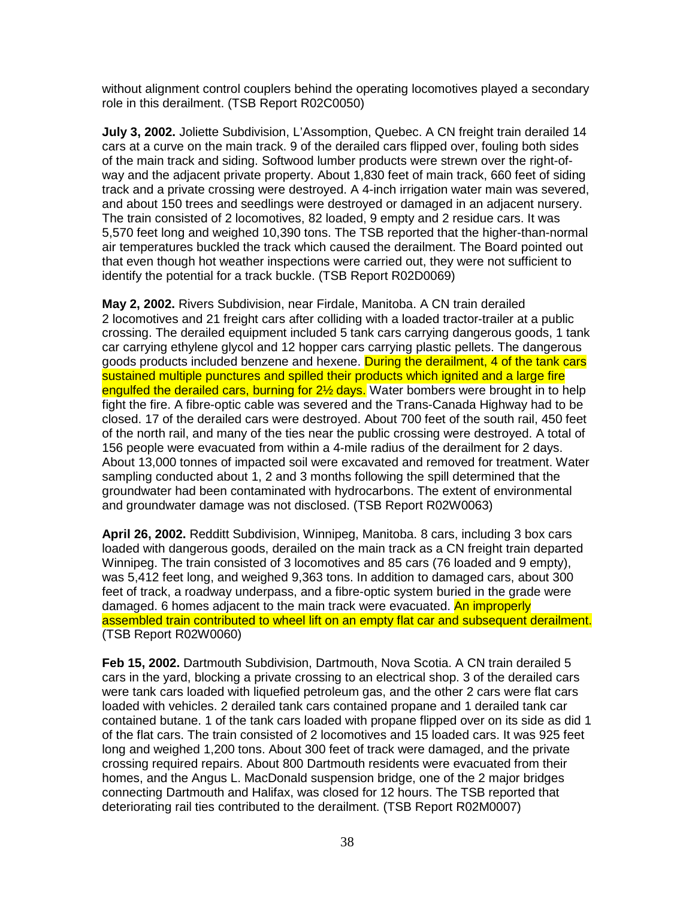without alignment control couplers behind the operating locomotives played a secondary role in this derailment. (TSB Report R02C0050)

**July 3, 2002.** Joliette Subdivision, L'Assomption, Quebec. A CN freight train derailed 14 cars at a curve on the main track. 9 of the derailed cars flipped over, fouling both sides of the main track and siding. Softwood lumber products were strewn over the right-of-way and the adjacent private property. About 1,830 feet of main track, 660 feet of siding track and a private crossing were destroyed. A 4-inch irrigation water main was severed, and about 150 trees and seedlings were destroyed or damaged in an adjacent nursery. The train consisted of 2 locomotives, 82 loaded, 9 empty and 2 residue cars. It was 5,570 feet long and weighed 10,390 tons. The TSB reported that the higher-than-normal air temperatures buckled the track which caused the derailment. The Board pointed out that even though hot weather inspections were carried out, they were not sufficient to identify the potential for a track buckle. (TSB Report R02D0069)

**May 2, 2002.** Rivers Subdivision, near Firdale, Manitoba. A CN train derailed 2 locomotives and 21 freight cars after colliding with a loaded tractor-trailer at a public crossing. The derailed equipment included 5 tank cars carrying dangerous goods, 1 tank car carrying ethylene glycol and 12 hopper cars carrying plastic pellets. The dangerous goods products included benzene and hexene. During the derailment, 4 of the tank cars sustained multiple punctures and spilled their products which ignited and a large fire engulfed the derailed cars, burning for 2½ days. Water bombers were brought in to help fight the fire. A fibre-optic cable was severed and the Trans-Canada Highway had to be closed. 17 of the derailed cars were destroyed. About 700 feet of the south rail, 450 feet of the north rail, and many of the ties near the public crossing were destroyed. A total of 156 people were evacuated from within a 4-mile radius of the derailment for 2 days. About 13,000 tonnes of impacted soil were excavated and removed for treatment. Water sampling conducted about 1, 2 and 3 months following the spill determined that the groundwater had been contaminated with hydrocarbons. The extent of environmental and groundwater damage was not disclosed. (TSB Report R02W0063)

**April 26, 2002.** Redditt Subdivision, Winnipeg, Manitoba. 8 cars, including 3 box cars loaded with dangerous goods, derailed on the main track as a CN freight train departed Winnipeg. The train consisted of 3 locomotives and 85 cars (76 loaded and 9 empty), was 5,412 feet long, and weighed 9,363 tons. In addition to damaged cars, about 300 feet of track, a roadway underpass, and a fibre-optic system buried in the grade were damaged. 6 homes adjacent to the main track were evacuated. An improperly assembled train contributed to wheel lift on an empty flat car and subsequent derailment. (TSB Report R02W0060)

**Feb 15, 2002.** Dartmouth Subdivision, Dartmouth, Nova Scotia. A CN train derailed 5 cars in the yard, blocking a private crossing to an electrical shop. 3 of the derailed cars were tank cars loaded with liquefied petroleum gas, and the other 2 cars were flat cars loaded with vehicles. 2 derailed tank cars contained propane and 1 derailed tank car contained butane. 1 of the tank cars loaded with propane flipped over on its side as did 1 of the flat cars. The train consisted of 2 locomotives and 15 loaded cars. It was 925 feet long and weighed 1,200 tons. About 300 feet of track were damaged, and the private crossing required repairs. About 800 Dartmouth residents were evacuated from their homes, and the Angus L. MacDonald suspension bridge, one of the 2 major bridges connecting Dartmouth and Halifax, was closed for 12 hours. The TSB reported that deteriorating rail ties contributed to the derailment. (TSB Report R02M0007)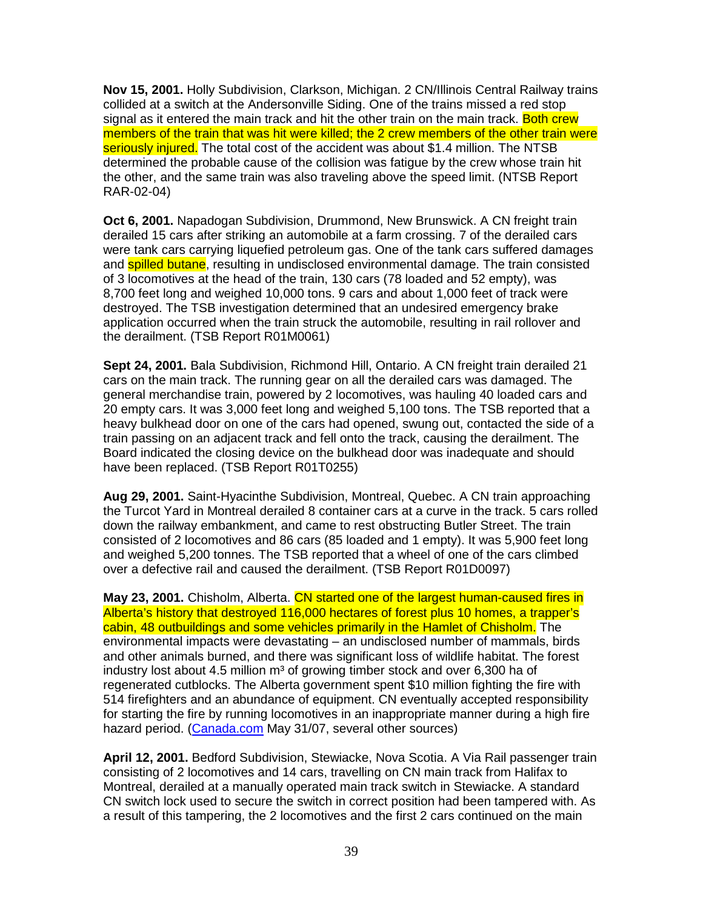**Nov 15, 2001.** Holly Subdivision, Clarkson, Michigan. 2 CN/Illinois Central Railway trains collided at a switch at the Andersonville Siding. One of the trains missed a red stop signal as it entered the main track and hit the other train on the main track. Both crew members of the train that was hit were killed; the 2 crew members of the other train were seriously injured. The total cost of the accident was about $1.4 million. The NTSB determined the probable cause of the collision was fatigue by the crew whose train hit the other, and the same train was also traveling above the speed limit. (NTSB Report RAR-02-04)

**Oct 6, 2001.** Napadogan Subdivision, Drummond, New Brunswick. A CN freight train derailed 15 cars after striking an automobile at a farm crossing. 7 of the derailed cars were tank cars carrying liquefied petroleum gas. One of the tank cars suffered damages and spilled butane, resulting in undisclosed environmental damage. The train consisted of 3 locomotives at the head of the train, 130 cars (78 loaded and 52 empty), was 8,700 feet long and weighed 10,000 tons. 9 cars and about 1,000 feet of track were destroyed. The TSB investigation determined that an undesired emergency brake application occurred when the train struck the automobile, resulting in rail rollover and the derailment. (TSB Report R01M0061)

**Sept 24, 2001.** Bala Subdivision, Richmond Hill, Ontario. A CN freight train derailed 21 cars on the main track. The running gear on all the derailed cars was damaged. The general merchandise train, powered by 2 locomotives, was hauling 40 loaded cars and 20 empty cars. It was 3,000 feet long and weighed 5,100 tons. The TSB reported that a heavy bulkhead door on one of the cars had opened, swung out, contacted the side of a train passing on an adjacent track and fell onto the track, causing the derailment. The Board indicated the closing device on the bulkhead door was inadequate and should have been replaced. (TSB Report R01T0255)

**Aug 29, 2001.** Saint-Hyacinthe Subdivision, Montreal, Quebec. A CN train approaching the Turcot Yard in Montreal derailed 8 container cars at a curve in the track. 5 cars rolled down the railway embankment, and came to rest obstructing Butler Street. The train consisted of 2 locomotives and 86 cars (85 loaded and 1 empty). It was 5,900 feet long and weighed 5,200 tonnes. The TSB reported that a wheel of one of the cars climbed over a defective rail and caused the derailment. (TSB Report R01D0097)

**May 23, 2001.** Chisholm, Alberta. CN started one of the largest human-caused fires in Alberta's history that destroyed 116,000 hectares of forest plus 10 homes, a trapper's cabin, 48 outbuildings and some vehicles primarily in the Hamlet of Chisholm. The environmental impacts were devastating – an undisclosed number of mammals, birds and other animals burned, and there was significant loss of wildlife habitat. The forest industry lost about 4.5 million m³ of growing timber stock and over 6,300 ha of regenerated cutblocks. The Alberta government spent $10 million fighting the fire with 514 firefighters and an abundance of equipment. CN eventually accepted responsibility for starting the fire by running locomotives in an inappropriate manner during a high fire hazard period. (Canada.com May 31/07, several other sources)

**April 12, 2001.** Bedford Subdivision, Stewiacke, Nova Scotia. A Via Rail passenger train consisting of 2 locomotives and 14 cars, travelling on CN main track from Halifax to Montreal, derailed at a manually operated main track switch in Stewiacke. A standard CN switch lock used to secure the switch in correct position had been tampered with. As a result of this tampering, the 2 locomotives and the first 2 cars continued on the main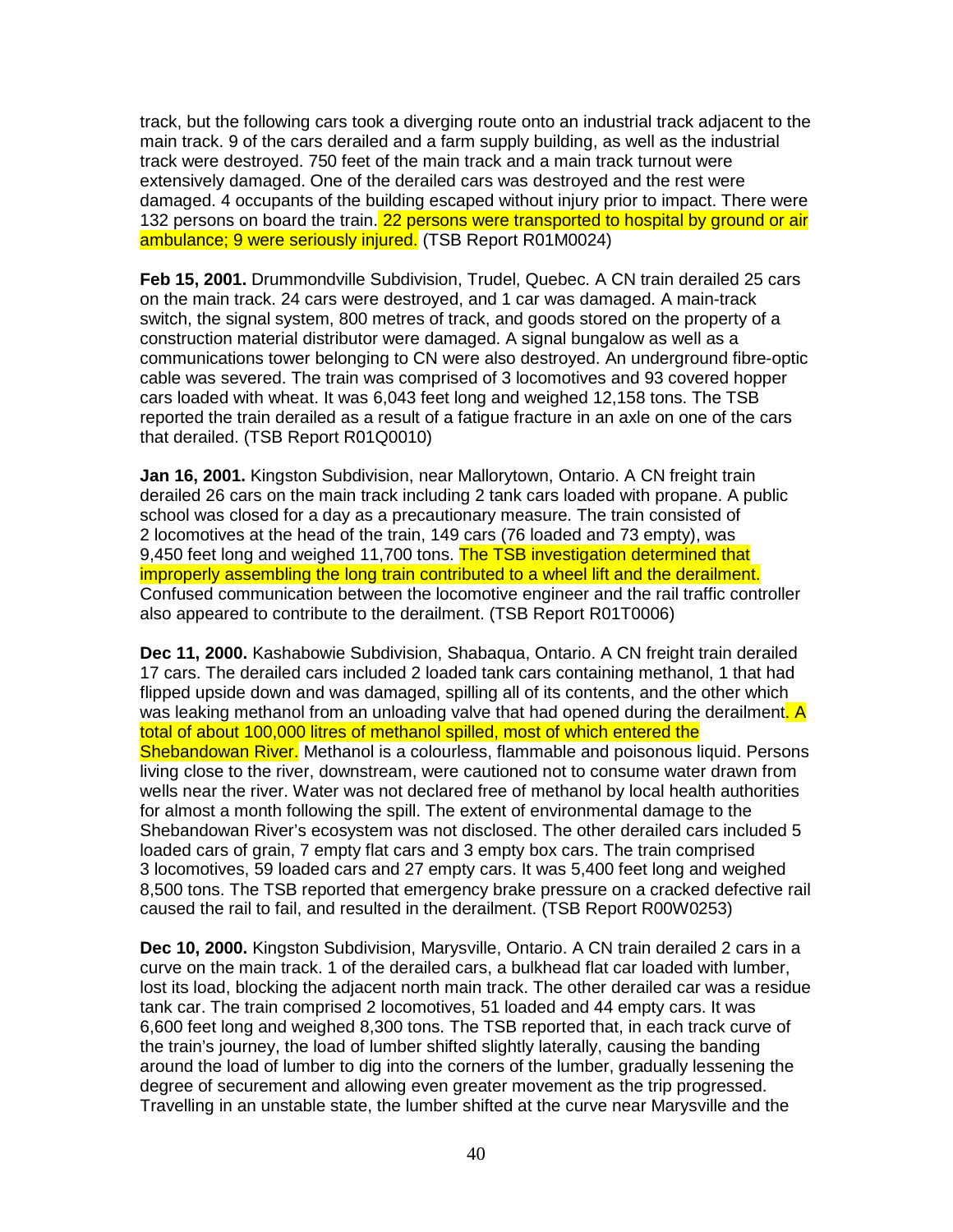track, but the following cars took a diverging route onto an industrial track adjacent to the main track. 9 of the cars derailed and a farm supply building, as well as the industrial track were destroyed. 750 feet of the main track and a main track turnout were extensively damaged. One of the derailed cars was destroyed and the rest were damaged. 4 occupants of the building escaped without injury prior to impact. There were 132 persons on board the train. 22 persons were transported to hospital by ground or air ambulance; 9 were seriously injured. (TSB Report R01M0024)

**Feb 15, 2001.** Drummondville Subdivision, Trudel, Quebec. A CN train derailed 25 cars on the main track. 24 cars were destroyed, and 1 car was damaged. A main-track switch, the signal system, 800 metres of track, and goods stored on the property of a construction material distributor were damaged. A signal bungalow as well as a communications tower belonging to CN were also destroyed. An underground fibre-optic cable was severed. The train was comprised of 3 locomotives and 93 covered hopper cars loaded with wheat. It was 6,043 feet long and weighed 12,158 tons. The TSB reported the train derailed as a result of a fatigue fracture in an axle on one of the cars that derailed. (TSB Report R01Q0010)

**Jan 16, 2001.** Kingston Subdivision, near Mallorytown, Ontario. A CN freight train derailed 26 cars on the main track including 2 tank cars loaded with propane. A public school was closed for a day as a precautionary measure. The train consisted of 2 locomotives at the head of the train, 149 cars (76 loaded and 73 empty), was 9,450 feet long and weighed 11,700 tons. The TSB investigation determined that improperly assembling the long train contributed to a wheel lift and the derailment. Confused communication between the locomotive engineer and the rail traffic controller also appeared to contribute to the derailment. (TSB Report R01T0006)

**Dec 11, 2000.** Kashabowie Subdivision, Shabaqua, Ontario. A CN freight train derailed 17 cars. The derailed cars included 2 loaded tank cars containing methanol, 1 that had flipped upside down and was damaged, spilling all of its contents, and the other which was leaking methanol from an unloading valve that had opened during the derailment. A total of about 100,000 litres of methanol spilled, most of which entered the Shebandowan River. Methanol is a colourless, flammable and poisonous liquid. Persons living close to the river, downstream, were cautioned not to consume water drawn from wells near the river. Water was not declared free of methanol by local health authorities for almost a month following the spill. The extent of environmental damage to the Shebandowan River's ecosystem was not disclosed. The other derailed cars included 5 loaded cars of grain, 7 empty flat cars and 3 empty box cars. The train comprised 3 locomotives, 59 loaded cars and 27 empty cars. It was 5,400 feet long and weighed 8,500 tons. The TSB reported that emergency brake pressure on a cracked defective rail caused the rail to fail, and resulted in the derailment. (TSB Report R00W0253)

**Dec 10, 2000.** Kingston Subdivision, Marysville, Ontario. A CN train derailed 2 cars in a curve on the main track. 1 of the derailed cars, a bulkhead flat car loaded with lumber, lost its load, blocking the adjacent north main track. The other derailed car was a residue tank car. The train comprised 2 locomotives, 51 loaded and 44 empty cars. It was 6,600 feet long and weighed 8,300 tons. The TSB reported that, in each track curve of the train's journey, the load of lumber shifted slightly laterally, causing the banding around the load of lumber to dig into the corners of the lumber, gradually lessening the degree of securement and allowing even greater movement as the trip progressed. Travelling in an unstable state, the lumber shifted at the curve near Marysville and the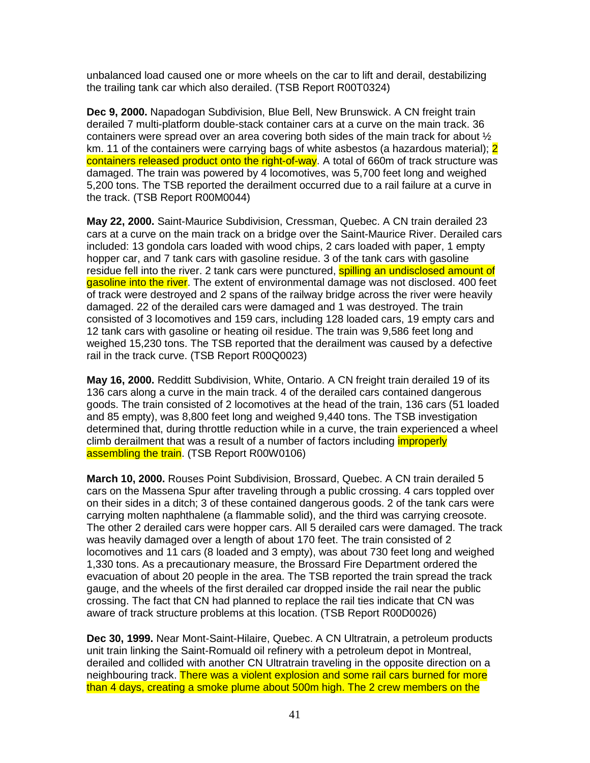unbalanced load caused one or more wheels on the car to lift and derail, destabilizing the trailing tank car which also derailed. (TSB Report R00T0324)

**Dec 9, 2000.** Napadogan Subdivision, Blue Bell, New Brunswick. A CN freight train derailed 7 multi-platform double-stack container cars at a curve on the main track. 36 containers were spread over an area covering both sides of the main track for about ½ km. 11 of the containers were carrying bags of white asbestos (a hazardous material); 2 containers released product onto the right-of-way. A total of 660m of track structure was damaged. The train was powered by 4 locomotives, was 5,700 feet long and weighed 5,200 tons. The TSB reported the derailment occurred due to a rail failure at a curve in the track. (TSB Report R00M0044)

**May 22, 2000.** Saint-Maurice Subdivision, Cressman, Quebec. A CN train derailed 23 cars at a curve on the main track on a bridge over the Saint-Maurice River. Derailed cars included: 13 gondola cars loaded with wood chips, 2 cars loaded with paper, 1 empty hopper car, and 7 tank cars with gasoline residue. 3 of the tank cars with gasoline residue fell into the river. 2 tank cars were punctured, spilling an undisclosed amount of gasoline into the river. The extent of environmental damage was not disclosed. 400 feet of track were destroyed and 2 spans of the railway bridge across the river were heavily damaged. 22 of the derailed cars were damaged and 1 was destroyed. The train consisted of 3 locomotives and 159 cars, including 128 loaded cars, 19 empty cars and 12 tank cars with gasoline or heating oil residue. The train was 9,586 feet long and weighed 15,230 tons. The TSB reported that the derailment was caused by a defective rail in the track curve. (TSB Report R00Q0023)

**May 16, 2000.** Redditt Subdivision, White, Ontario. A CN freight train derailed 19 of its 136 cars along a curve in the main track. 4 of the derailed cars contained dangerous goods. The train consisted of 2 locomotives at the head of the train, 136 cars (51 loaded and 85 empty), was 8,800 feet long and weighed 9,440 tons. The TSB investigation determined that, during throttle reduction while in a curve, the train experienced a wheel climb derailment that was a result of a number of factors including improperly assembling the train. (TSB Report R00W0106)

**March 10, 2000.** Rouses Point Subdivision, Brossard, Quebec. A CN train derailed 5 cars on the Massena Spur after traveling through a public crossing. 4 cars toppled over on their sides in a ditch; 3 of these contained dangerous goods. 2 of the tank cars were carrying molten naphthalene (a flammable solid), and the third was carrying creosote. The other 2 derailed cars were hopper cars. All 5 derailed cars were damaged. The track was heavily damaged over a length of about 170 feet. The train consisted of 2 locomotives and 11 cars (8 loaded and 3 empty), was about 730 feet long and weighed 1,330 tons. As a precautionary measure, the Brossard Fire Department ordered the evacuation of about 20 people in the area. The TSB reported the train spread the track gauge, and the wheels of the first derailed car dropped inside the rail near the public crossing. The fact that CN had planned to replace the rail ties indicate that CN was aware of track structure problems at this location. (TSB Report R00D0026)

**Dec 30, 1999.** Near Mont-Saint-Hilaire, Quebec. A CN Ultratrain, a petroleum products unit train linking the Saint-Romuald oil refinery with a petroleum depot in Montreal, derailed and collided with another CN Ultratrain traveling in the opposite direction on a neighbouring track. There was a violent explosion and some rail cars burned for more than 4 days, creating a smoke plume about 500m high. The 2 crew members on the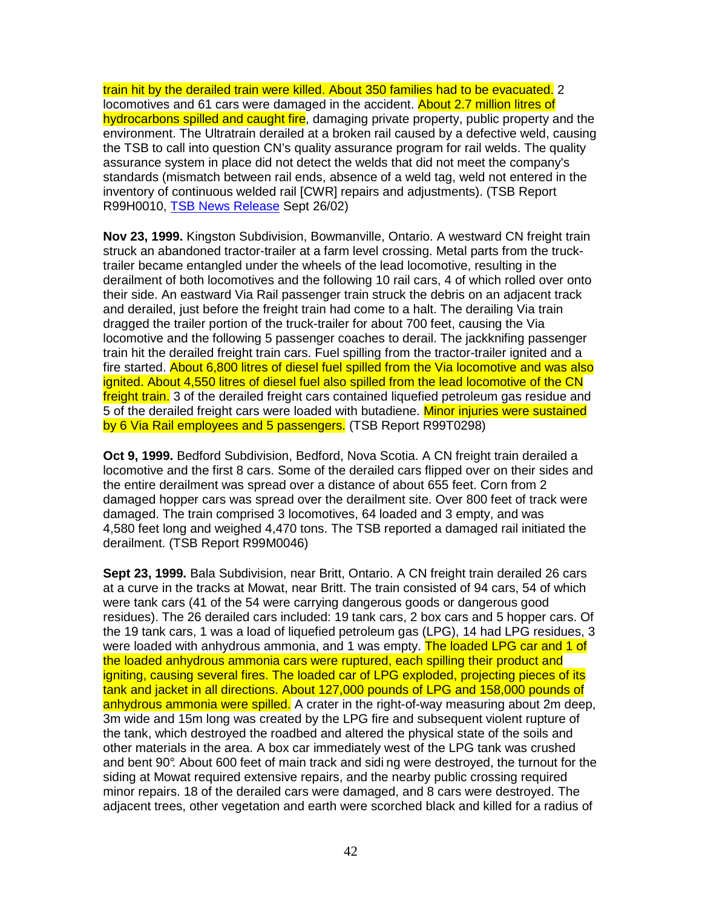train hit by the derailed train were killed. About 350 families had to be evacuated. 2 locomotives and 61 cars were damaged in the accident. About 2.7 million litres of hydrocarbons spilled and caught fire, damaging private property, public property and the environment. The Ultratrain derailed at a broken rail caused by a defective weld, causing the TSB to call into question CN's quality assurance program for rail welds. The quality assurance system in place did not detect the welds that did not meet the company's standards (mismatch between rail ends, absence of a weld tag, weld not entered in the inventory of continuous welded rail [CWR] repairs and adjustments). (TSB Report R99H0010, TSB News Release Sept 26/02)

**Nov 23, 1999.** Kingston Subdivision, Bowmanville, Ontario. A westward CN freight train struck an abandoned tractor-trailer at a farm level crossing. Metal parts from the truck-trailer became entangled under the wheels of the lead locomotive, resulting in the derailment of both locomotives and the following 10 rail cars, 4 of which rolled over onto their side. An eastward Via Rail passenger train struck the debris on an adjacent track and derailed, just before the freight train had come to a halt. The derailing Via train dragged the trailer portion of the truck-trailer for about 700 feet, causing the Via locomotive and the following 5 passenger coaches to derail. The jackknifing passenger train hit the derailed freight train cars. Fuel spilling from the tractor-trailer ignited and a fire started. About 6,800 litres of diesel fuel spilled from the Via locomotive and was also ignited. About 4,550 litres of diesel fuel also spilled from the lead locomotive of the CN freight train. 3 of the derailed freight cars contained liquefied petroleum gas residue and 5 of the derailed freight cars were loaded with butadiene. Minor injuries were sustained by 6 Via Rail employees and 5 passengers. (TSB Report R99T0298)

**Oct 9, 1999.** Bedford Subdivision, Bedford, Nova Scotia. A CN freight train derailed a locomotive and the first 8 cars. Some of the derailed cars flipped over on their sides and the entire derailment was spread over a distance of about 655 feet. Corn from 2 damaged hopper cars was spread over the derailment site. Over 800 feet of track were damaged. The train comprised 3 locomotives, 64 loaded and 3 empty, and was 4,580 feet long and weighed 4,470 tons. The TSB reported a damaged rail initiated the derailment. (TSB Report R99M0046)

**Sept 23, 1999.** Bala Subdivision, near Britt, Ontario. A CN freight train derailed 26 cars at a curve in the tracks at Mowat, near Britt. The train consisted of 94 cars, 54 of which were tank cars (41 of the 54 were carrying dangerous goods or dangerous good residues). The 26 derailed cars included: 19 tank cars, 2 box cars and 5 hopper cars. Of the 19 tank cars, 1 was a load of liquefied petroleum gas (LPG), 14 had LPG residues, 3 were loaded with anhydrous ammonia, and 1 was empty. The loaded LPG car and 1 of the loaded anhydrous ammonia cars were ruptured, each spilling their product and igniting, causing several fires. The loaded car of LPG exploded, projecting pieces of its tank and jacket in all directions. About 127,000 pounds of LPG and 158,000 pounds of anhydrous ammonia were spilled. A crater in the right-of-way measuring about 2m deep, 3m wide and 15m long was created by the LPG fire and subsequent violent rupture of the tank, which destroyed the roadbed and altered the physical state of the soils and other materials in the area. A box car immediately west of the LPG tank was crushed and bent 90°. About 600 feet of main track and siding were destroyed, the turnout for the siding at Mowat required extensive repairs, and the nearby public crossing required minor repairs. 18 of the derailed cars were damaged, and 8 cars were destroyed. The adjacent trees, other vegetation and earth were scorched black and killed for a radius of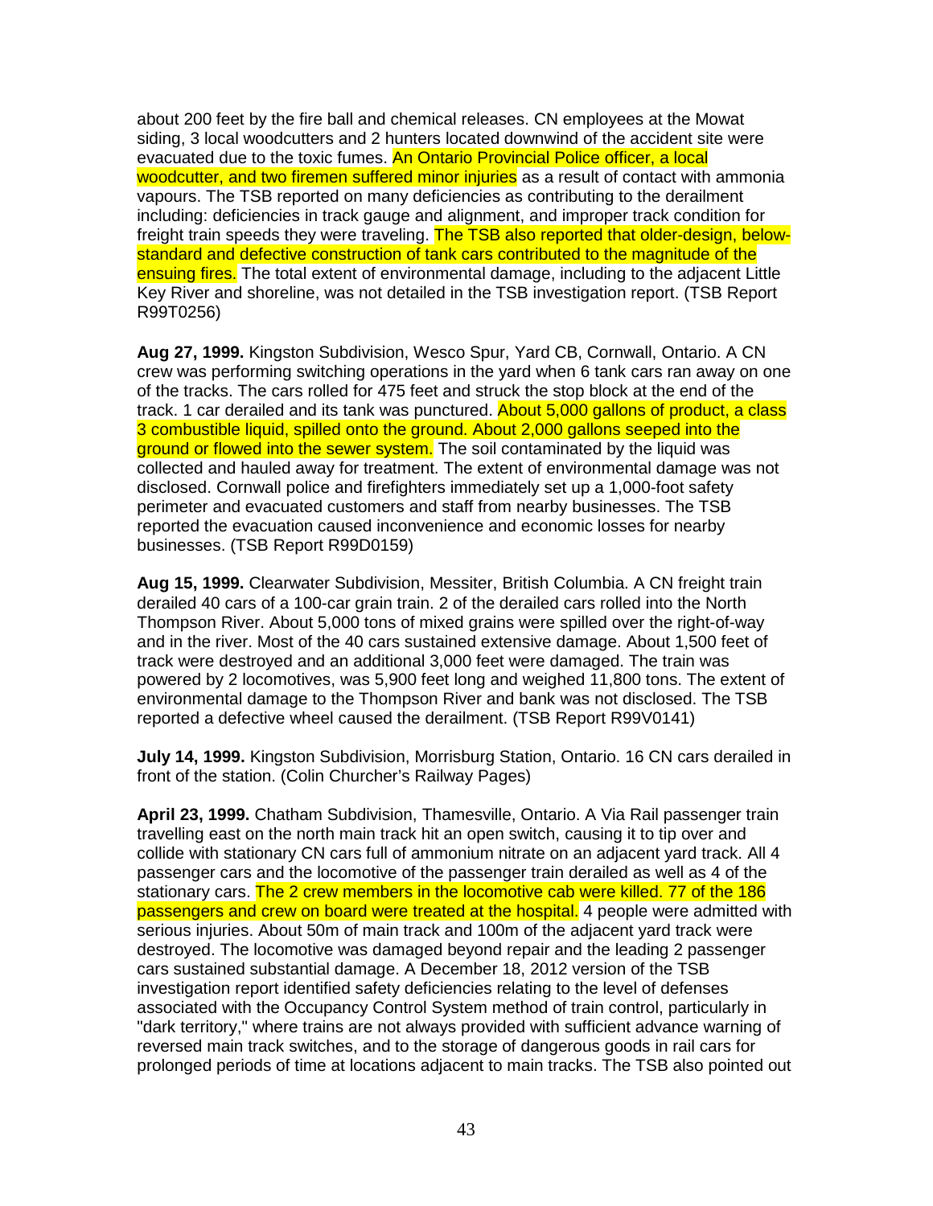about 200 feet by the fire ball and chemical releases. CN employees at the Mowat siding, 3 local woodcutters and 2 hunters located downwind of the accident site were evacuated due to the toxic fumes. An Ontario Provincial Police officer, a local woodcutter, and two firemen suffered minor injuries as a result of contact with ammonia vapours. The TSB reported on many deficiencies as contributing to the derailment including: deficiencies in track gauge and alignment, and improper track condition for freight train speeds they were traveling. The TSB also reported that older-design, below-standard and defective construction of tank cars contributed to the magnitude of the ensuing fires. The total extent of environmental damage, including to the adjacent Little Key River and shoreline, was not detailed in the TSB investigation report. (TSB Report R99T0256)

**Aug 27, 1999.** Kingston Subdivision, Wesco Spur, Yard CB, Cornwall, Ontario. A CN crew was performing switching operations in the yard when 6 tank cars ran away on one of the tracks. The cars rolled for 475 feet and struck the stop block at the end of the track. 1 car derailed and its tank was punctured. About 5,000 gallons of product, a class 3 combustible liquid, spilled onto the ground. About 2,000 gallons seeped into the ground or flowed into the sewer system. The soil contaminated by the liquid was collected and hauled away for treatment. The extent of environmental damage was not disclosed. Cornwall police and firefighters immediately set up a 1,000-foot safety perimeter and evacuated customers and staff from nearby businesses. The TSB reported the evacuation caused inconvenience and economic losses for nearby businesses. (TSB Report R99D0159)

**Aug 15, 1999.** Clearwater Subdivision, Messiter, British Columbia. A CN freight train derailed 40 cars of a 100-car grain train. 2 of the derailed cars rolled into the North Thompson River. About 5,000 tons of mixed grains were spilled over the right-of-way and in the river. Most of the 40 cars sustained extensive damage. About 1,500 feet of track were destroyed and an additional 3,000 feet were damaged. The train was powered by 2 locomotives, was 5,900 feet long and weighed 11,800 tons. The extent of environmental damage to the Thompson River and bank was not disclosed. The TSB reported a defective wheel caused the derailment. (TSB Report R99V0141)

**July 14, 1999.** Kingston Subdivision, Morrisburg Station, Ontario. 16 CN cars derailed in front of the station. (Colin Churcher's Railway Pages)

**April 23, 1999.** Chatham Subdivision, Thamesville, Ontario. A Via Rail passenger train travelling east on the north main track hit an open switch, causing it to tip over and collide with stationary CN cars full of ammonium nitrate on an adjacent yard track. All 4 passenger cars and the locomotive of the passenger train derailed as well as 4 of the stationary cars. The 2 crew members in the locomotive cab were killed. 77 of the 186 passengers and crew on board were treated at the hospital. 4 people were admitted with serious injuries. About 50m of main track and 100m of the adjacent yard track were destroyed. The locomotive was damaged beyond repair and the leading 2 passenger cars sustained substantial damage. A December 18, 2012 version of the TSB investigation report identified safety deficiencies relating to the level of defenses associated with the Occupancy Control System method of train control, particularly in "dark territory," where trains are not always provided with sufficient advance warning of reversed main track switches, and to the storage of dangerous goods in rail cars for prolonged periods of time at locations adjacent to main tracks. The TSB also pointed out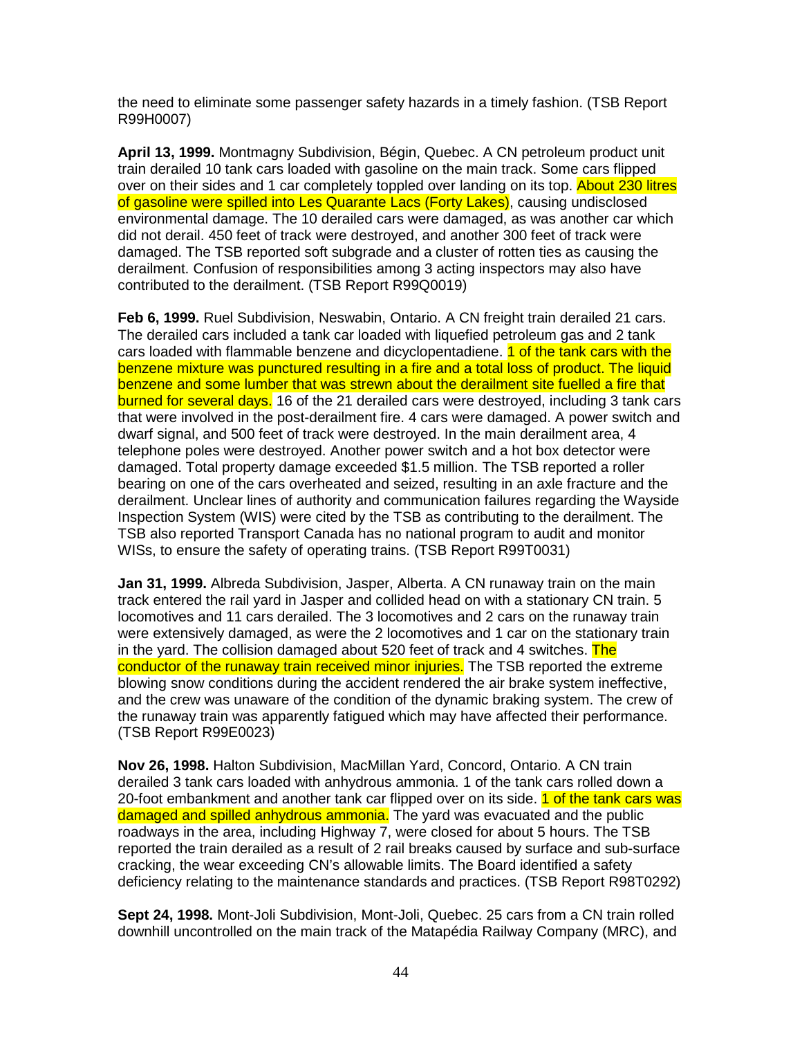the need to eliminate some passenger safety hazards in a timely fashion. (TSB Report R99H0007)

**April 13, 1999.** Montmagny Subdivision, Bégin, Quebec. A CN petroleum product unit train derailed 10 tank cars loaded with gasoline on the main track. Some cars flipped over on their sides and 1 car completely toppled over landing on its top. About 230 litres of gasoline were spilled into Les Quarante Lacs (Forty Lakes), causing undisclosed environmental damage. The 10 derailed cars were damaged, as was another car which did not derail. 450 feet of track were destroyed, and another 300 feet of track were damaged. The TSB reported soft subgrade and a cluster of rotten ties as causing the derailment. Confusion of responsibilities among 3 acting inspectors may also have contributed to the derailment. (TSB Report R99Q0019)

**Feb 6, 1999.** Ruel Subdivision, Neswabin, Ontario. A CN freight train derailed 21 cars. The derailed cars included a tank car loaded with liquefied petroleum gas and 2 tank cars loaded with flammable benzene and dicyclopentadiene. 1 of the tank cars with the benzene mixture was punctured resulting in a fire and a total loss of product. The liquid benzene and some lumber that was strewn about the derailment site fuelled a fire that burned for several days. 16 of the 21 derailed cars were destroyed, including 3 tank cars that were involved in the post-derailment fire. 4 cars were damaged. A power switch and dwarf signal, and 500 feet of track were destroyed. In the main derailment area, 4 telephone poles were destroyed. Another power switch and a hot box detector were damaged. Total property damage exceeded $1.5 million. The TSB reported a roller bearing on one of the cars overheated and seized, resulting in an axle fracture and the derailment. Unclear lines of authority and communication failures regarding the Wayside Inspection System (WIS) were cited by the TSB as contributing to the derailment. The TSB also reported Transport Canada has no national program to audit and monitor WISs, to ensure the safety of operating trains. (TSB Report R99T0031)

**Jan 31, 1999.** Albreda Subdivision, Jasper, Alberta. A CN runaway train on the main track entered the rail yard in Jasper and collided head on with a stationary CN train. 5 locomotives and 11 cars derailed. The 3 locomotives and 2 cars on the runaway train were extensively damaged, as were the 2 locomotives and 1 car on the stationary train in the yard. The collision damaged about 520 feet of track and 4 switches. The conductor of the runaway train received minor injuries. The TSB reported the extreme blowing snow conditions during the accident rendered the air brake system ineffective, and the crew was unaware of the condition of the dynamic braking system. The crew of the runaway train was apparently fatigued which may have affected their performance. (TSB Report R99E0023)

**Nov 26, 1998.** Halton Subdivision, MacMillan Yard, Concord, Ontario. A CN train derailed 3 tank cars loaded with anhydrous ammonia. 1 of the tank cars rolled down a 20-foot embankment and another tank car flipped over on its side. 1 of the tank cars was damaged and spilled anhydrous ammonia. The yard was evacuated and the public roadways in the area, including Highway 7, were closed for about 5 hours. The TSB reported the train derailed as a result of 2 rail breaks caused by surface and sub-surface cracking, the wear exceeding CN's allowable limits. The Board identified a safety deficiency relating to the maintenance standards and practices. (TSB Report R98T0292)

**Sept 24, 1998.** Mont-Joli Subdivision, Mont-Joli, Quebec. 25 cars from a CN train rolled downhill uncontrolled on the main track of the Matapédia Railway Company (MRC), and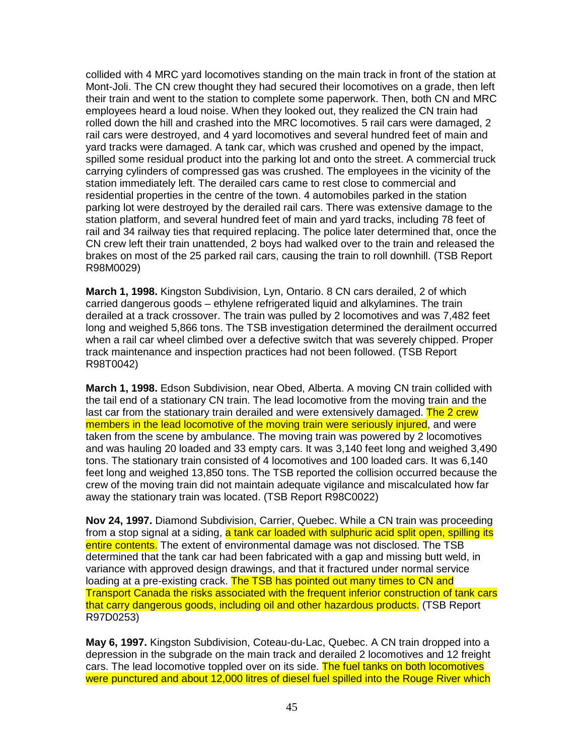collided with 4 MRC yard locomotives standing on the main track in front of the station at Mont-Joli. The CN crew thought they had secured their locomotives on a grade, then left their train and went to the station to complete some paperwork. Then, both CN and MRC employees heard a loud noise. When they looked out, they realized the CN train had rolled down the hill and crashed into the MRC locomotives. 5 rail cars were damaged, 2 rail cars were destroyed, and 4 yard locomotives and several hundred feet of main and yard tracks were damaged. A tank car, which was crushed and opened by the impact, spilled some residual product into the parking lot and onto the street. A commercial truck carrying cylinders of compressed gas was crushed. The employees in the vicinity of the station immediately left. The derailed cars came to rest close to commercial and residential properties in the centre of the town. 4 automobiles parked in the station parking lot were destroyed by the derailed rail cars. There was extensive damage to the station platform, and several hundred feet of main and yard tracks, including 78 feet of rail and 34 railway ties that required replacing. The police later determined that, once the CN crew left their train unattended, 2 boys had walked over to the train and released the brakes on most of the 25 parked rail cars, causing the train to roll downhill. (TSB Report R98M0029)

**March 1, 1998.** Kingston Subdivision, Lyn, Ontario. 8 CN cars derailed, 2 of which carried dangerous goods – ethylene refrigerated liquid and alkylamines. The train derailed at a track crossover. The train was pulled by 2 locomotives and was 7,482 feet long and weighed 5,866 tons. The TSB investigation determined the derailment occurred when a rail car wheel climbed over a defective switch that was severely chipped. Proper track maintenance and inspection practices had not been followed. (TSB Report R98T0042)

**March 1, 1998.** Edson Subdivision, near Obed, Alberta. A moving CN train collided with the tail end of a stationary CN train. The lead locomotive from the moving train and the last car from the stationary train derailed and were extensively damaged. The 2 crew members in the lead locomotive of the moving train were seriously injured, and were taken from the scene by ambulance. The moving train was powered by 2 locomotives and was hauling 20 loaded and 33 empty cars. It was 3,140 feet long and weighed 3,490 tons. The stationary train consisted of 4 locomotives and 100 loaded cars. It was 6,140 feet long and weighed 13,850 tons. The TSB reported the collision occurred because the crew of the moving train did not maintain adequate vigilance and miscalculated how far away the stationary train was located. (TSB Report R98C0022)

**Nov 24, 1997.** Diamond Subdivision, Carrier, Quebec. While a CN train was proceeding from a stop signal at a siding, a tank car loaded with sulphuric acid split open, spilling its entire contents. The extent of environmental damage was not disclosed. The TSB determined that the tank car had been fabricated with a gap and missing butt weld, in variance with approved design drawings, and that it fractured under normal service loading at a pre-existing crack. The TSB has pointed out many times to CN and Transport Canada the risks associated with the frequent inferior construction of tank cars that carry dangerous goods, including oil and other hazardous products. (TSB Report R97D0253)

**May 6, 1997.** Kingston Subdivision, Coteau-du-Lac, Quebec. A CN train dropped into a depression in the subgrade on the main track and derailed 2 locomotives and 12 freight cars. The lead locomotive toppled over on its side. The fuel tanks on both locomotives were punctured and about 12,000 litres of diesel fuel spilled into the Rouge River which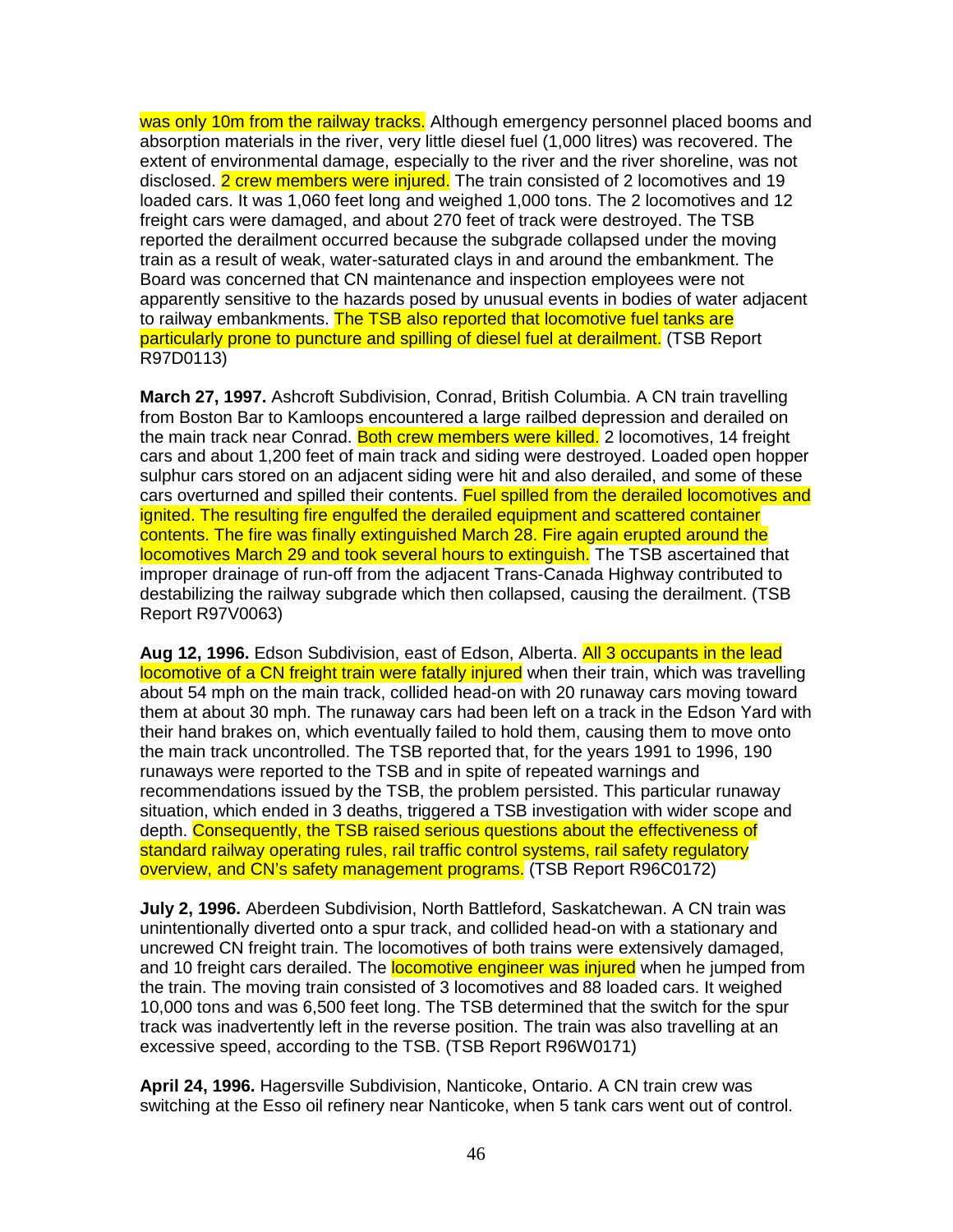was only 10m from the railway tracks. Although emergency personnel placed booms and absorption materials in the river, very little diesel fuel (1,000 litres) was recovered. The extent of environmental damage, especially to the river and the river shoreline, was not disclosed. 2 crew members were injured. The train consisted of 2 locomotives and 19 loaded cars. It was 1,060 feet long and weighed 1,000 tons. The 2 locomotives and 12 freight cars were damaged, and about 270 feet of track were destroyed. The TSB reported the derailment occurred because the subgrade collapsed under the moving train as a result of weak, water-saturated clays in and around the embankment. The Board was concerned that CN maintenance and inspection employees were not apparently sensitive to the hazards posed by unusual events in bodies of water adjacent to railway embankments. The TSB also reported that locomotive fuel tanks are particularly prone to puncture and spilling of diesel fuel at derailment. (TSB Report R97D0113)

**March 27, 1997.** Ashcroft Subdivision, Conrad, British Columbia. A CN train travelling from Boston Bar to Kamloops encountered a large railbed depression and derailed on the main track near Conrad. Both crew members were killed. 2 locomotives, 14 freight cars and about 1,200 feet of main track and siding were destroyed. Loaded open hopper sulphur cars stored on an adjacent siding were hit and also derailed, and some of these cars overturned and spilled their contents. Fuel spilled from the derailed locomotives and ignited. The resulting fire engulfed the derailed equipment and scattered container contents. The fire was finally extinguished March 28. Fire again erupted around the locomotives March 29 and took several hours to extinguish. The TSB ascertained that improper drainage of run-off from the adjacent Trans-Canada Highway contributed to destabilizing the railway subgrade which then collapsed, causing the derailment. (TSB Report R97V0063)

**Aug 12, 1996.** Edson Subdivision, east of Edson, Alberta. All 3 occupants in the lead locomotive of a CN freight train were fatally injured when their train, which was travelling about 54 mph on the main track, collided head-on with 20 runaway cars moving toward them at about 30 mph. The runaway cars had been left on a track in the Edson Yard with their hand brakes on, which eventually failed to hold them, causing them to move onto the main track uncontrolled. The TSB reported that, for the years 1991 to 1996, 190 runaways were reported to the TSB and in spite of repeated warnings and recommendations issued by the TSB, the problem persisted. This particular runaway situation, which ended in 3 deaths, triggered a TSB investigation with wider scope and depth. Consequently, the TSB raised serious questions about the effectiveness of standard railway operating rules, rail traffic control systems, rail safety regulatory overview, and CN's safety management programs. (TSB Report R96C0172)

**July 2, 1996.** Aberdeen Subdivision, North Battleford, Saskatchewan. A CN train was unintentionally diverted onto a spur track, and collided head-on with a stationary and uncrewed CN freight train. The locomotives of both trains were extensively damaged, and 10 freight cars derailed. The locomotive engineer was injured when he jumped from the train. The moving train consisted of 3 locomotives and 88 loaded cars. It weighed 10,000 tons and was 6,500 feet long. The TSB determined that the switch for the spur track was inadvertently left in the reverse position. The train was also travelling at an excessive speed, according to the TSB. (TSB Report R96W0171)

**April 24, 1996.** Hagersville Subdivision, Nanticoke, Ontario. A CN train crew was switching at the Esso oil refinery near Nanticoke, when 5 tank cars went out of control.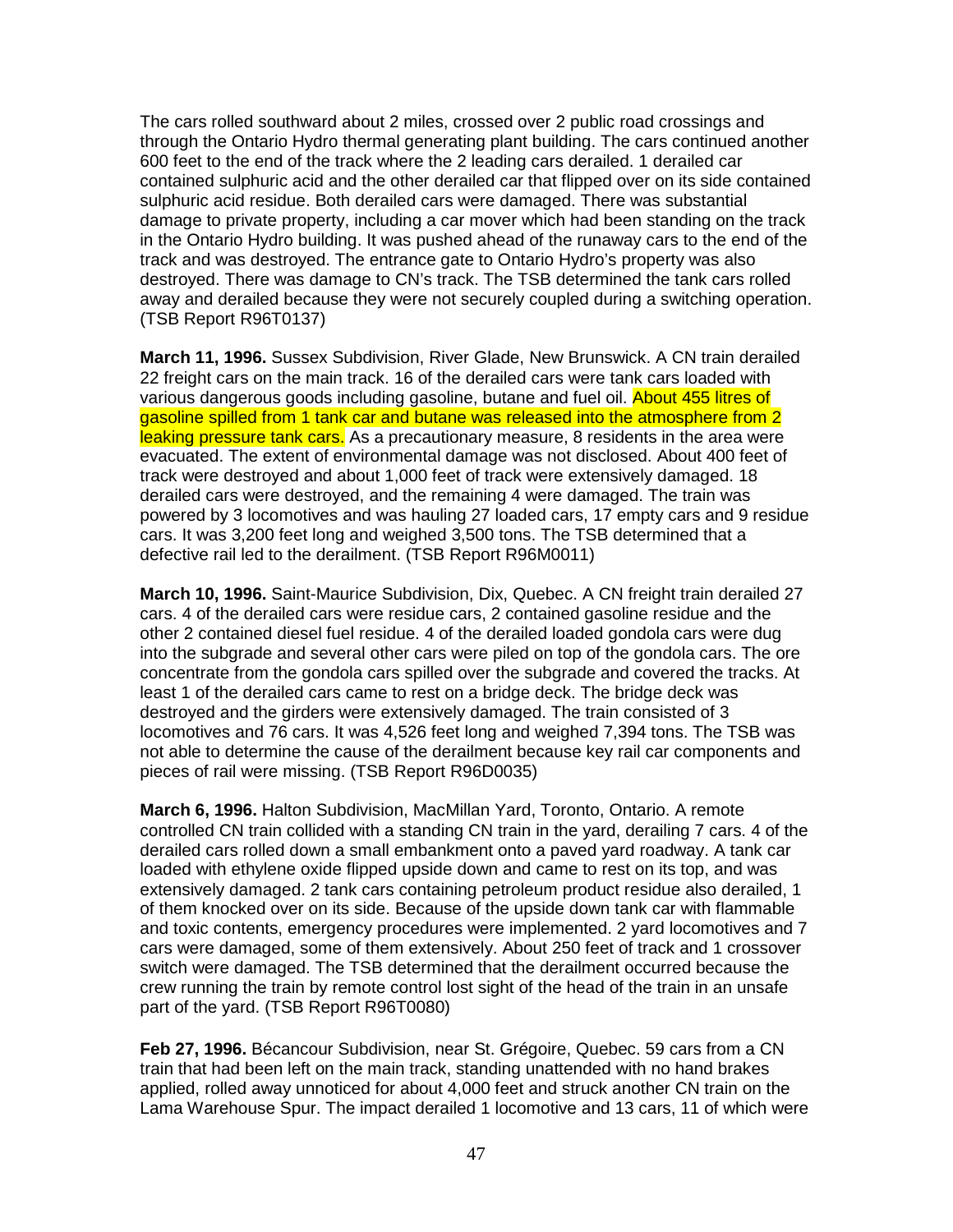The cars rolled southward about 2 miles, crossed over 2 public road crossings and through the Ontario Hydro thermal generating plant building. The cars continued another 600 feet to the end of the track where the 2 leading cars derailed. 1 derailed car contained sulphuric acid and the other derailed car that flipped over on its side contained sulphuric acid residue. Both derailed cars were damaged. There was substantial damage to private property, including a car mover which had been standing on the track in the Ontario Hydro building. It was pushed ahead of the runaway cars to the end of the track and was destroyed. The entrance gate to Ontario Hydro's property was also destroyed. There was damage to CN's track. The TSB determined the tank cars rolled away and derailed because they were not securely coupled during a switching operation. (TSB Report R96T0137)

**March 11, 1996.** Sussex Subdivision, River Glade, New Brunswick. A CN train derailed 22 freight cars on the main track. 16 of the derailed cars were tank cars loaded with various dangerous goods including gasoline, butane and fuel oil. About 455 litres of gasoline spilled from 1 tank car and butane was released into the atmosphere from 2 leaking pressure tank cars. As a precautionary measure, 8 residents in the area were evacuated. The extent of environmental damage was not disclosed. About 400 feet of track were destroyed and about 1,000 feet of track were extensively damaged. 18 derailed cars were destroyed, and the remaining 4 were damaged. The train was powered by 3 locomotives and was hauling 27 loaded cars, 17 empty cars and 9 residue cars. It was 3,200 feet long and weighed 3,500 tons. The TSB determined that a defective rail led to the derailment. (TSB Report R96M0011)

**March 10, 1996.** Saint-Maurice Subdivision, Dix, Quebec. A CN freight train derailed 27 cars. 4 of the derailed cars were residue cars, 2 contained gasoline residue and the other 2 contained diesel fuel residue. 4 of the derailed loaded gondola cars were dug into the subgrade and several other cars were piled on top of the gondola cars. The ore concentrate from the gondola cars spilled over the subgrade and covered the tracks. At least 1 of the derailed cars came to rest on a bridge deck. The bridge deck was destroyed and the girders were extensively damaged. The train consisted of 3 locomotives and 76 cars. It was 4,526 feet long and weighed 7,394 tons. The TSB was not able to determine the cause of the derailment because key rail car components and pieces of rail were missing. (TSB Report R96D0035)

**March 6, 1996.** Halton Subdivision, MacMillan Yard, Toronto, Ontario. A remote controlled CN train collided with a standing CN train in the yard, derailing 7 cars. 4 of the derailed cars rolled down a small embankment onto a paved yard roadway. A tank car loaded with ethylene oxide flipped upside down and came to rest on its top, and was extensively damaged. 2 tank cars containing petroleum product residue also derailed, 1 of them knocked over on its side. Because of the upside down tank car with flammable and toxic contents, emergency procedures were implemented. 2 yard locomotives and 7 cars were damaged, some of them extensively. About 250 feet of track and 1 crossover switch were damaged. The TSB determined that the derailment occurred because the crew running the train by remote control lost sight of the head of the train in an unsafe part of the yard. (TSB Report R96T0080)

**Feb 27, 1996.** Bécancour Subdivision, near St. Grégoire, Quebec. 59 cars from a CN train that had been left on the main track, standing unattended with no hand brakes applied, rolled away unnoticed for about 4,000 feet and struck another CN train on the Lama Warehouse Spur. The impact derailed 1 locomotive and 13 cars, 11 of which were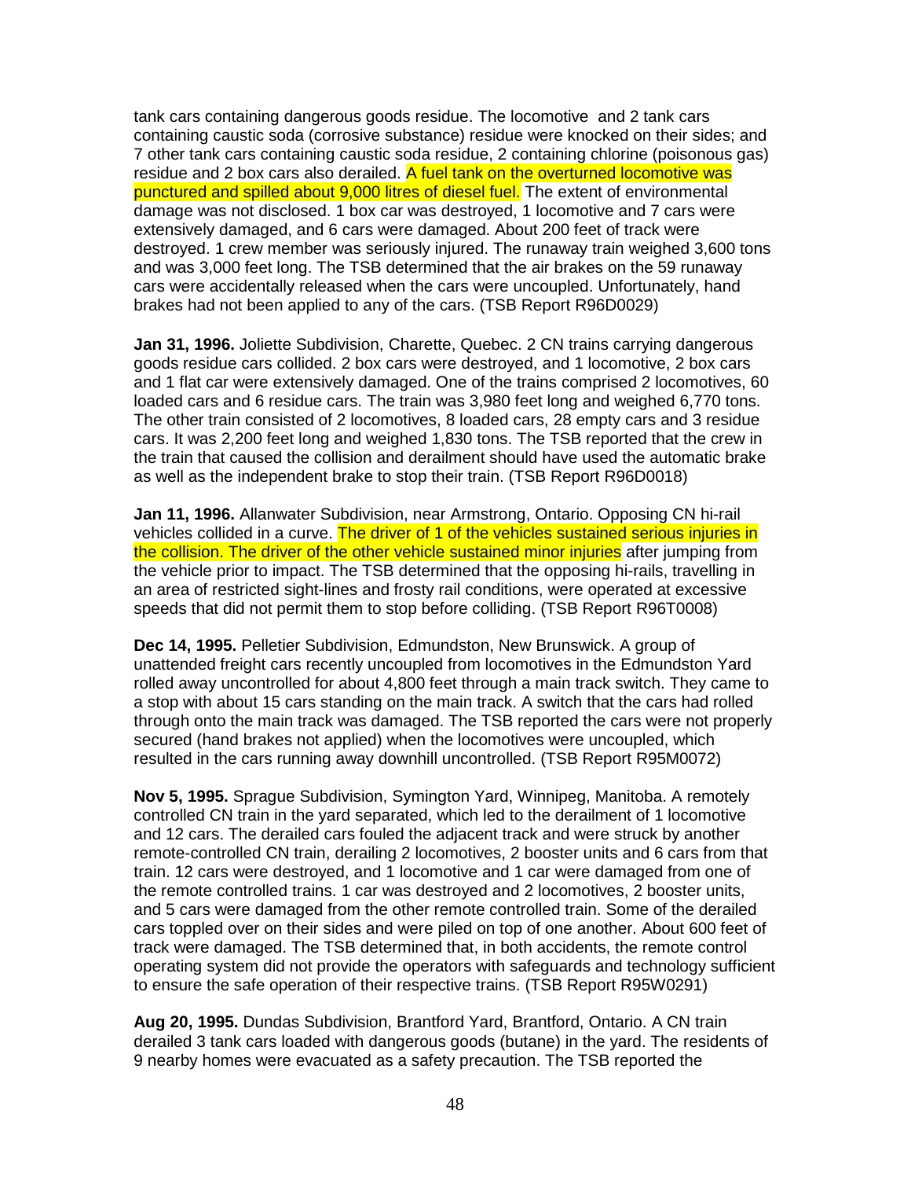tank cars containing dangerous goods residue. The locomotive and 2 tank cars containing caustic soda (corrosive substance) residue were knocked on their sides; and 7 other tank cars containing caustic soda residue, 2 containing chlorine (poisonous gas) residue and 2 box cars also derailed. A fuel tank on the overturned locomotive was punctured and spilled about 9,000 litres of diesel fuel. The extent of environmental damage was not disclosed. 1 box car was destroyed, 1 locomotive and 7 cars were extensively damaged, and 6 cars were damaged. About 200 feet of track were destroyed. 1 crew member was seriously injured. The runaway train weighed 3,600 tons and was 3,000 feet long. The TSB determined that the air brakes on the 59 runaway cars were accidentally released when the cars were uncoupled. Unfortunately, hand brakes had not been applied to any of the cars. (TSB Report R96D0029)

**Jan 31, 1996.** Joliette Subdivision, Charette, Quebec. 2 CN trains carrying dangerous goods residue cars collided. 2 box cars were destroyed, and 1 locomotive, 2 box cars and 1 flat car were extensively damaged. One of the trains comprised 2 locomotives, 60 loaded cars and 6 residue cars. The train was 3,980 feet long and weighed 6,770 tons. The other train consisted of 2 locomotives, 8 loaded cars, 28 empty cars and 3 residue cars. It was 2,200 feet long and weighed 1,830 tons. The TSB reported that the crew in the train that caused the collision and derailment should have used the automatic brake as well as the independent brake to stop their train. (TSB Report R96D0018)

**Jan 11, 1996.** Allanwater Subdivision, near Armstrong, Ontario. Opposing CN hi-rail vehicles collided in a curve. The driver of 1 of the vehicles sustained serious injuries in the collision. The driver of the other vehicle sustained minor injuries after jumping from the vehicle prior to impact. The TSB determined that the opposing hi-rails, travelling in an area of restricted sight-lines and frosty rail conditions, were operated at excessive speeds that did not permit them to stop before colliding. (TSB Report R96T0008)

**Dec 14, 1995.** Pelletier Subdivision, Edmundston, New Brunswick. A group of unattended freight cars recently uncoupled from locomotives in the Edmundston Yard rolled away uncontrolled for about 4,800 feet through a main track switch. They came to a stop with about 15 cars standing on the main track. A switch that the cars had rolled through onto the main track was damaged. The TSB reported the cars were not properly secured (hand brakes not applied) when the locomotives were uncoupled, which resulted in the cars running away downhill uncontrolled. (TSB Report R95M0072)

**Nov 5, 1995.** Sprague Subdivision, Symington Yard, Winnipeg, Manitoba. A remotely controlled CN train in the yard separated, which led to the derailment of 1 locomotive and 12 cars. The derailed cars fouled the adjacent track and were struck by another remote-controlled CN train, derailing 2 locomotives, 2 booster units and 6 cars from that train. 12 cars were destroyed, and 1 locomotive and 1 car were damaged from one of the remote controlled trains. 1 car was destroyed and 2 locomotives, 2 booster units, and 5 cars were damaged from the other remote controlled train. Some of the derailed cars toppled over on their sides and were piled on top of one another. About 600 feet of track were damaged. The TSB determined that, in both accidents, the remote control operating system did not provide the operators with safeguards and technology sufficient to ensure the safe operation of their respective trains. (TSB Report R95W0291)

**Aug 20, 1995.** Dundas Subdivision, Brantford Yard, Brantford, Ontario. A CN train derailed 3 tank cars loaded with dangerous goods (butane) in the yard. The residents of 9 nearby homes were evacuated as a safety precaution. The TSB reported the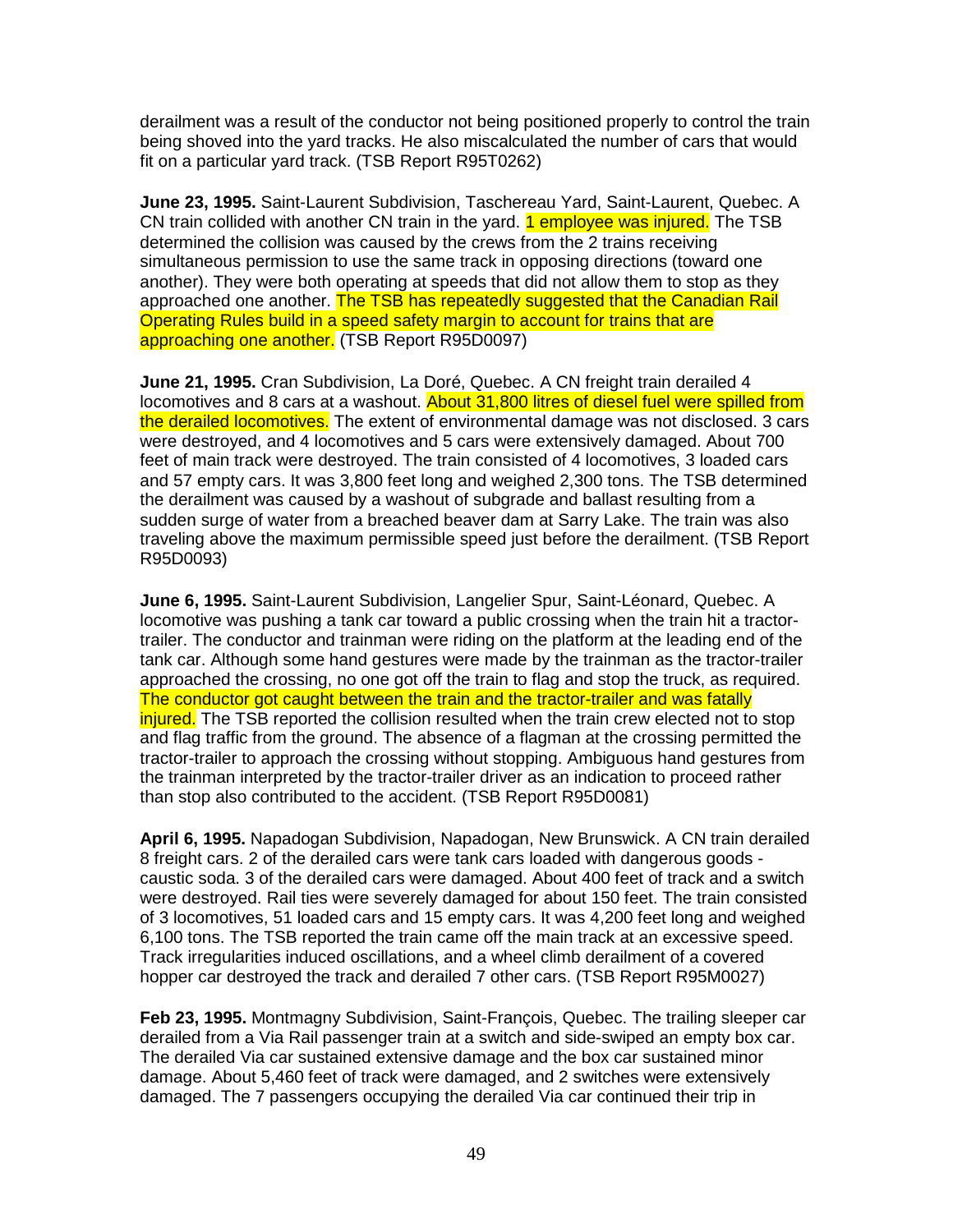derailment was a result of the conductor not being positioned properly to control the train being shoved into the yard tracks. He also miscalculated the number of cars that would fit on a particular yard track. (TSB Report R95T0262)

**June 23, 1995.** Saint-Laurent Subdivision, Taschereau Yard, Saint-Laurent, Quebec. A CN train collided with another CN train in the yard. 1 employee was injured. The TSB determined the collision was caused by the crews from the 2 trains receiving simultaneous permission to use the same track in opposing directions (toward one another). They were both operating at speeds that did not allow them to stop as they approached one another. The TSB has repeatedly suggested that the Canadian Rail Operating Rules build in a speed safety margin to account for trains that are approaching one another. (TSB Report R95D0097)

**June 21, 1995.** Cran Subdivision, La Doré, Quebec. A CN freight train derailed 4 locomotives and 8 cars at a washout. About 31,800 litres of diesel fuel were spilled from the derailed locomotives. The extent of environmental damage was not disclosed. 3 cars were destroyed, and 4 locomotives and 5 cars were extensively damaged. About 700 feet of main track were destroyed. The train consisted of 4 locomotives, 3 loaded cars and 57 empty cars. It was 3,800 feet long and weighed 2,300 tons. The TSB determined the derailment was caused by a washout of subgrade and ballast resulting from a sudden surge of water from a breached beaver dam at Sarry Lake. The train was also traveling above the maximum permissible speed just before the derailment. (TSB Report R95D0093)

**June 6, 1995.** Saint-Laurent Subdivision, Langelier Spur, Saint-Léonard, Quebec. A locomotive was pushing a tank car toward a public crossing when the train hit a tractor-trailer. The conductor and trainman were riding on the platform at the leading end of the tank car. Although some hand gestures were made by the trainman as the tractor-trailer approached the crossing, no one got off the train to flag and stop the truck, as required. The conductor got caught between the train and the tractor-trailer and was fatally injured. The TSB reported the collision resulted when the train crew elected not to stop and flag traffic from the ground. The absence of a flagman at the crossing permitted the tractor-trailer to approach the crossing without stopping. Ambiguous hand gestures from the trainman interpreted by the tractor-trailer driver as an indication to proceed rather than stop also contributed to the accident. (TSB Report R95D0081)

**April 6, 1995.** Napadogan Subdivision, Napadogan, New Brunswick. A CN train derailed 8 freight cars. 2 of the derailed cars were tank cars loaded with dangerous goods - caustic soda. 3 of the derailed cars were damaged. About 400 feet of track and a switch were destroyed. Rail ties were severely damaged for about 150 feet. The train consisted of 3 locomotives, 51 loaded cars and 15 empty cars. It was 4,200 feet long and weighed 6,100 tons. The TSB reported the train came off the main track at an excessive speed. Track irregularities induced oscillations, and a wheel climb derailment of a covered hopper car destroyed the track and derailed 7 other cars. (TSB Report R95M0027)

**Feb 23, 1995.** Montmagny Subdivision, Saint-François, Quebec. The trailing sleeper car derailed from a Via Rail passenger train at a switch and side-swiped an empty box car. The derailed Via car sustained extensive damage and the box car sustained minor damage. About 5,460 feet of track were damaged, and 2 switches were extensively damaged. The 7 passengers occupying the derailed Via car continued their trip in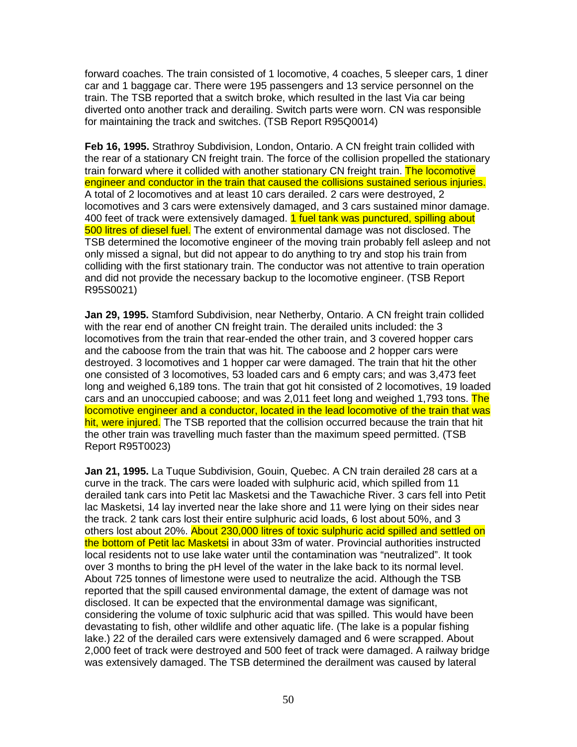forward coaches. The train consisted of 1 locomotive, 4 coaches, 5 sleeper cars, 1 diner car and 1 baggage car. There were 195 passengers and 13 service personnel on the train. The TSB reported that a switch broke, which resulted in the last Via car being diverted onto another track and derailing. Switch parts were worn. CN was responsible for maintaining the track and switches. (TSB Report R95Q0014)

**Feb 16, 1995.** Strathroy Subdivision, London, Ontario. A CN freight train collided with the rear of a stationary CN freight train. The force of the collision propelled the stationary train forward where it collided with another stationary CN freight train. The locomotive engineer and conductor in the train that caused the collisions sustained serious injuries. A total of 2 locomotives and at least 10 cars derailed. 2 cars were destroyed, 2 locomotives and 3 cars were extensively damaged, and 3 cars sustained minor damage. 400 feet of track were extensively damaged. 1 fuel tank was punctured, spilling about 500 litres of diesel fuel. The extent of environmental damage was not disclosed. The TSB determined the locomotive engineer of the moving train probably fell asleep and not only missed a signal, but did not appear to do anything to try and stop his train from colliding with the first stationary train. The conductor was not attentive to train operation and did not provide the necessary backup to the locomotive engineer. (TSB Report R95S0021)

**Jan 29, 1995.** Stamford Subdivision, near Netherby, Ontario. A CN freight train collided with the rear end of another CN freight train. The derailed units included: the 3 locomotives from the train that rear-ended the other train, and 3 covered hopper cars and the caboose from the train that was hit. The caboose and 2 hopper cars were destroyed. 3 locomotives and 1 hopper car were damaged. The train that hit the other one consisted of 3 locomotives, 53 loaded cars and 6 empty cars; and was 3,473 feet long and weighed 6,189 tons. The train that got hit consisted of 2 locomotives, 19 loaded cars and an unoccupied caboose; and was 2,011 feet long and weighed 1,793 tons. The locomotive engineer and a conductor, located in the lead locomotive of the train that was hit, were injured. The TSB reported that the collision occurred because the train that hit the other train was travelling much faster than the maximum speed permitted. (TSB Report R95T0023)

**Jan 21, 1995.** La Tuque Subdivision, Gouin, Quebec. A CN train derailed 28 cars at a curve in the track. The cars were loaded with sulphuric acid, which spilled from 11 derailed tank cars into Petit lac Masketsi and the Tawachiche River. 3 cars fell into Petit lac Masketsi, 14 lay inverted near the lake shore and 11 were lying on their sides near the track. 2 tank cars lost their entire sulphuric acid loads, 6 lost about 50%, and 3 others lost about 20%. About 230,000 litres of toxic sulphuric acid spilled and settled on the bottom of Petit lac Masketsi in about 33m of water. Provincial authorities instructed local residents not to use lake water until the contamination was "neutralized". It took over 3 months to bring the pH level of the water in the lake back to its normal level. About 725 tonnes of limestone were used to neutralize the acid. Although the TSB reported that the spill caused environmental damage, the extent of damage was not disclosed. It can be expected that the environmental damage was significant, considering the volume of toxic sulphuric acid that was spilled. This would have been devastating to fish, other wildlife and other aquatic life. (The lake is a popular fishing lake.) 22 of the derailed cars were extensively damaged and 6 were scrapped. About 2,000 feet of track were destroyed and 500 feet of track were damaged. A railway bridge was extensively damaged. The TSB determined the derailment was caused by lateral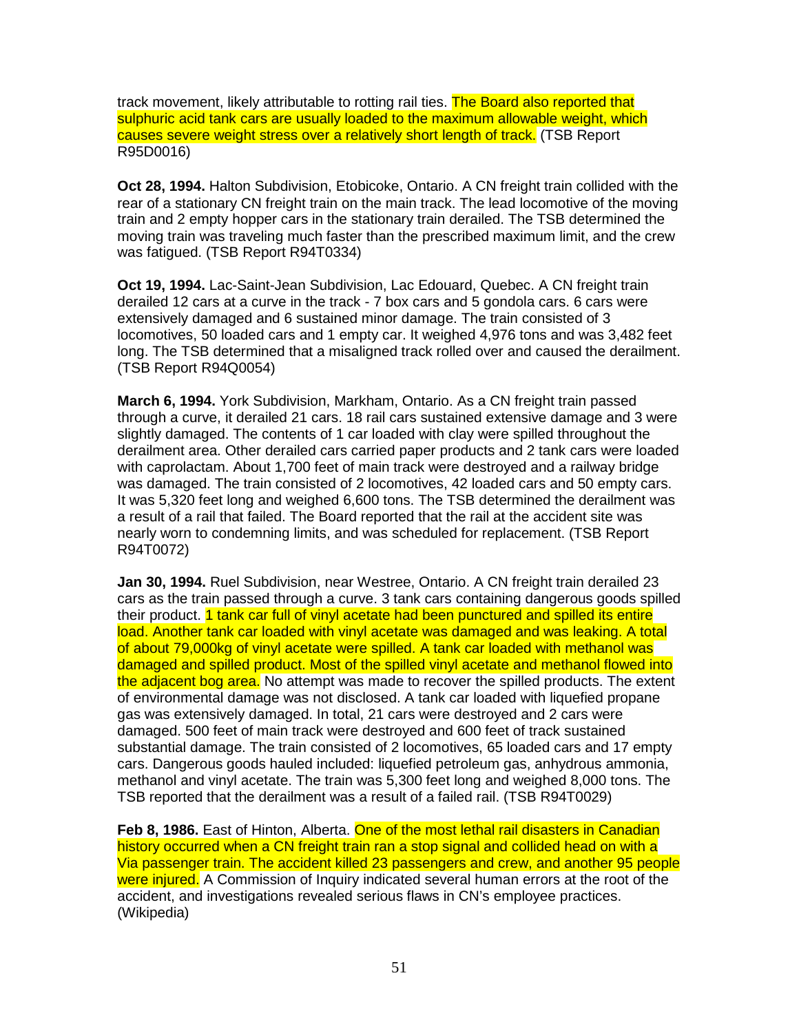track movement, likely attributable to rotting rail ties. The Board also reported that sulphuric acid tank cars are usually loaded to the maximum allowable weight, which causes severe weight stress over a relatively short length of track. (TSB Report R95D0016)

**Oct 28, 1994.** Halton Subdivision, Etobicoke, Ontario. A CN freight train collided with the rear of a stationary CN freight train on the main track. The lead locomotive of the moving train and 2 empty hopper cars in the stationary train derailed. The TSB determined the moving train was traveling much faster than the prescribed maximum limit, and the crew was fatigued. (TSB Report R94T0334)

**Oct 19, 1994.** Lac-Saint-Jean Subdivision, Lac Edouard, Quebec. A CN freight train derailed 12 cars at a curve in the track - 7 box cars and 5 gondola cars. 6 cars were extensively damaged and 6 sustained minor damage. The train consisted of 3 locomotives, 50 loaded cars and 1 empty car. It weighed 4,976 tons and was 3,482 feet long. The TSB determined that a misaligned track rolled over and caused the derailment. (TSB Report R94Q0054)

**March 6, 1994.** York Subdivision, Markham, Ontario. As a CN freight train passed through a curve, it derailed 21 cars. 18 rail cars sustained extensive damage and 3 were slightly damaged. The contents of 1 car loaded with clay were spilled throughout the derailment area. Other derailed cars carried paper products and 2 tank cars were loaded with caprolactam. About 1,700 feet of main track were destroyed and a railway bridge was damaged. The train consisted of 2 locomotives, 42 loaded cars and 50 empty cars. It was 5,320 feet long and weighed 6,600 tons. The TSB determined the derailment was a result of a rail that failed. The Board reported that the rail at the accident site was nearly worn to condemning limits, and was scheduled for replacement. (TSB Report R94T0072)

**Jan 30, 1994.** Ruel Subdivision, near Westree, Ontario. A CN freight train derailed 23 cars as the train passed through a curve. 3 tank cars containing dangerous goods spilled their product. 1 tank car full of vinyl acetate had been punctured and spilled its entire load. Another tank car loaded with vinyl acetate was damaged and was leaking. A total of about 79,000kg of vinyl acetate were spilled. A tank car loaded with methanol was damaged and spilled product. Most of the spilled vinyl acetate and methanol flowed into the adjacent bog area. No attempt was made to recover the spilled products. The extent of environmental damage was not disclosed. A tank car loaded with liquefied propane gas was extensively damaged. In total, 21 cars were destroyed and 2 cars were damaged. 500 feet of main track were destroyed and 600 feet of track sustained substantial damage. The train consisted of 2 locomotives, 65 loaded cars and 17 empty cars. Dangerous goods hauled included: liquefied petroleum gas, anhydrous ammonia, methanol and vinyl acetate. The train was 5,300 feet long and weighed 8,000 tons. The TSB reported that the derailment was a result of a failed rail. (TSB R94T0029)

**Feb 8, 1986.** East of Hinton, Alberta. One of the most lethal rail disasters in Canadian history occurred when a CN freight train ran a stop signal and collided head on with a Via passenger train. The accident killed 23 passengers and crew, and another 95 people were injured. A Commission of Inquiry indicated several human errors at the root of the accident, and investigations revealed serious flaws in CN's employee practices. (Wikipedia)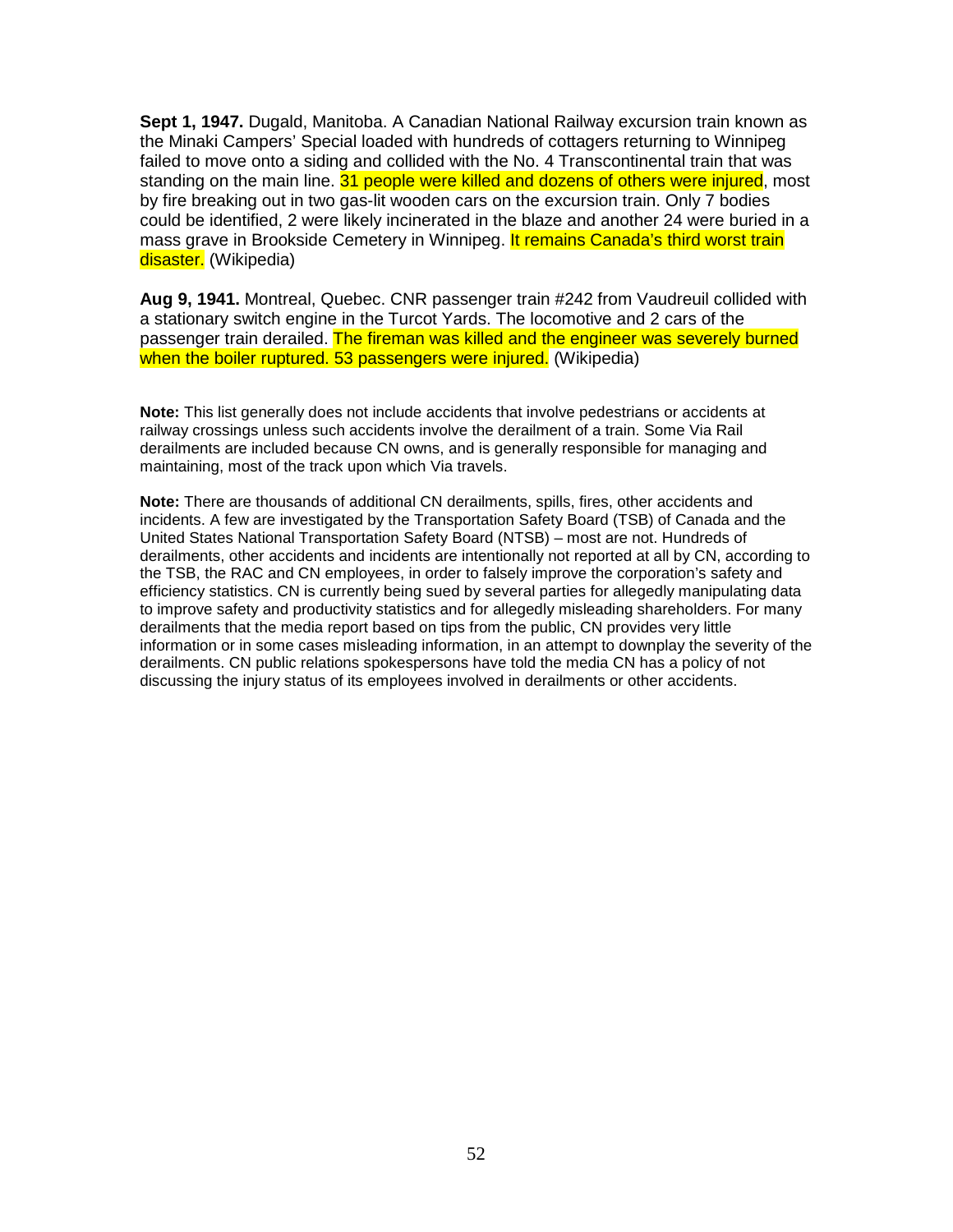**Sept 1, 1947.** Dugald, Manitoba. A Canadian National Railway excursion train known as the Minaki Campers' Special loaded with hundreds of cottagers returning to Winnipeg failed to move onto a siding and collided with the No. 4 Transcontinental train that was standing on the main line. 31 people were killed and dozens of others were injured, most by fire breaking out in two gas-lit wooden cars on the excursion train. Only 7 bodies could be identified, 2 were likely incinerated in the blaze and another 24 were buried in a mass grave in Brookside Cemetery in Winnipeg. It remains Canada's third worst train disaster. (Wikipedia)

**Aug 9, 1941.** Montreal, Quebec. CNR passenger train #242 from Vaudreuil collided with a stationary switch engine in the Turcot Yards. The locomotive and 2 cars of the passenger train derailed. The fireman was killed and the engineer was severely burned when the boiler ruptured. 53 passengers were injured. (Wikipedia)

**Note:** This list generally does not include accidents that involve pedestrians or accidents at railway crossings unless such accidents involve the derailment of a train. Some Via Rail derailments are included because CN owns, and is generally responsible for managing and maintaining, most of the track upon which Via travels.

**Note:** There are thousands of additional CN derailments, spills, fires, other accidents and incidents. A few are investigated by the Transportation Safety Board (TSB) of Canada and the United States National Transportation Safety Board (NTSB) – most are not. Hundreds of derailments, other accidents and incidents are intentionally not reported at all by CN, according to the TSB, the RAC and CN employees, in order to falsely improve the corporation's safety and efficiency statistics. CN is currently being sued by several parties for allegedly manipulating data to improve safety and productivity statistics and for allegedly misleading shareholders. For many derailments that the media report based on tips from the public, CN provides very little information or in some cases misleading information, in an attempt to downplay the severity of the derailments. CN public relations spokespersons have told the media CN has a policy of not discussing the injury status of its employees involved in derailments or other accidents.